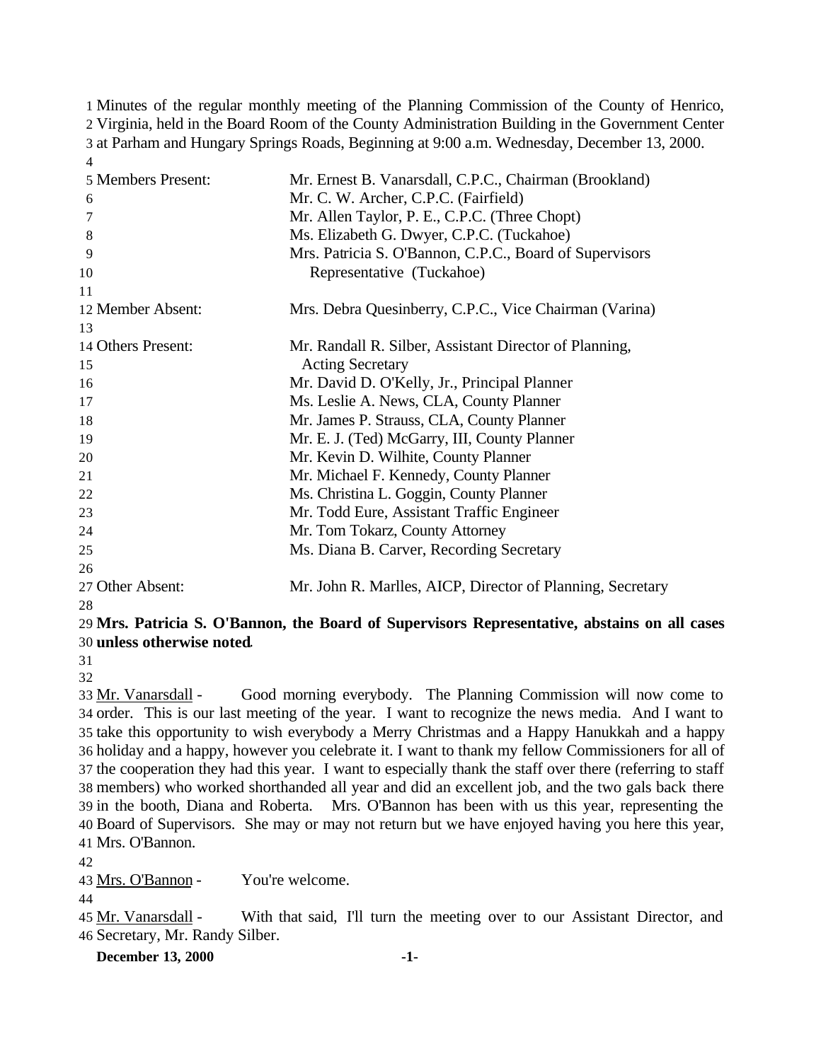Minutes of the regular monthly meeting of the Planning Commission of the County of Henrico, Virginia, held in the Board Room of the County Administration Building in the Government Center at Parham and Hungary Springs Roads, Beginning at 9:00 a.m. Wednesday, December 13, 2000.

| | |
|---|---|
| Members Present: | Mr. Ernest B. Vanarsdall, C.P.C., Chairman (Brookland) |
| | Mr. C. W. Archer, C.P.C. (Fairfield) |
| | Mr. Allen Taylor, P. E., C.P.C. (Three Chopt) |
| | Ms. Elizabeth G. Dwyer, C.P.C. (Tuckahoe) |
| | Mrs. Patricia S. O'Bannon, C.P.C., Board of Supervisors Representative (Tuckahoe) |
| Member Absent: | Mrs. Debra Quesinberry, C.P.C., Vice Chairman (Varina) |
| Others Present: | Mr. Randall R. Silber, Assistant Director of Planning, Acting Secretary |
| | Mr. David D. O'Kelly, Jr., Principal Planner |
| | Ms. Leslie A. News, CLA, County Planner |
| | Mr. James P. Strauss, CLA, County Planner |
| | Mr. E. J. (Ted) McGarry, III, County Planner |
| | Mr. Kevin D. Wilhite, County Planner |
| | Mr. Michael F. Kennedy, County Planner |
| | Ms. Christina L. Goggin, County Planner |
| | Mr. Todd Eure, Assistant Traffic Engineer |
| | Mr. Tom Tokarz, County Attorney |
| | Ms. Diana B. Carver, Recording Secretary |
| Other Absent: | Mr. John R. Marlles, AICP, Director of Planning, Secretary |

**Mrs. Patricia S. O'Bannon, the Board of Supervisors Representative, abstains on all cases unless otherwise noted.**

Mr. Vanarsdall - Good morning everybody. The Planning Commission will now come to order. This is our last meeting of the year. I want to recognize the news media. And I want to take this opportunity to wish everybody a Merry Christmas and a Happy Hanukkah and a happy holiday and a happy, however you celebrate it. I want to thank my fellow Commissioners for all of the cooperation they had this year. I want to especially thank the staff over there (referring to staff members) who worked shorthanded all year and did an excellent job, and the two gals back there in the booth, Diana and Roberta. Mrs. O'Bannon has been with us this year, representing the Board of Supervisors. She may or may not return but we have enjoyed having you here this year, Mrs. O'Bannon.

Mrs. O'Bannon - You're welcome.

Mr. Vanarsdall - With that said, I'll turn the meeting over to our Assistant Director, and Secretary, Mr. Randy Silber.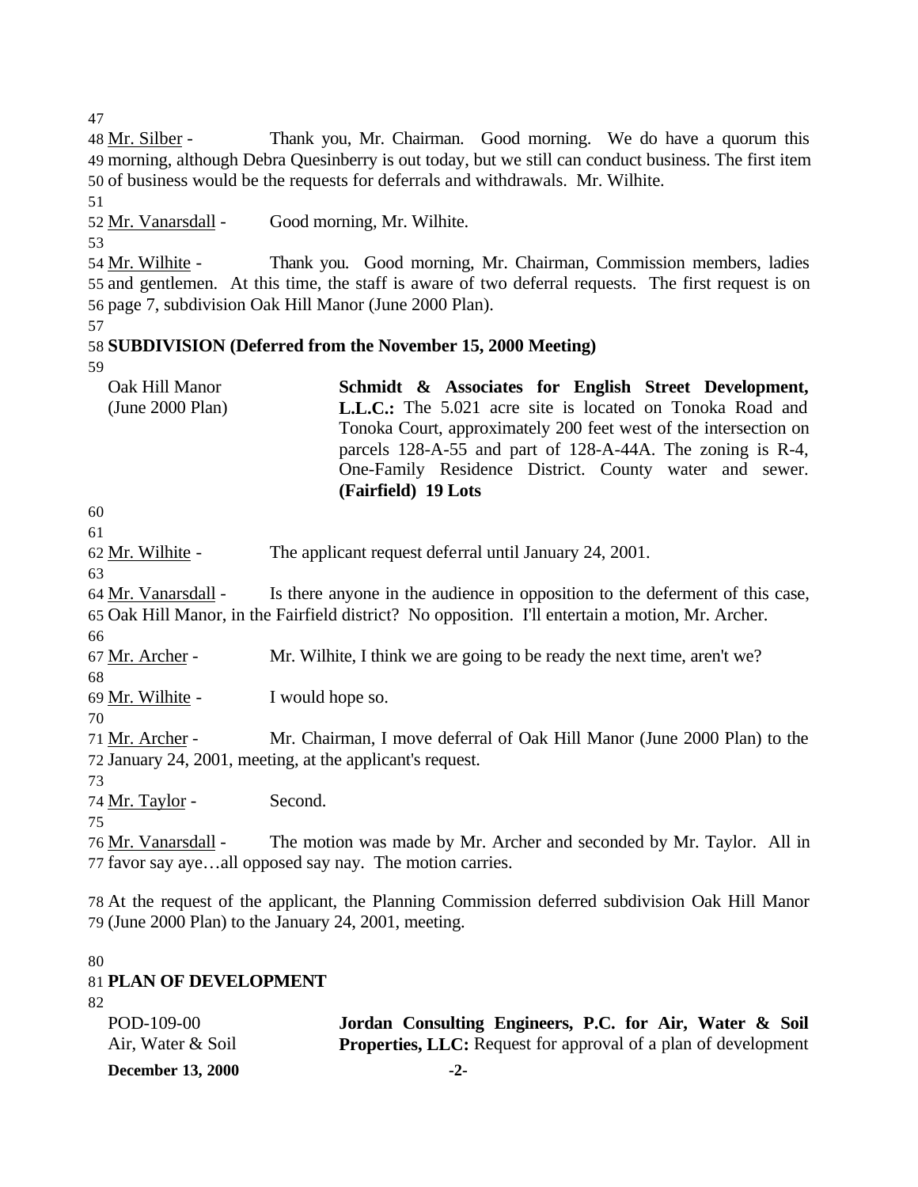Mr. Silber - Thank you, Mr. Chairman. Good morning. We do have a quorum this morning, although Debra Quesinberry is out today, but we still can conduct business. The first item of business would be the requests for deferrals and withdrawals. Mr. Wilhite.

Mr. Vanarsdall - Good morning, Mr. Wilhite.

Mr. Wilhite - Thank you. Good morning, Mr. Chairman, Commission members, ladies and gentlemen. At this time, the staff is aware of two deferral requests. The first request is on page 7, subdivision Oak Hill Manor (June 2000 Plan).

**SUBDIVISION (Deferred from the November 15, 2000 Meeting)**

| | |
|---|---|
| Oak Hill Manor (June 2000 Plan) | **Schmidt & Associates for English Street Development, L.L.C.:** The 5.021 acre site is located on Tonoka Road and Tonoka Court, approximately 200 feet west of the intersection on parcels 128-A-55 and part of 128-A-44A. The zoning is R-4, One-Family Residence District. County water and sewer. **(Fairfield) 19 Lots** |

Mr. Wilhite - The applicant request deferral until January 24, 2001.

Mr. Vanarsdall - Is there anyone in the audience in opposition to the deferment of this case, Oak Hill Manor, in the Fairfield district? No opposition. I'll entertain a motion, Mr. Archer.

Mr. Archer - Mr. Wilhite, I think we are going to be ready the next time, aren't we?

Mr. Wilhite - I would hope so.

Mr. Archer - Mr. Chairman, I move deferral of Oak Hill Manor (June 2000 Plan) to the January 24, 2001, meeting, at the applicant's request.

Mr. Taylor - Second.

Mr. Vanarsdall - The motion was made by Mr. Archer and seconded by Mr. Taylor. All in favor say aye…all opposed say nay. The motion carries.

At the request of the applicant, the Planning Commission deferred subdivision Oak Hill Manor (June 2000 Plan) to the January 24, 2001, meeting.

**PLAN OF DEVELOPMENT**

| | |
|---|---|
| POD-109-00 Air, Water & Soil | **Jordan Consulting Engineers, P.C. for Air, Water & Soil Properties, LLC:** Request for approval of a plan of development |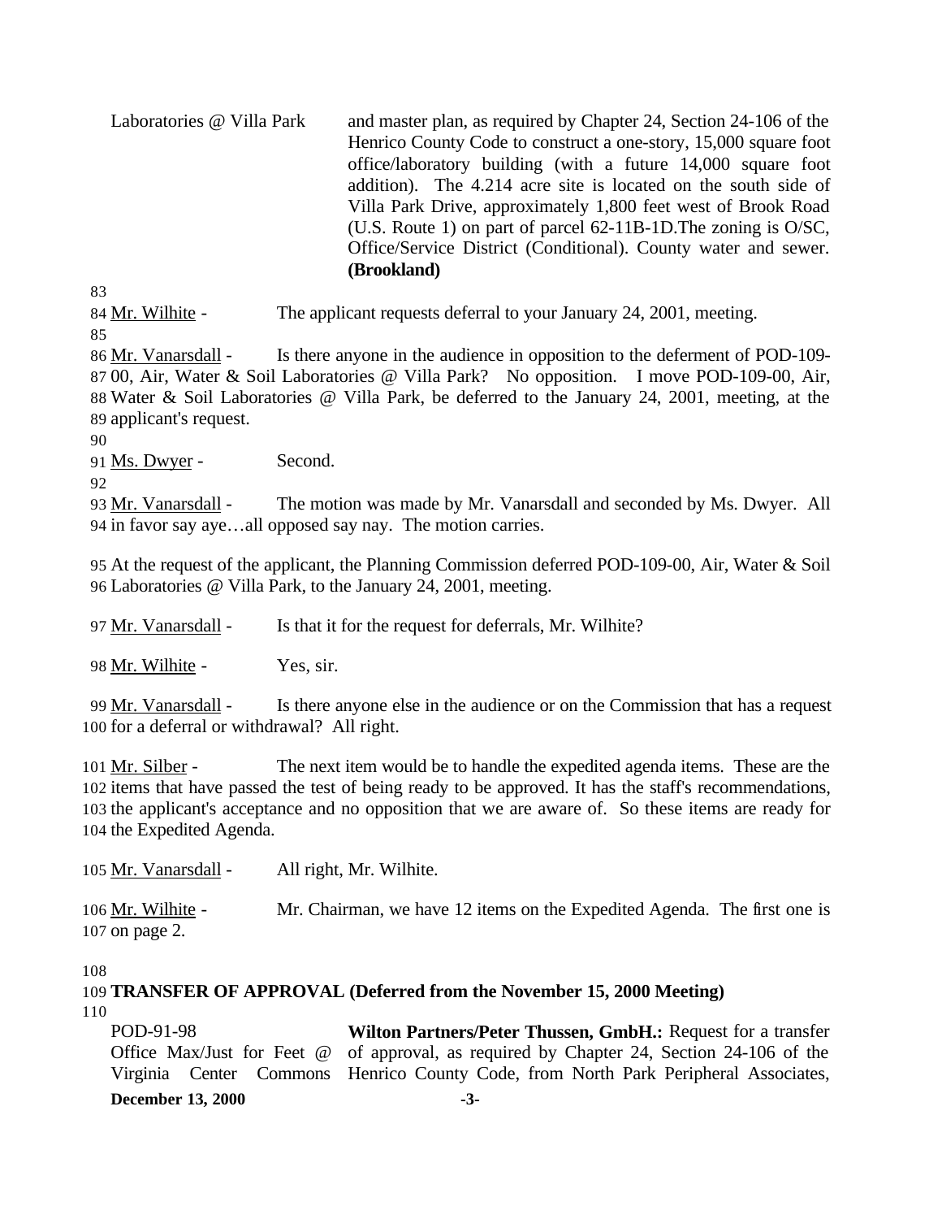Laboratories @ Villa Park — and master plan, as required by Chapter 24, Section 24-106 of the Henrico County Code to construct a one-story, 15,000 square foot office/laboratory building (with a future 14,000 square foot addition). The 4.214 acre site is located on the south side of Villa Park Drive, approximately 1,800 feet west of Brook Road (U.S. Route 1) on part of parcel 62-11B-1D.The zoning is O/SC, Office/Service District (Conditional). County water and sewer. **(Brookland)**

Mr. Wilhite - The applicant requests deferral to your January 24, 2001, meeting.

Mr. Vanarsdall - Is there anyone in the audience in opposition to the deferment of POD-109-00, Air, Water & Soil Laboratories @ Villa Park? No opposition. I move POD-109-00, Air, Water & Soil Laboratories @ Villa Park, be deferred to the January 24, 2001, meeting, at the applicant's request.

Ms. Dwyer - Second.

Mr. Vanarsdall - The motion was made by Mr. Vanarsdall and seconded by Ms. Dwyer. All in favor say aye…all opposed say nay. The motion carries.

At the request of the applicant, the Planning Commission deferred POD-109-00, Air, Water & Soil Laboratories @ Villa Park, to the January 24, 2001, meeting.

Mr. Vanarsdall - Is that it for the request for deferrals, Mr. Wilhite?

Mr. Wilhite - Yes, sir.

Mr. Vanarsdall - Is there anyone else in the audience or on the Commission that has a request for a deferral or withdrawal? All right.

Mr. Silber - The next item would be to handle the expedited agenda items. These are the items that have passed the test of being ready to be approved. It has the staff's recommendations, the applicant's acceptance and no opposition that we are aware of. So these items are ready for the Expedited Agenda.

Mr. Vanarsdall - All right, Mr. Wilhite.

Mr. Wilhite - Mr. Chairman, we have 12 items on the Expedited Agenda. The first one is on page 2.

**TRANSFER OF APPROVAL (Deferred from the November 15, 2000 Meeting)**

POD-91-98
Office Max/Just for Feet @ Virginia Center Commons — **Wilton Partners/Peter Thussen, GmbH.:** Request for a transfer of approval, as required by Chapter 24, Section 24-106 of the Henrico County Code, from North Park Peripheral Associates,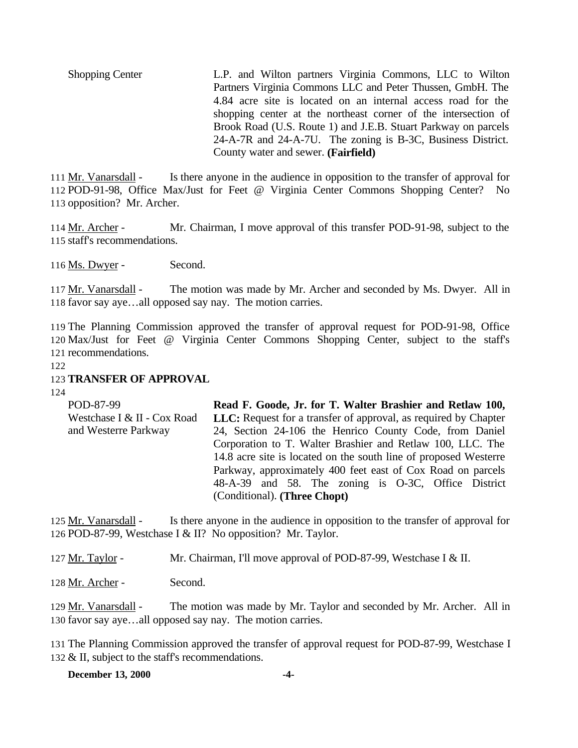Shopping Center — L.P. and Wilton partners Virginia Commons, LLC to Wilton Partners Virginia Commons LLC and Peter Thussen, GmbH. The 4.84 acre site is located on an internal access road for the shopping center at the northeast corner of the intersection of Brook Road (U.S. Route 1) and J.E.B. Stuart Parkway on parcels 24-A-7R and 24-A-7U. The zoning is B-3C, Business District. County water and sewer. **(Fairfield)**

111 Mr. Vanarsdall - Is there anyone in the audience in opposition to the transfer of approval for
112 POD-91-98, Office Max/Just for Feet @ Virginia Center Commons Shopping Center? No
113 opposition? Mr. Archer.

114 Mr. Archer - Mr. Chairman, I move approval of this transfer POD-91-98, subject to the
115 staff's recommendations.

116 Ms. Dwyer - Second.

117 Mr. Vanarsdall - The motion was made by Mr. Archer and seconded by Ms. Dwyer. All in
118 favor say aye…all opposed say nay. The motion carries.

119 The Planning Commission approved the transfer of approval request for POD-91-98, Office
120 Max/Just for Feet @ Virginia Center Commons Shopping Center, subject to the staff's
121 recommendations.

122

123 **TRANSFER OF APPROVAL**

124

POD-87-99
Westchase I & II - Cox Road and Westerre Parkway

**Read F. Goode, Jr. for T. Walter Brashier and Retlaw 100, LLC:** Request for a transfer of approval, as required by Chapter 24, Section 24-106 the Henrico County Code, from Daniel Corporation to T. Walter Brashier and Retlaw 100, LLC. The 14.8 acre site is located on the south line of proposed Westerre Parkway, approximately 400 feet east of Cox Road on parcels 48-A-39 and 58. The zoning is O-3C, Office District (Conditional). **(Three Chopt)**

125 Mr. Vanarsdall - Is there anyone in the audience in opposition to the transfer of approval for
126 POD-87-99, Westchase I & II? No opposition? Mr. Taylor.

127 Mr. Taylor - Mr. Chairman, I'll move approval of POD-87-99, Westchase I & II.

128 Mr. Archer - Second.

129 Mr. Vanarsdall - The motion was made by Mr. Taylor and seconded by Mr. Archer. All in
130 favor say aye…all opposed say nay. The motion carries.

131 The Planning Commission approved the transfer of approval request for POD-87-99, Westchase I
132 & II, subject to the staff's recommendations.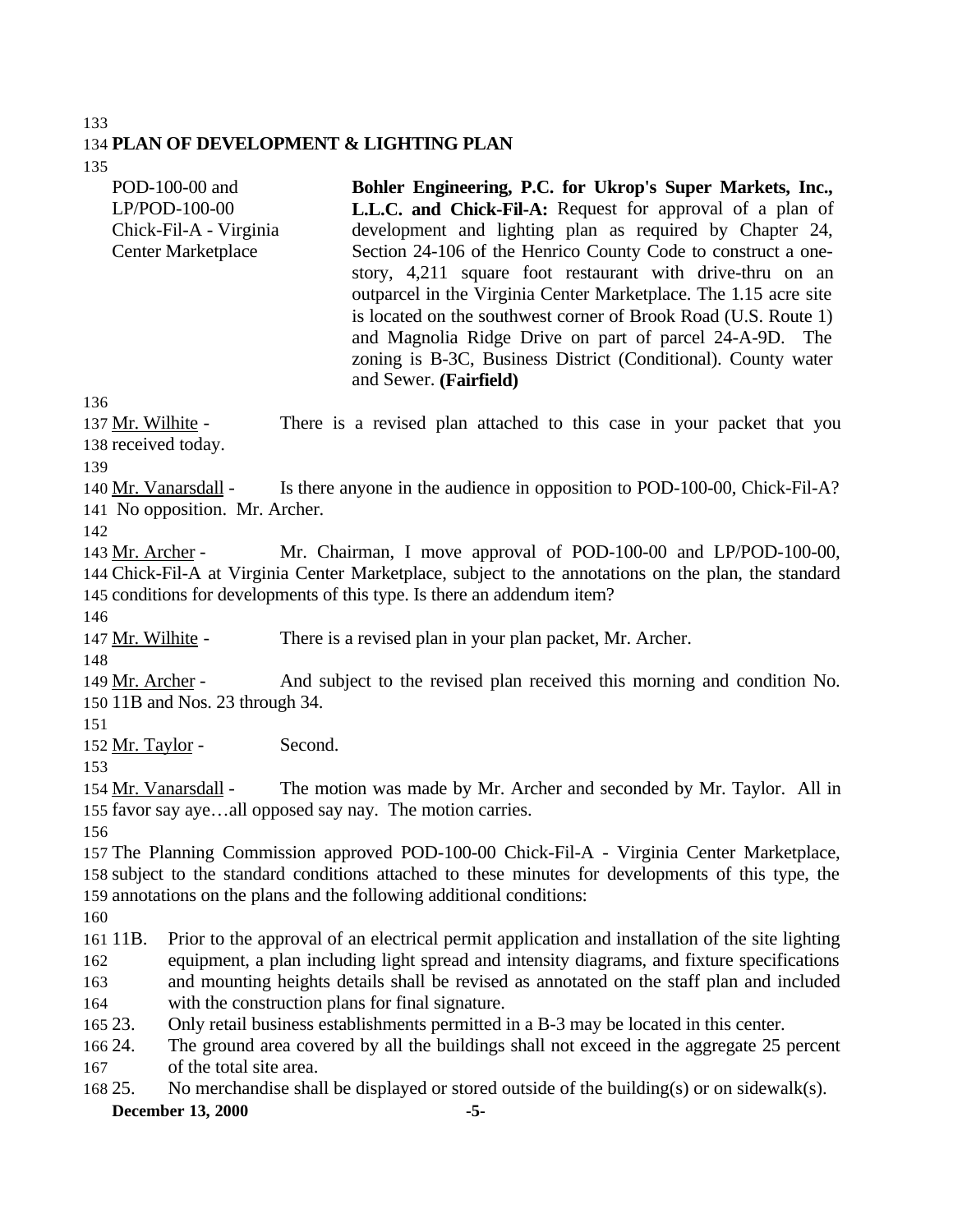## PLAN OF DEVELOPMENT & LIGHTING PLAN

| | |
|---|---|
| POD-100-00 and LP/POD-100-00 Chick-Fil-A - Virginia Center Marketplace | **Bohler Engineering, P.C. for Ukrop's Super Markets, Inc., L.L.C. and Chick-Fil-A:** Request for approval of a plan of development and lighting plan as required by Chapter 24, Section 24-106 of the Henrico County Code to construct a one-story, 4,211 square foot restaurant with drive-thru on an outparcel in the Virginia Center Marketplace. The 1.15 acre site is located on the southwest corner of Brook Road (U.S. Route 1) and Magnolia Ridge Drive on part of parcel 24-A-9D. The zoning is B-3C, Business District (Conditional). County water and Sewer. **(Fairfield)** |

Mr. Wilhite - There is a revised plan attached to this case in your packet that you received today.

Mr. Vanarsdall - Is there anyone in the audience in opposition to POD-100-00, Chick-Fil-A? No opposition. Mr. Archer.

Mr. Archer - Mr. Chairman, I move approval of POD-100-00 and LP/POD-100-00, Chick-Fil-A at Virginia Center Marketplace, subject to the annotations on the plan, the standard conditions for developments of this type. Is there an addendum item?

Mr. Wilhite - There is a revised plan in your plan packet, Mr. Archer.

Mr. Archer - And subject to the revised plan received this morning and condition No. 11B and Nos. 23 through 34.

Mr. Taylor - Second.

Mr. Vanarsdall - The motion was made by Mr. Archer and seconded by Mr. Taylor. All in favor say aye…all opposed say nay. The motion carries.

The Planning Commission approved POD-100-00 Chick-Fil-A - Virginia Center Marketplace, subject to the standard conditions attached to these minutes for developments of this type, the annotations on the plans and the following additional conditions:

11B. Prior to the approval of an electrical permit application and installation of the site lighting equipment, a plan including light spread and intensity diagrams, and fixture specifications and mounting heights details shall be revised as annotated on the staff plan and included with the construction plans for final signature.

23. Only retail business establishments permitted in a B-3 may be located in this center.

24. The ground area covered by all the buildings shall not exceed in the aggregate 25 percent of the total site area.

25. No merchandise shall be displayed or stored outside of the building(s) or on sidewalk(s).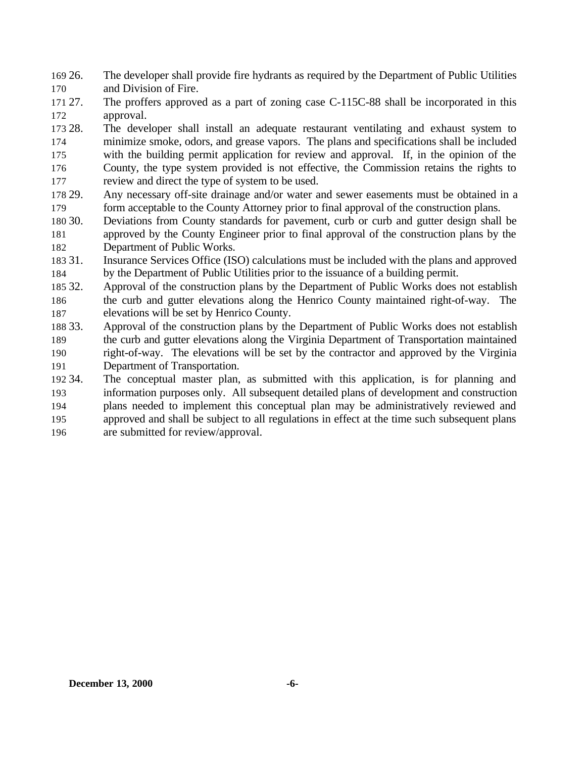26. The developer shall provide fire hydrants as required by the Department of Public Utilities and Division of Fire.
27. The proffers approved as a part of zoning case C-115C-88 shall be incorporated in this approval.
28. The developer shall install an adequate restaurant ventilating and exhaust system to minimize smoke, odors, and grease vapors. The plans and specifications shall be included with the building permit application for review and approval. If, in the opinion of the County, the type system provided is not effective, the Commission retains the rights to review and direct the type of system to be used.
29. Any necessary off-site drainage and/or water and sewer easements must be obtained in a form acceptable to the County Attorney prior to final approval of the construction plans.
30. Deviations from County standards for pavement, curb or curb and gutter design shall be approved by the County Engineer prior to final approval of the construction plans by the Department of Public Works.
31. Insurance Services Office (ISO) calculations must be included with the plans and approved by the Department of Public Utilities prior to the issuance of a building permit.
32. Approval of the construction plans by the Department of Public Works does not establish the curb and gutter elevations along the Henrico County maintained right-of-way. The elevations will be set by Henrico County.
33. Approval of the construction plans by the Department of Public Works does not establish the curb and gutter elevations along the Virginia Department of Transportation maintained right-of-way. The elevations will be set by the contractor and approved by the Virginia Department of Transportation.
34. The conceptual master plan, as submitted with this application, is for planning and information purposes only. All subsequent detailed plans of development and construction plans needed to implement this conceptual plan may be administratively reviewed and approved and shall be subject to all regulations in effect at the time such subsequent plans are submitted for review/approval.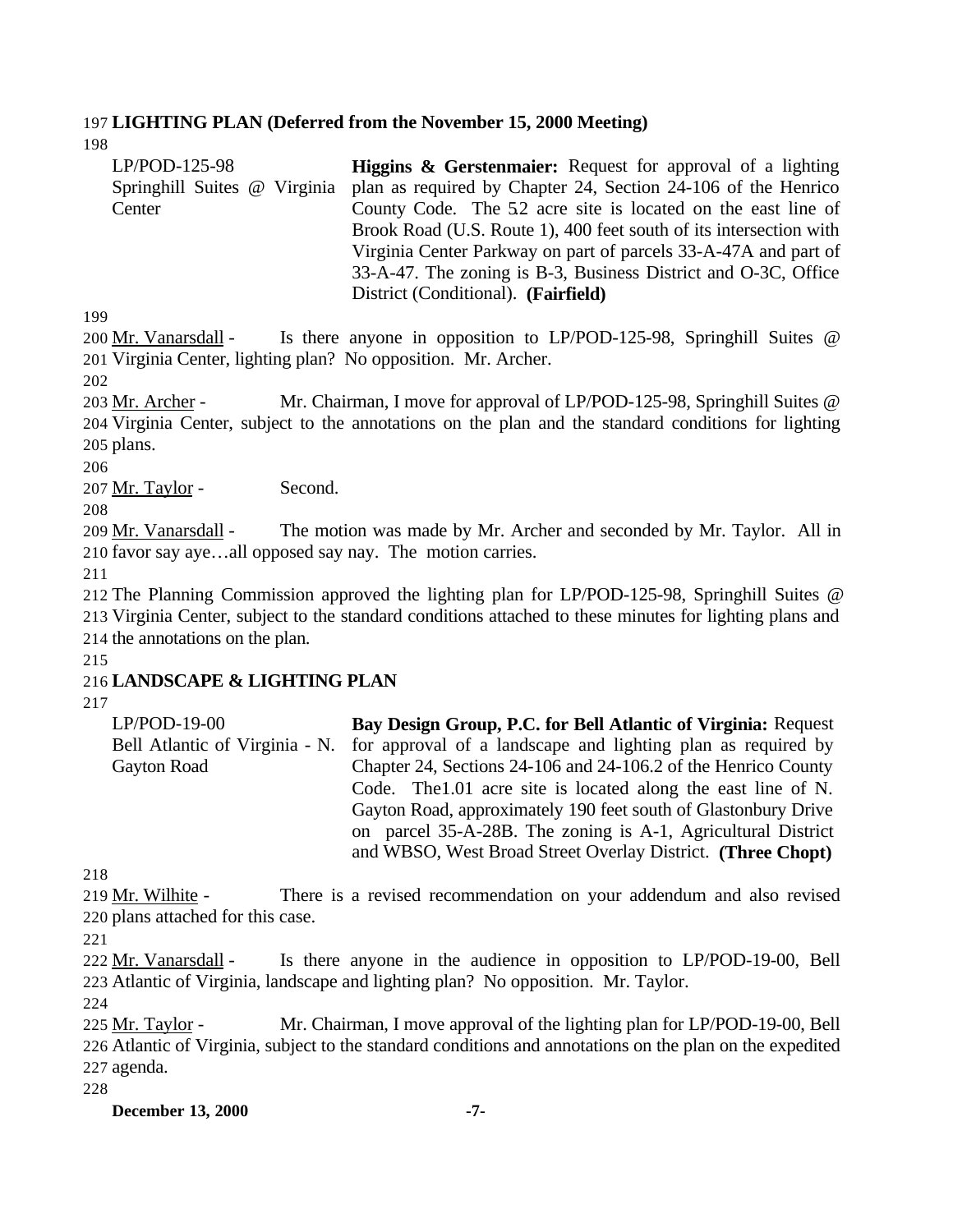**LIGHTING PLAN (Deferred from the November 15, 2000 Meeting)**

| | |
|---|---|
| LP/POD-125-98<br>Springhill Suites @ Virginia Center | **Higgins & Gerstenmaier:** Request for approval of a lighting plan as required by Chapter 24, Section 24-106 of the Henrico County Code. The 5.2 acre site is located on the east line of Brook Road (U.S. Route 1), 400 feet south of its intersection with Virginia Center Parkway on part of parcels 33-A-47A and part of 33-A-47. The zoning is B-3, Business District and O-3C, Office District (Conditional). **(Fairfield)** |

Mr. Vanarsdall - Is there anyone in opposition to LP/POD-125-98, Springhill Suites @ Virginia Center, lighting plan? No opposition. Mr. Archer.

Mr. Archer - Mr. Chairman, I move for approval of LP/POD-125-98, Springhill Suites @ Virginia Center, subject to the annotations on the plan and the standard conditions for lighting plans.

Mr. Taylor - Second.

Mr. Vanarsdall - The motion was made by Mr. Archer and seconded by Mr. Taylor. All in favor say aye…all opposed say nay. The motion carries.

The Planning Commission approved the lighting plan for LP/POD-125-98, Springhill Suites @ Virginia Center, subject to the standard conditions attached to these minutes for lighting plans and the annotations on the plan.

**LANDSCAPE & LIGHTING PLAN**

| | |
|---|---|
| LP/POD-19-00<br>Bell Atlantic of Virginia - N. Gayton Road | **Bay Design Group, P.C. for Bell Atlantic of Virginia:** Request for approval of a landscape and lighting plan as required by Chapter 24, Sections 24-106 and 24-106.2 of the Henrico County Code. The1.01 acre site is located along the east line of N. Gayton Road, approximately 190 feet south of Glastonbury Drive on parcel 35-A-28B. The zoning is A-1, Agricultural District and WBSO, West Broad Street Overlay District. **(Three Chopt)** |

Mr. Wilhite - There is a revised recommendation on your addendum and also revised plans attached for this case.

Mr. Vanarsdall - Is there anyone in the audience in opposition to LP/POD-19-00, Bell Atlantic of Virginia, landscape and lighting plan? No opposition. Mr. Taylor.

Mr. Taylor - Mr. Chairman, I move approval of the lighting plan for LP/POD-19-00, Bell Atlantic of Virginia, subject to the standard conditions and annotations on the plan on the expedited agenda.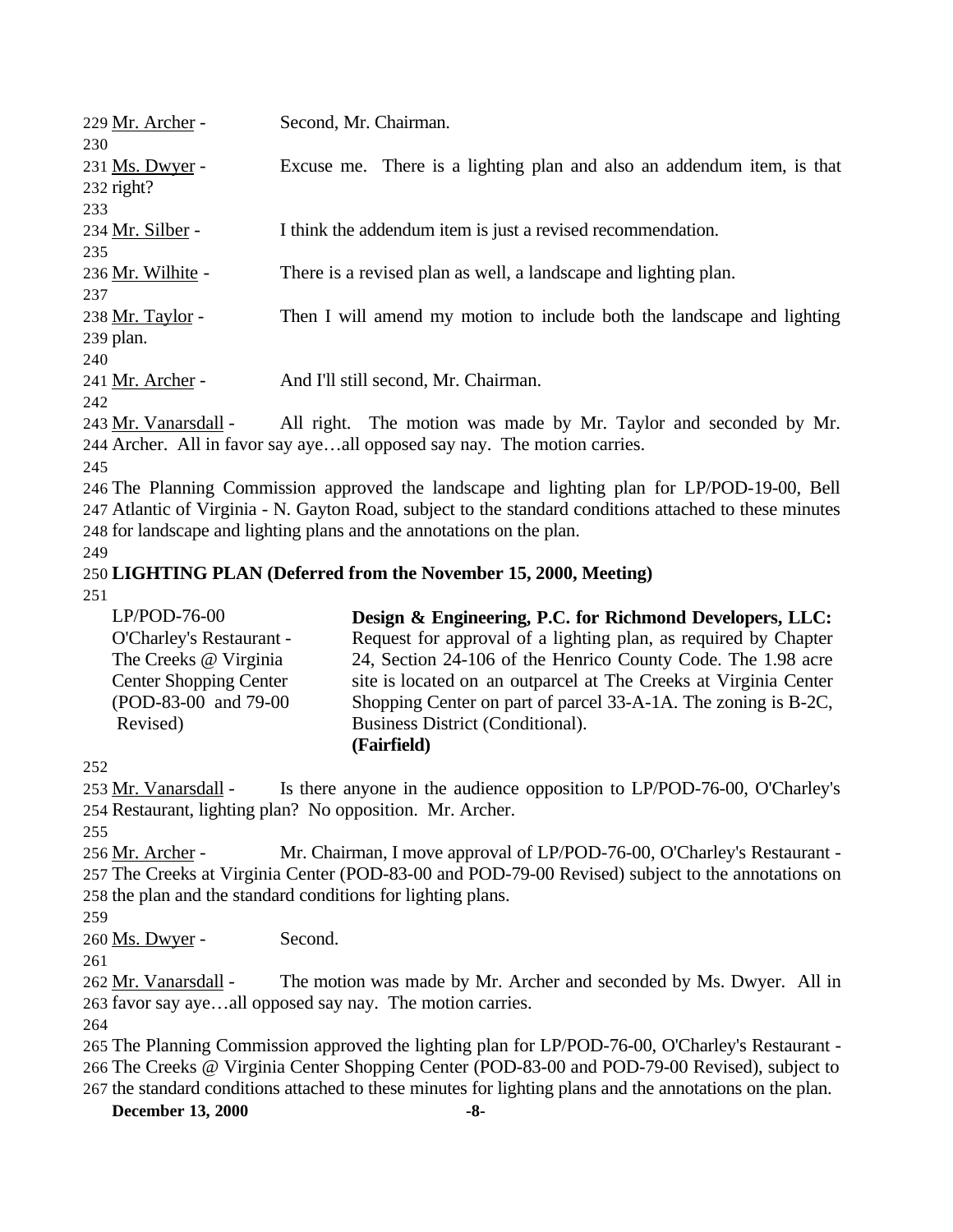229 Mr. Archer - Second, Mr. Chairman.
230
231 Ms. Dwyer - Excuse me. There is a lighting plan and also an addendum item, is that
232 right?
233
234 Mr. Silber - I think the addendum item is just a revised recommendation.
235
236 Mr. Wilhite - There is a revised plan as well, a landscape and lighting plan.
237
238 Mr. Taylor - Then I will amend my motion to include both the landscape and lighting
239 plan.
240
241 Mr. Archer - And I'll still second, Mr. Chairman.
242
243 Mr. Vanarsdall - All right. The motion was made by Mr. Taylor and seconded by Mr.
244 Archer. All in favor say aye…all opposed say nay. The motion carries.
245
246 The Planning Commission approved the landscape and lighting plan for LP/POD-19-00, Bell
247 Atlantic of Virginia - N. Gayton Road, subject to the standard conditions attached to these minutes
248 for landscape and lighting plans and the annotations on the plan.
249
250 **LIGHTING PLAN (Deferred from the November 15, 2000, Meeting)**
251

| | |
|---|---|
| LP/POD-76-00<br>O'Charley's Restaurant -<br>The Creeks @ Virginia<br>Center Shopping Center<br>(POD-83-00 and 79-00<br>Revised) | **Design & Engineering, P.C. for Richmond Developers, LLC:** Request for approval of a lighting plan, as required by Chapter 24, Section 24-106 of the Henrico County Code. The 1.98 acre site is located on an outparcel at The Creeks at Virginia Center Shopping Center on part of parcel 33-A-1A. The zoning is B-2C, Business District (Conditional).<br>**(Fairfield)** |

252
253 Mr. Vanarsdall - Is there anyone in the audience opposition to LP/POD-76-00, O'Charley's
254 Restaurant, lighting plan? No opposition. Mr. Archer.
255
256 Mr. Archer - Mr. Chairman, I move approval of LP/POD-76-00, O'Charley's Restaurant -
257 The Creeks at Virginia Center (POD-83-00 and POD-79-00 Revised) subject to the annotations on
258 the plan and the standard conditions for lighting plans.
259
260 Ms. Dwyer - Second.
261
262 Mr. Vanarsdall - The motion was made by Mr. Archer and seconded by Ms. Dwyer. All in
263 favor say aye…all opposed say nay. The motion carries.
264
265 The Planning Commission approved the lighting plan for LP/POD-76-00, O'Charley's Restaurant -
266 The Creeks @ Virginia Center Shopping Center (POD-83-00 and POD-79-00 Revised), subject to
267 the standard conditions attached to these minutes for lighting plans and the annotations on the plan.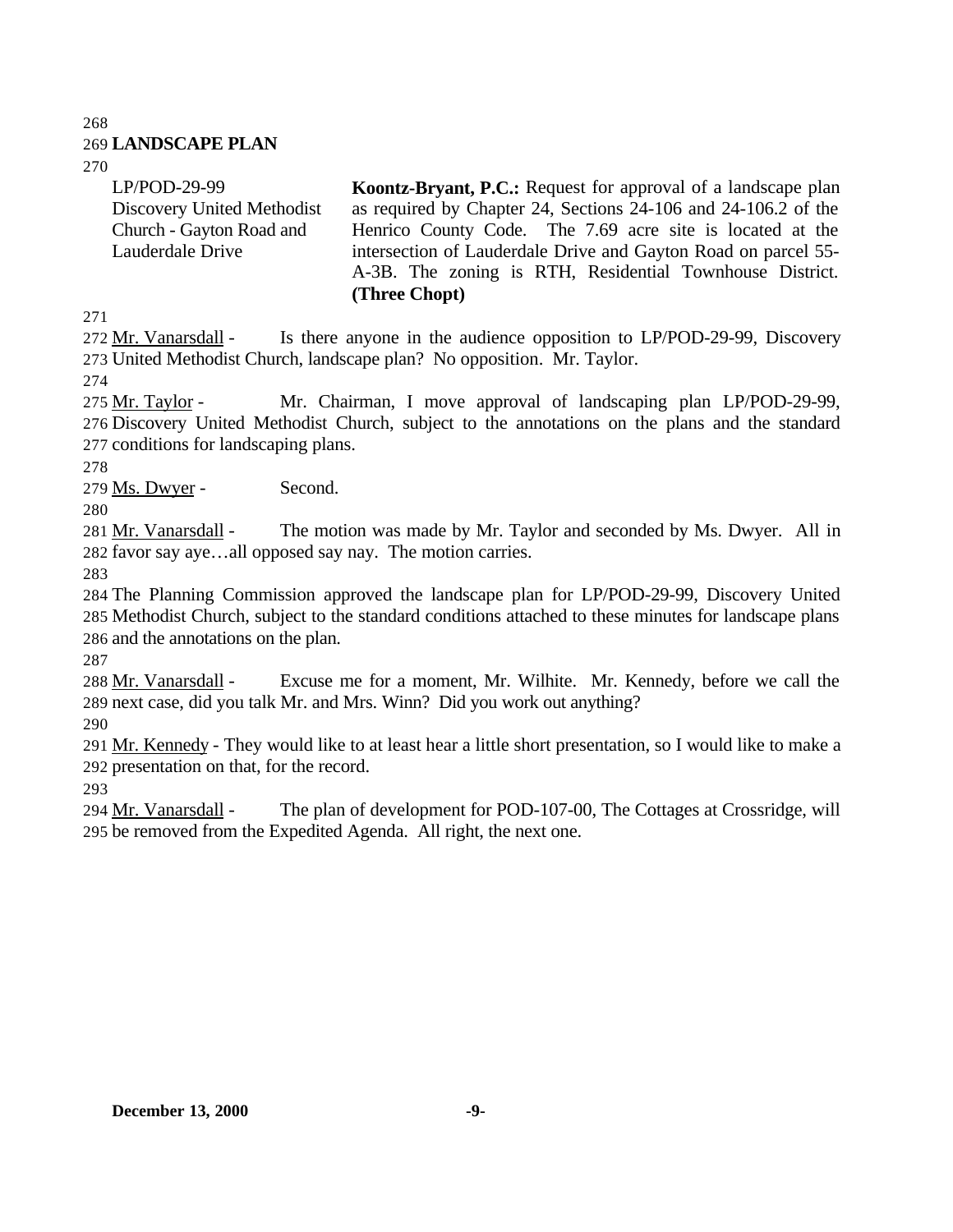## LANDSCAPE PLAN

LP/POD-29-99
Discovery United Methodist Church - Gayton Road and Lauderdale Drive

**Koontz-Bryant, P.C.:** Request for approval of a landscape plan as required by Chapter 24, Sections 24-106 and 24-106.2 of the Henrico County Code. The 7.69 acre site is located at the intersection of Lauderdale Drive and Gayton Road on parcel 55-A-3B. The zoning is RTH, Residential Townhouse District. **(Three Chopt)**

Mr. Vanarsdall - Is there anyone in the audience opposition to LP/POD-29-99, Discovery United Methodist Church, landscape plan? No opposition. Mr. Taylor.

Mr. Taylor - Mr. Chairman, I move approval of landscaping plan LP/POD-29-99, Discovery United Methodist Church, subject to the annotations on the plans and the standard conditions for landscaping plans.

Ms. Dwyer - Second.

Mr. Vanarsdall - The motion was made by Mr. Taylor and seconded by Ms. Dwyer. All in favor say aye…all opposed say nay. The motion carries.

The Planning Commission approved the landscape plan for LP/POD-29-99, Discovery United Methodist Church, subject to the standard conditions attached to these minutes for landscape plans and the annotations on the plan.

Mr. Vanarsdall - Excuse me for a moment, Mr. Wilhite. Mr. Kennedy, before we call the next case, did you talk Mr. and Mrs. Winn? Did you work out anything?

Mr. Kennedy - They would like to at least hear a little short presentation, so I would like to make a presentation on that, for the record.

Mr. Vanarsdall - The plan of development for POD-107-00, The Cottages at Crossridge, will be removed from the Expedited Agenda. All right, the next one.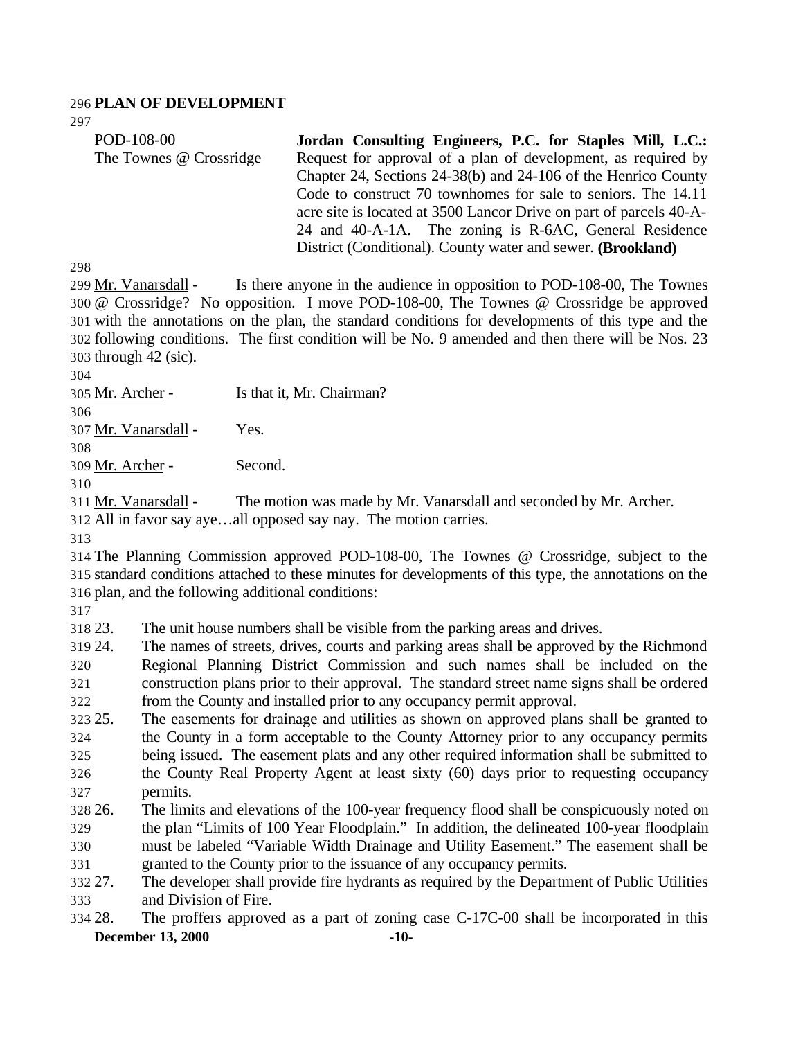## PLAN OF DEVELOPMENT

POD-108-00
The Townes @ Crossridge

**Jordan Consulting Engineers, P.C. for Staples Mill, L.C.:** Request for approval of a plan of development, as required by Chapter 24, Sections 24-38(b) and 24-106 of the Henrico County Code to construct 70 townhomes for sale to seniors. The 14.11 acre site is located at 3500 Lancor Drive on part of parcels 40-A-24 and 40-A-1A. The zoning is R-6AC, General Residence District (Conditional). County water and sewer. **(Brookland)**

Mr. Vanarsdall - Is there anyone in the audience in opposition to POD-108-00, The Townes @ Crossridge? No opposition. I move POD-108-00, The Townes @ Crossridge be approved with the annotations on the plan, the standard conditions for developments of this type and the following conditions. The first condition will be No. 9 amended and then there will be Nos. 23 through 42 (sic).

Mr. Archer - Is that it, Mr. Chairman?

Mr. Vanarsdall - Yes.

Mr. Archer - Second.

Mr. Vanarsdall - The motion was made by Mr. Vanarsdall and seconded by Mr. Archer. All in favor say aye…all opposed say nay. The motion carries.

The Planning Commission approved POD-108-00, The Townes @ Crossridge, subject to the standard conditions attached to these minutes for developments of this type, the annotations on the plan, and the following additional conditions:

23. The unit house numbers shall be visible from the parking areas and drives.
24. The names of streets, drives, courts and parking areas shall be approved by the Richmond Regional Planning District Commission and such names shall be included on the construction plans prior to their approval. The standard street name signs shall be ordered from the County and installed prior to any occupancy permit approval.
25. The easements for drainage and utilities as shown on approved plans shall be granted to the County in a form acceptable to the County Attorney prior to any occupancy permits being issued. The easement plats and any other required information shall be submitted to the County Real Property Agent at least sixty (60) days prior to requesting occupancy permits.
26. The limits and elevations of the 100-year frequency flood shall be conspicuously noted on the plan "Limits of 100 Year Floodplain." In addition, the delineated 100-year floodplain must be labeled "Variable Width Drainage and Utility Easement." The easement shall be granted to the County prior to the issuance of any occupancy permits.
27. The developer shall provide fire hydrants as required by the Department of Public Utilities and Division of Fire.
28. The proffers approved as a part of zoning case C-17C-00 shall be incorporated in this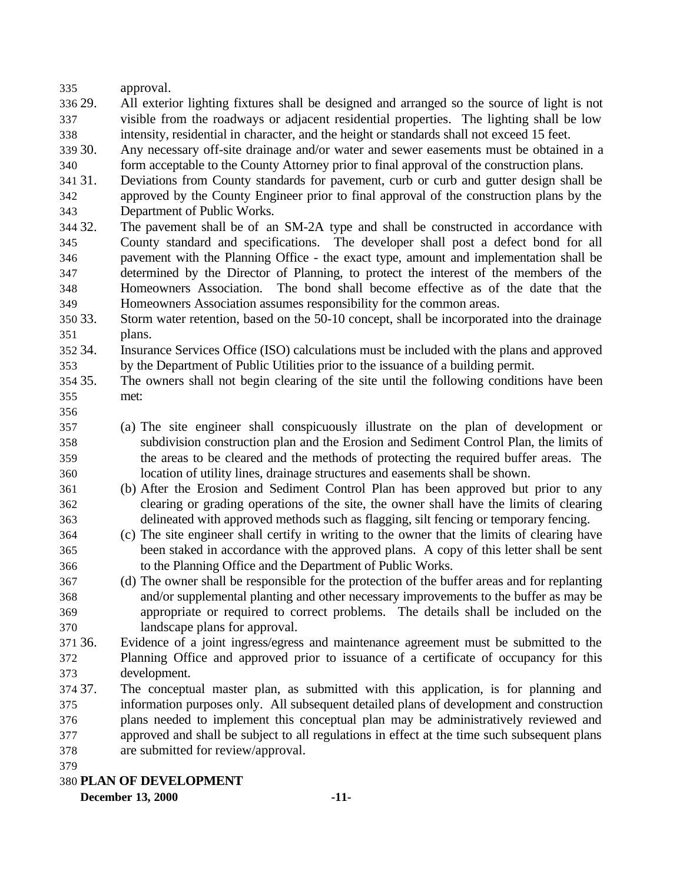approval.

29. All exterior lighting fixtures shall be designed and arranged so the source of light is not visible from the roadways or adjacent residential properties. The lighting shall be low intensity, residential in character, and the height or standards shall not exceed 15 feet.

30. Any necessary off-site drainage and/or water and sewer easements must be obtained in a form acceptable to the County Attorney prior to final approval of the construction plans.

31. Deviations from County standards for pavement, curb or curb and gutter design shall be approved by the County Engineer prior to final approval of the construction plans by the Department of Public Works.

32. The pavement shall be of an SM-2A type and shall be constructed in accordance with County standard and specifications. The developer shall post a defect bond for all pavement with the Planning Office - the exact type, amount and implementation shall be determined by the Director of Planning, to protect the interest of the members of the Homeowners Association. The bond shall become effective as of the date that the Homeowners Association assumes responsibility for the common areas.

33. Storm water retention, based on the 50-10 concept, shall be incorporated into the drainage plans.

34. Insurance Services Office (ISO) calculations must be included with the plans and approved by the Department of Public Utilities prior to the issuance of a building permit.

35. The owners shall not begin clearing of the site until the following conditions have been met:

    (a) The site engineer shall conspicuously illustrate on the plan of development or subdivision construction plan and the Erosion and Sediment Control Plan, the limits of the areas to be cleared and the methods of protecting the required buffer areas. The location of utility lines, drainage structures and easements shall be shown.

    (b) After the Erosion and Sediment Control Plan has been approved but prior to any clearing or grading operations of the site, the owner shall have the limits of clearing delineated with approved methods such as flagging, silt fencing or temporary fencing.

    (c) The site engineer shall certify in writing to the owner that the limits of clearing have been staked in accordance with the approved plans. A copy of this letter shall be sent to the Planning Office and the Department of Public Works.

    (d) The owner shall be responsible for the protection of the buffer areas and for replanting and/or supplemental planting and other necessary improvements to the buffer as may be appropriate or required to correct problems. The details shall be included on the landscape plans for approval.

36. Evidence of a joint ingress/egress and maintenance agreement must be submitted to the Planning Office and approved prior to issuance of a certificate of occupancy for this development.

37. The conceptual master plan, as submitted with this application, is for planning and information purposes only. All subsequent detailed plans of development and construction plans needed to implement this conceptual plan may be administratively reviewed and approved and shall be subject to all regulations in effect at the time such subsequent plans are submitted for review/approval.

**PLAN OF DEVELOPMENT**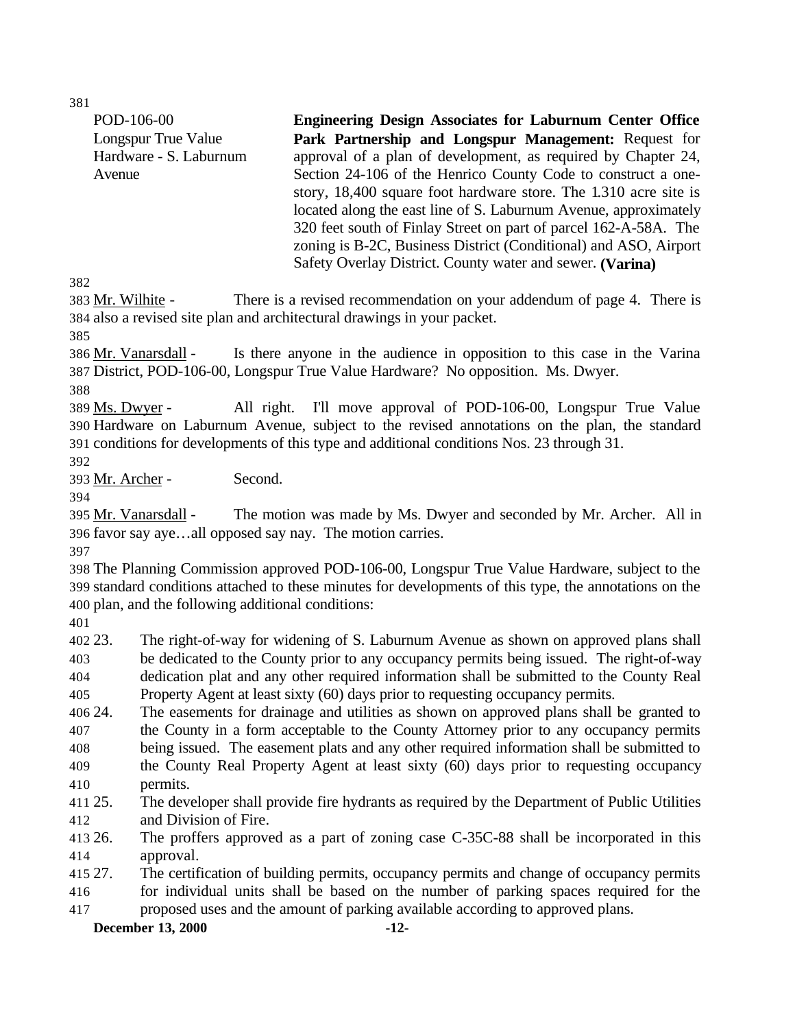POD-106-00
Longspur True Value Hardware - S. Laburnum Avenue

**Engineering Design Associates for Laburnum Center Office Park Partnership and Longspur Management:** Request for approval of a plan of development, as required by Chapter 24, Section 24-106 of the Henrico County Code to construct a one-story, 18,400 square foot hardware store. The 1.310 acre site is located along the east line of S. Laburnum Avenue, approximately 320 feet south of Finlay Street on part of parcel 162-A-58A. The zoning is B-2C, Business District (Conditional) and ASO, Airport Safety Overlay District. County water and sewer. **(Varina)**

Mr. Wilhite - There is a revised recommendation on your addendum of page 4. There is also a revised site plan and architectural drawings in your packet.

Mr. Vanarsdall - Is there anyone in the audience in opposition to this case in the Varina District, POD-106-00, Longspur True Value Hardware? No opposition. Ms. Dwyer.

Ms. Dwyer - All right. I'll move approval of POD-106-00, Longspur True Value Hardware on Laburnum Avenue, subject to the revised annotations on the plan, the standard conditions for developments of this type and additional conditions Nos. 23 through 31.

Mr. Archer - Second.

Mr. Vanarsdall - The motion was made by Ms. Dwyer and seconded by Mr. Archer. All in favor say aye…all opposed say nay. The motion carries.

The Planning Commission approved POD-106-00, Longspur True Value Hardware, subject to the standard conditions attached to these minutes for developments of this type, the annotations on the plan, and the following additional conditions:

23. The right-of-way for widening of S. Laburnum Avenue as shown on approved plans shall be dedicated to the County prior to any occupancy permits being issued. The right-of-way dedication plat and any other required information shall be submitted to the County Real Property Agent at least sixty (60) days prior to requesting occupancy permits.
24. The easements for drainage and utilities as shown on approved plans shall be granted to the County in a form acceptable to the County Attorney prior to any occupancy permits being issued. The easement plats and any other required information shall be submitted to the County Real Property Agent at least sixty (60) days prior to requesting occupancy permits.
25. The developer shall provide fire hydrants as required by the Department of Public Utilities and Division of Fire.
26. The proffers approved as a part of zoning case C-35C-88 shall be incorporated in this approval.
27. The certification of building permits, occupancy permits and change of occupancy permits for individual units shall be based on the number of parking spaces required for the proposed uses and the amount of parking available according to approved plans.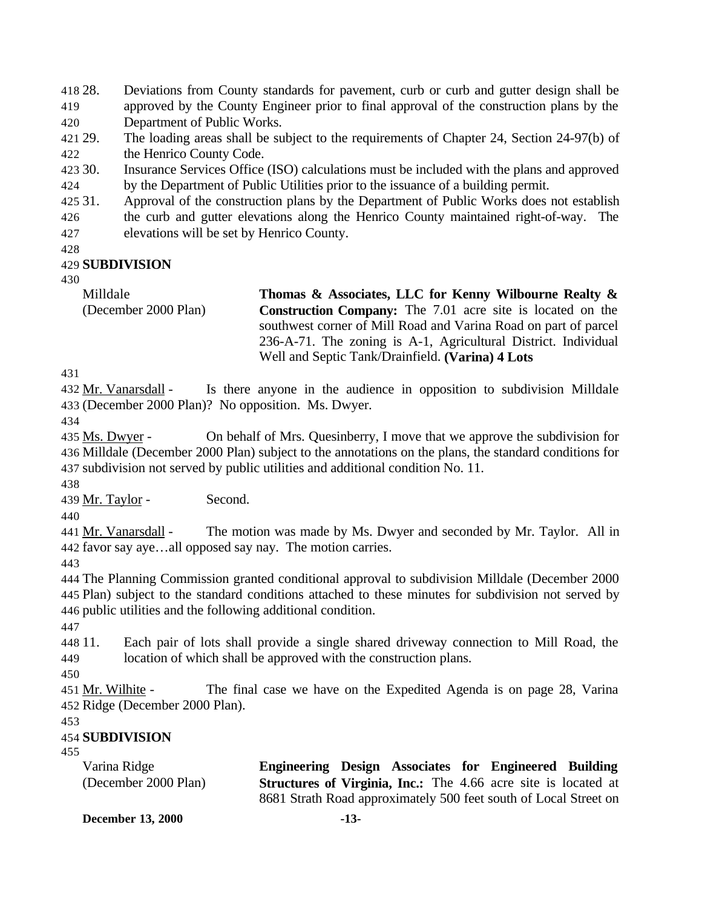28. Deviations from County standards for pavement, curb or curb and gutter design shall be approved by the County Engineer prior to final approval of the construction plans by the Department of Public Works.
29. The loading areas shall be subject to the requirements of Chapter 24, Section 24-97(b) of the Henrico County Code.
30. Insurance Services Office (ISO) calculations must be included with the plans and approved by the Department of Public Utilities prior to the issuance of a building permit.
31. Approval of the construction plans by the Department of Public Works does not establish the curb and gutter elevations along the Henrico County maintained right-of-way. The elevations will be set by Henrico County.

**SUBDIVISION**

| | |
|---|---|
| Milldale (December 2000 Plan) | **Thomas & Associates, LLC for Kenny Wilbourne Realty & Construction Company:** The 7.01 acre site is located on the southwest corner of Mill Road and Varina Road on part of parcel 236-A-71. The zoning is A-1, Agricultural District. Individual Well and Septic Tank/Drainfield. **(Varina) 4 Lots** |

Mr. Vanarsdall - Is there anyone in the audience in opposition to subdivision Milldale (December 2000 Plan)? No opposition. Ms. Dwyer.

Ms. Dwyer - On behalf of Mrs. Quesinberry, I move that we approve the subdivision for Milldale (December 2000 Plan) subject to the annotations on the plans, the standard conditions for subdivision not served by public utilities and additional condition No. 11.

Mr. Taylor - Second.

Mr. Vanarsdall - The motion was made by Ms. Dwyer and seconded by Mr. Taylor. All in favor say aye…all opposed say nay. The motion carries.

The Planning Commission granted conditional approval to subdivision Milldale (December 2000 Plan) subject to the standard conditions attached to these minutes for subdivision not served by public utilities and the following additional condition.

11. Each pair of lots shall provide a single shared driveway connection to Mill Road, the location of which shall be approved with the construction plans.

Mr. Wilhite - The final case we have on the Expedited Agenda is on page 28, Varina Ridge (December 2000 Plan).

**SUBDIVISION**

| | |
|---|---|
| Varina Ridge (December 2000 Plan) | **Engineering Design Associates for Engineered Building Structures of Virginia, Inc.:** The 4.66 acre site is located at 8681 Strath Road approximately 500 feet south of Local Street on |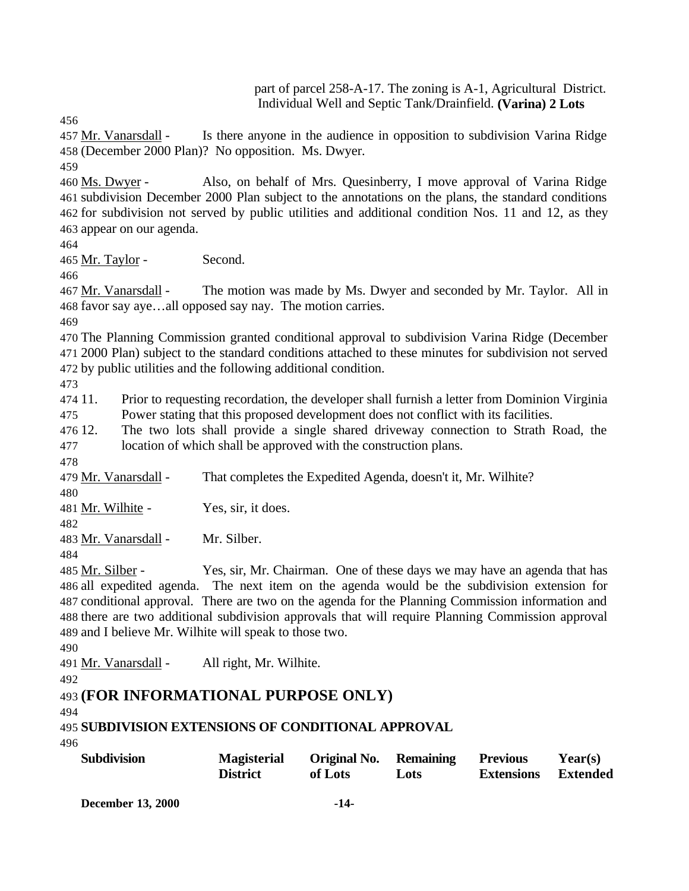part of parcel 258-A-17. The zoning is A-1, Agricultural District. Individual Well and Septic Tank/Drainfield. **(Varina) 2 Lots**

Mr. Vanarsdall - Is there anyone in the audience in opposition to subdivision Varina Ridge (December 2000 Plan)? No opposition. Ms. Dwyer.

Ms. Dwyer - Also, on behalf of Mrs. Quesinberry, I move approval of Varina Ridge subdivision December 2000 Plan subject to the annotations on the plans, the standard conditions for subdivision not served by public utilities and additional condition Nos. 11 and 12, as they appear on our agenda.

Mr. Taylor - Second.

Mr. Vanarsdall - The motion was made by Ms. Dwyer and seconded by Mr. Taylor. All in favor say aye…all opposed say nay. The motion carries.

The Planning Commission granted conditional approval to subdivision Varina Ridge (December 2000 Plan) subject to the standard conditions attached to these minutes for subdivision not served by public utilities and the following additional condition.

11. Prior to requesting recordation, the developer shall furnish a letter from Dominion Virginia Power stating that this proposed development does not conflict with its facilities.
12. The two lots shall provide a single shared driveway connection to Strath Road, the location of which shall be approved with the construction plans.

Mr. Vanarsdall - That completes the Expedited Agenda, doesn't it, Mr. Wilhite?

Mr. Wilhite - Yes, sir, it does.

Mr. Vanarsdall - Mr. Silber.

Mr. Silber - Yes, sir, Mr. Chairman. One of these days we may have an agenda that has all expedited agenda. The next item on the agenda would be the subdivision extension for conditional approval. There are two on the agenda for the Planning Commission information and there are two additional subdivision approvals that will require Planning Commission approval and I believe Mr. Wilhite will speak to those two.

Mr. Vanarsdall - All right, Mr. Wilhite.

## (FOR INFORMATIONAL PURPOSE ONLY)

**SUBDIVISION EXTENSIONS OF CONDITIONAL APPROVAL**

| Subdivision | Magisterial District | Original No. of Lots | Remaining Lots | Previous Extensions | Year(s) Extended |
|---|---|---|---|---|---|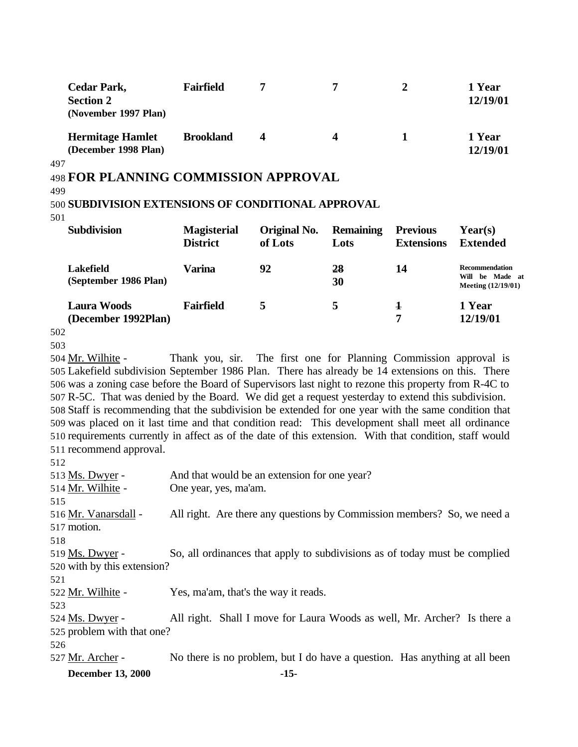| | | | | | |
|---|---|---|---|---|---|
| **Cedar Park, Section 2 (November 1997 Plan)** | **Fairfield** | **7** | **7** | **2** | **1 Year 12/19/01** |
| **Hermitage Hamlet (December 1998 Plan)** | **Brookland** | **4** | **4** | **1** | **1 Year 12/19/01** |

497

# 498 FOR PLANNING COMMISSION APPROVAL

499

## 500 SUBDIVISION EXTENSIONS OF CONDITIONAL APPROVAL

501

| Subdivision | Magisterial District | Original No. of Lots | Remaining Lots | Previous Extensions | Year(s) Extended |
|---|---|---|---|---|---|
| **Lakefield (September 1986 Plan)** | **Varina** | **92** | **~~28~~ 30** | **14** | **Recommendation Will be Made at Meeting (12/19/01)** |
| **Laura Woods (December 1992Plan)** | **Fairfield** | **5** | **5** | **~~1~~ 7** | **1 Year 12/19/01** |

502
503
504 Mr. Wilhite - Thank you, sir. The first one for Planning Commission approval is
505 Lakefield subdivision September 1986 Plan. There has already be 14 extensions on this. There
506 was a zoning case before the Board of Supervisors last night to rezone this property from R-4C to
507 R-5C. That was denied by the Board. We did get a request yesterday to extend this subdivision.
508 Staff is recommending that the subdivision be extended for one year with the same condition that
509 was placed on it last time and that condition read: This development shall meet all ordinance
510 requirements currently in affect as of the date of this extension. With that condition, staff would
511 recommend approval.
512
513 Ms. Dwyer - And that would be an extension for one year?
514 Mr. Wilhite - One year, yes, ma'am.
515
516 Mr. Vanarsdall - All right. Are there any questions by Commission members? So, we need a
517 motion.
518
519 Ms. Dwyer - So, all ordinances that apply to subdivisions as of today must be complied
520 with by this extension?
521
522 Mr. Wilhite - Yes, ma'am, that's the way it reads.
523
524 Ms. Dwyer - All right. Shall I move for Laura Woods as well, Mr. Archer? Is there a
525 problem with that one?
526
527 Mr. Archer - No there is no problem, but I do have a question. Has anything at all been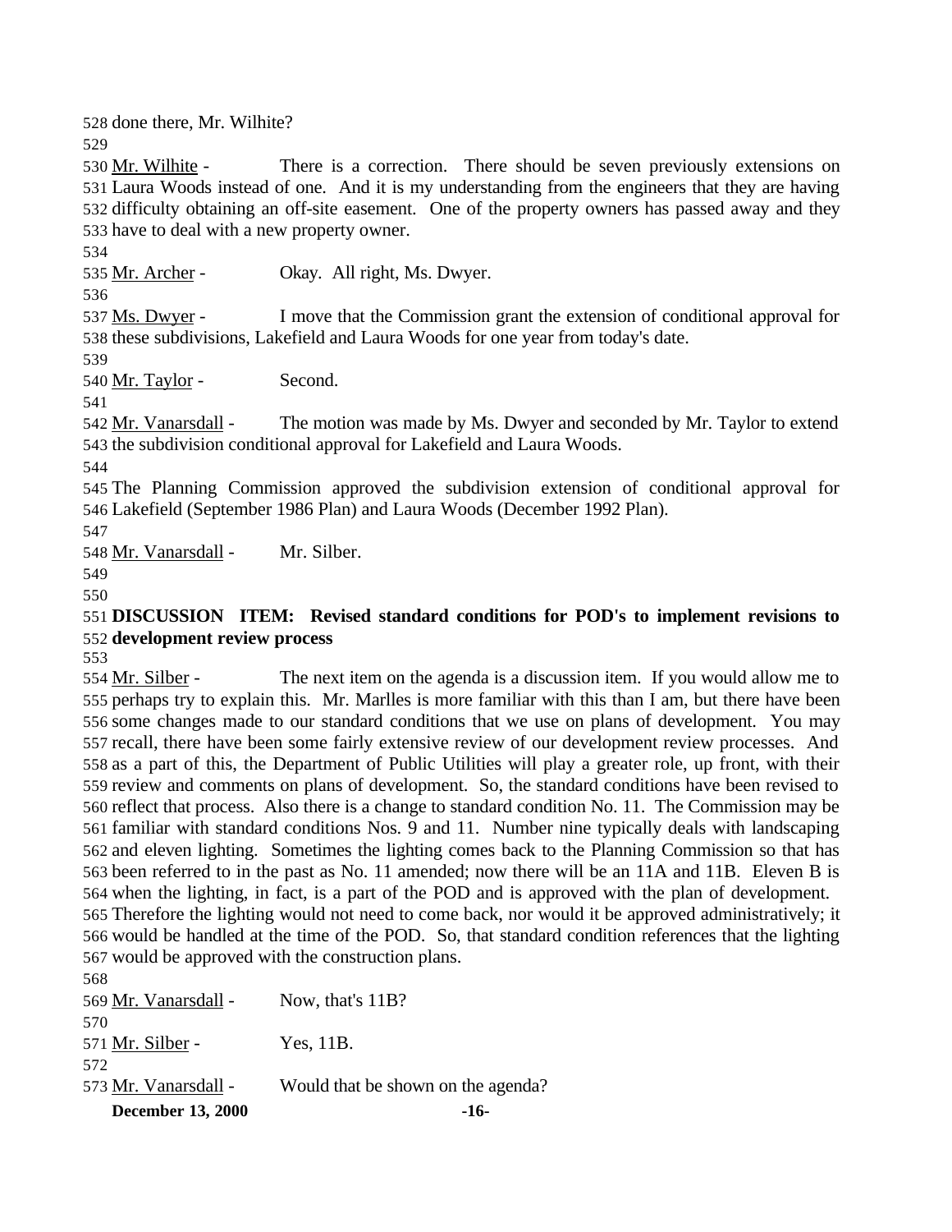done there, Mr. Wilhite?

Mr. Wilhite - There is a correction. There should be seven previously extensions on Laura Woods instead of one. And it is my understanding from the engineers that they are having difficulty obtaining an off-site easement. One of the property owners has passed away and they have to deal with a new property owner.

Mr. Archer - Okay. All right, Ms. Dwyer.

Ms. Dwyer - I move that the Commission grant the extension of conditional approval for these subdivisions, Lakefield and Laura Woods for one year from today's date.

Mr. Taylor - Second.

Mr. Vanarsdall - The motion was made by Ms. Dwyer and seconded by Mr. Taylor to extend the subdivision conditional approval for Lakefield and Laura Woods.

The Planning Commission approved the subdivision extension of conditional approval for Lakefield (September 1986 Plan) and Laura Woods (December 1992 Plan).

Mr. Vanarsdall - Mr. Silber.

**DISCUSSION ITEM: Revised standard conditions for POD's to implement revisions to development review process**

Mr. Silber - The next item on the agenda is a discussion item. If you would allow me to perhaps try to explain this. Mr. Marlles is more familiar with this than I am, but there have been some changes made to our standard conditions that we use on plans of development. You may recall, there have been some fairly extensive review of our development review processes. And as a part of this, the Department of Public Utilities will play a greater role, up front, with their review and comments on plans of development. So, the standard conditions have been revised to reflect that process. Also there is a change to standard condition No. 11. The Commission may be familiar with standard conditions Nos. 9 and 11. Number nine typically deals with landscaping and eleven lighting. Sometimes the lighting comes back to the Planning Commission so that has been referred to in the past as No. 11 amended; now there will be an 11A and 11B. Eleven B is when the lighting, in fact, is a part of the POD and is approved with the plan of development. Therefore the lighting would not need to come back, nor would it be approved administratively; it would be handled at the time of the POD. So, that standard condition references that the lighting would be approved with the construction plans.

Mr. Vanarsdall - Now, that's 11B?

Mr. Silber - Yes, 11B.

Mr. Vanarsdall - Would that be shown on the agenda?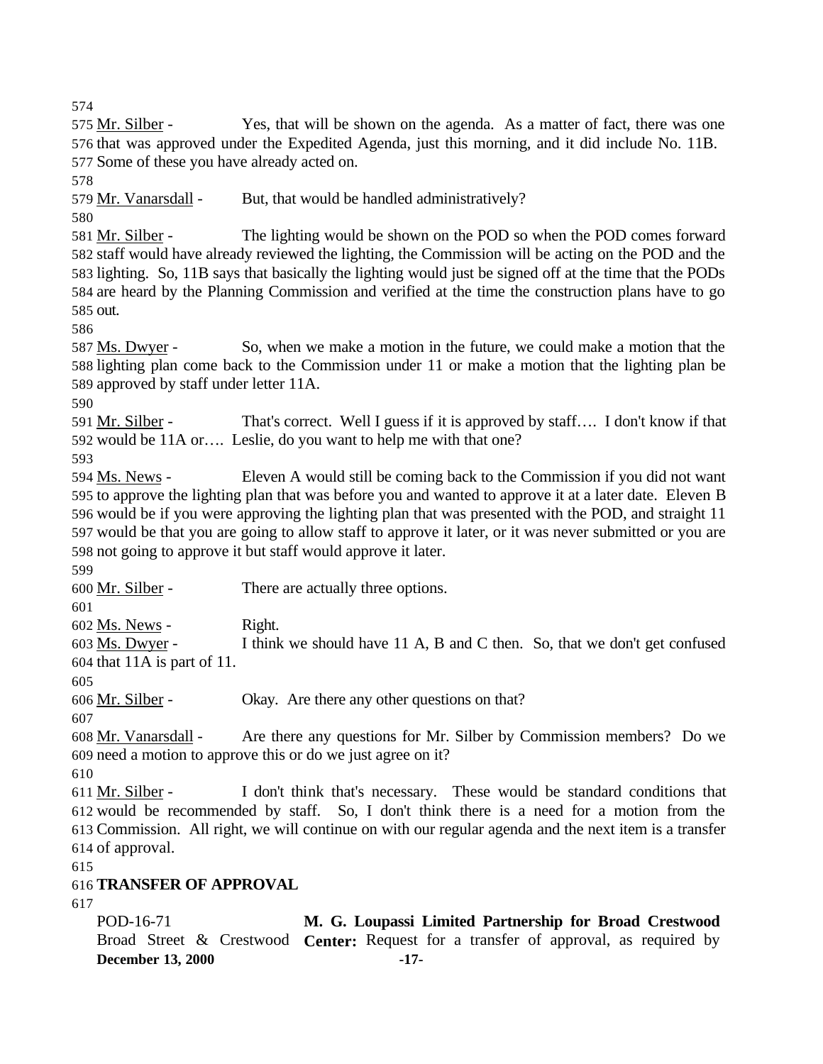574

575 Mr. Silber - Yes, that will be shown on the agenda. As a matter of fact, there was one 576 that was approved under the Expedited Agenda, just this morning, and it did include No. 11B. 577 Some of these you have already acted on.

578

579 Mr. Vanarsdall - But, that would be handled administratively?

580

581 Mr. Silber - The lighting would be shown on the POD so when the POD comes forward 582 staff would have already reviewed the lighting, the Commission will be acting on the POD and the 583 lighting. So, 11B says that basically the lighting would just be signed off at the time that the PODs 584 are heard by the Planning Commission and verified at the time the construction plans have to go 585 out.

586

587 Ms. Dwyer - So, when we make a motion in the future, we could make a motion that the 588 lighting plan come back to the Commission under 11 or make a motion that the lighting plan be 589 approved by staff under letter 11A.

590

591 Mr. Silber - That's correct. Well I guess if it is approved by staff…. I don't know if that 592 would be 11A or…. Leslie, do you want to help me with that one?

593

594 Ms. News - Eleven A would still be coming back to the Commission if you did not want 595 to approve the lighting plan that was before you and wanted to approve it at a later date. Eleven B 596 would be if you were approving the lighting plan that was presented with the POD, and straight 11 597 would be that you are going to allow staff to approve it later, or it was never submitted or you are 598 not going to approve it but staff would approve it later.

599

600 Mr. Silber - There are actually three options.

601

602 Ms. News - Right.

603 Ms. Dwyer - I think we should have 11 A, B and C then. So, that we don't get confused 604 that 11A is part of 11.

605

606 Mr. Silber - Okay. Are there any other questions on that?

607

608 Mr. Vanarsdall - Are there any questions for Mr. Silber by Commission members? Do we 609 need a motion to approve this or do we just agree on it?

610

611 Mr. Silber - I don't think that's necessary. These would be standard conditions that 612 would be recommended by staff. So, I don't think there is a need for a motion from the 613 Commission. All right, we will continue on with our regular agenda and the next item is a transfer 614 of approval.

615

616 **TRANSFER OF APPROVAL**

617

POD-16-71
Broad Street & Crestwood

**M. G. Loupassi Limited Partnership for Broad Crestwood Center:** Request for a transfer of approval, as required by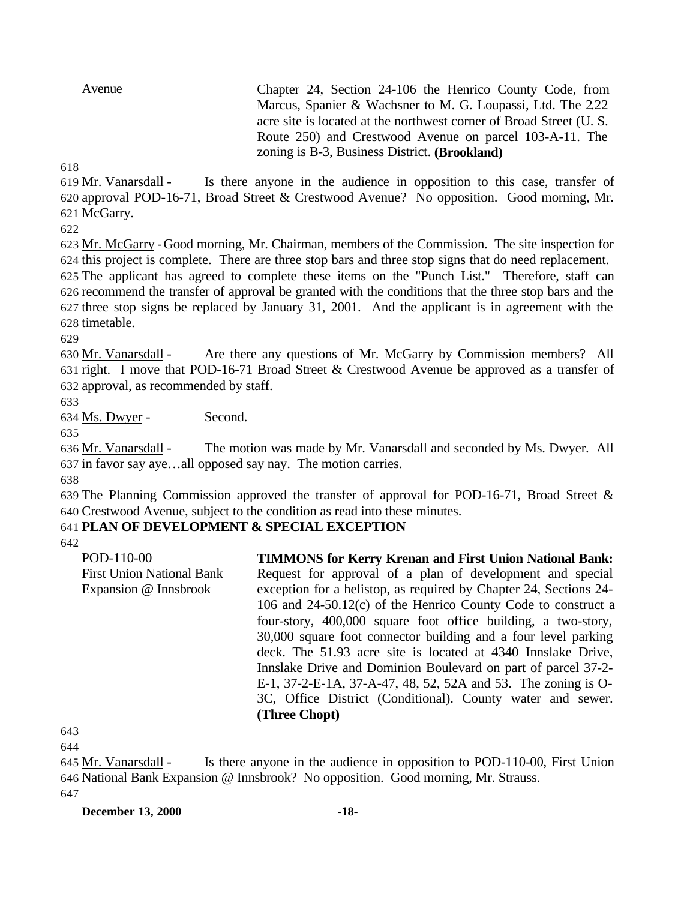Avenue — Chapter 24, Section 24-106 the Henrico County Code, from Marcus, Spanier & Wachsner to M. G. Loupassi, Ltd. The 2.22 acre site is located at the northwest corner of Broad Street (U. S. Route 250) and Crestwood Avenue on parcel 103-A-11. The zoning is B-3, Business District. **(Brookland)**

Mr. Vanarsdall - Is there anyone in the audience in opposition to this case, transfer of approval POD-16-71, Broad Street & Crestwood Avenue? No opposition. Good morning, Mr. McGarry.

Mr. McGarry - Good morning, Mr. Chairman, members of the Commission. The site inspection for this project is complete. There are three stop bars and three stop signs that do need replacement. The applicant has agreed to complete these items on the "Punch List." Therefore, staff can recommend the transfer of approval be granted with the conditions that the three stop bars and the three stop signs be replaced by January 31, 2001. And the applicant is in agreement with the timetable.

Mr. Vanarsdall - Are there any questions of Mr. McGarry by Commission members? All right. I move that POD-16-71 Broad Street & Crestwood Avenue be approved as a transfer of approval, as recommended by staff.

Ms. Dwyer - Second.

Mr. Vanarsdall - The motion was made by Mr. Vanarsdall and seconded by Ms. Dwyer. All in favor say aye…all opposed say nay. The motion carries.

The Planning Commission approved the transfer of approval for POD-16-71, Broad Street & Crestwood Avenue, subject to the condition as read into these minutes.

**PLAN OF DEVELOPMENT & SPECIAL EXCEPTION**

POD-110-00
First Union National Bank Expansion @ Innsbrook

**TIMMONS for Kerry Krenan and First Union National Bank:** Request for approval of a plan of development and special exception for a helistop, as required by Chapter 24, Sections 24-106 and 24-50.12(c) of the Henrico County Code to construct a four-story, 400,000 square foot office building, a two-story, 30,000 square foot connector building and a four level parking deck. The 51.93 acre site is located at 4340 Innslake Drive, Innslake Drive and Dominion Boulevard on part of parcel 37-2-E-1, 37-2-E-1A, 37-A-47, 48, 52, 52A and 53. The zoning is O-3C, Office District (Conditional). County water and sewer. **(Three Chopt)**

Mr. Vanarsdall - Is there anyone in the audience in opposition to POD-110-00, First Union National Bank Expansion @ Innsbrook? No opposition. Good morning, Mr. Strauss.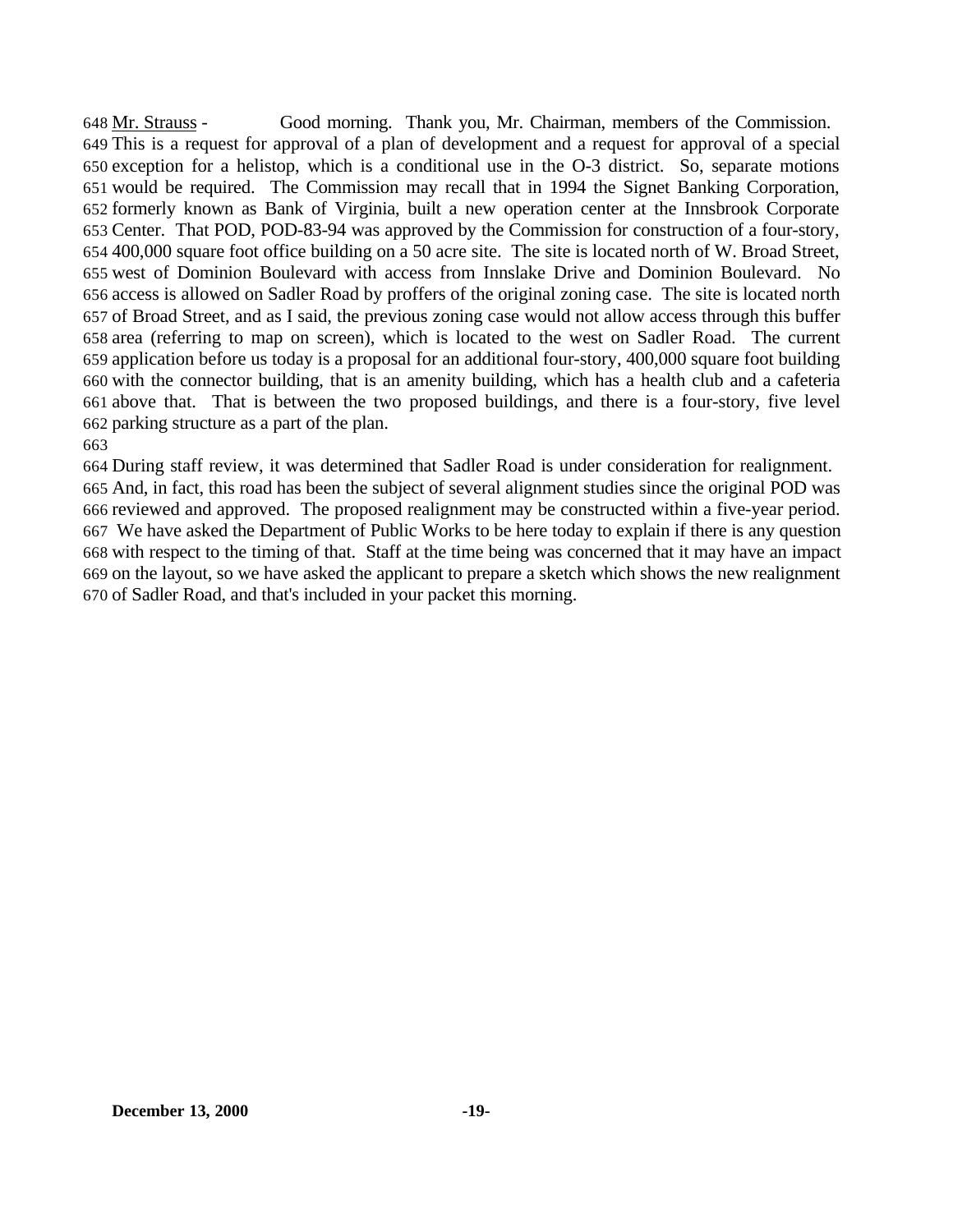Mr. Strauss - Good morning. Thank you, Mr. Chairman, members of the Commission. This is a request for approval of a plan of development and a request for approval of a special exception for a helistop, which is a conditional use in the O-3 district. So, separate motions would be required. The Commission may recall that in 1994 the Signet Banking Corporation, formerly known as Bank of Virginia, built a new operation center at the Innsbrook Corporate Center. That POD, POD-83-94 was approved by the Commission for construction of a four-story, 400,000 square foot office building on a 50 acre site. The site is located north of W. Broad Street, west of Dominion Boulevard with access from Innslake Drive and Dominion Boulevard. No access is allowed on Sadler Road by proffers of the original zoning case. The site is located north of Broad Street, and as I said, the previous zoning case would not allow access through this buffer area (referring to map on screen), which is located to the west on Sadler Road. The current application before us today is a proposal for an additional four-story, 400,000 square foot building with the connector building, that is an amenity building, which has a health club and a cafeteria above that. That is between the two proposed buildings, and there is a four-story, five level parking structure as a part of the plan.

During staff review, it was determined that Sadler Road is under consideration for realignment. And, in fact, this road has been the subject of several alignment studies since the original POD was reviewed and approved. The proposed realignment may be constructed within a five-year period. We have asked the Department of Public Works to be here today to explain if there is any question with respect to the timing of that. Staff at the time being was concerned that it may have an impact on the layout, so we have asked the applicant to prepare a sketch which shows the new realignment of Sadler Road, and that's included in your packet this morning.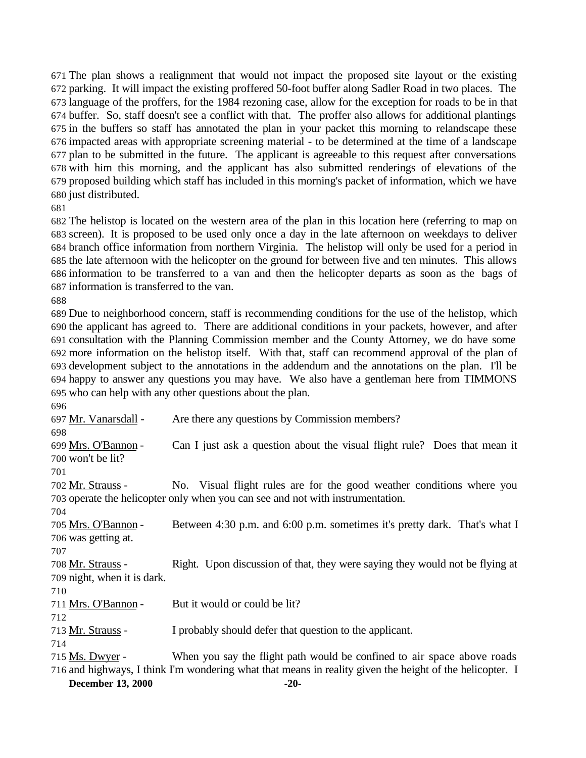The plan shows a realignment that would not impact the proposed site layout or the existing parking. It will impact the existing proffered 50-foot buffer along Sadler Road in two places. The language of the proffers, for the 1984 rezoning case, allow for the exception for roads to be in that buffer. So, staff doesn't see a conflict with that. The proffer also allows for additional plantings in the buffers so staff has annotated the plan in your packet this morning to relandscape these impacted areas with appropriate screening material - to be determined at the time of a landscape plan to be submitted in the future. The applicant is agreeable to this request after conversations with him this morning, and the applicant has also submitted renderings of elevations of the proposed building which staff has included in this morning's packet of information, which we have just distributed.

The helistop is located on the western area of the plan in this location here (referring to map on screen). It is proposed to be used only once a day in the late afternoon on weekdays to deliver branch office information from northern Virginia. The helistop will only be used for a period in the late afternoon with the helicopter on the ground for between five and ten minutes. This allows information to be transferred to a van and then the helicopter departs as soon as the bags of information is transferred to the van.

Due to neighborhood concern, staff is recommending conditions for the use of the helistop, which the applicant has agreed to. There are additional conditions in your packets, however, and after consultation with the Planning Commission member and the County Attorney, we do have some more information on the helistop itself. With that, staff can recommend approval of the plan of development subject to the annotations in the addendum and the annotations on the plan. I'll be happy to answer any questions you may have. We also have a gentleman here from TIMMONS who can help with any other questions about the plan.

Mr. Vanarsdall - Are there any questions by Commission members?

Mrs. O'Bannon - Can I just ask a question about the visual flight rule? Does that mean it won't be lit?

Mr. Strauss - No. Visual flight rules are for the good weather conditions where you operate the helicopter only when you can see and not with instrumentation.

Mrs. O'Bannon - Between 4:30 p.m. and 6:00 p.m. sometimes it's pretty dark. That's what I was getting at.

Mr. Strauss - Right. Upon discussion of that, they were saying they would not be flying at night, when it is dark.

Mrs. O'Bannon - But it would or could be lit?

Mr. Strauss - I probably should defer that question to the applicant.

Ms. Dwyer - When you say the flight path would be confined to air space above roads and highways, I think I'm wondering what that means in reality given the height of the helicopter. I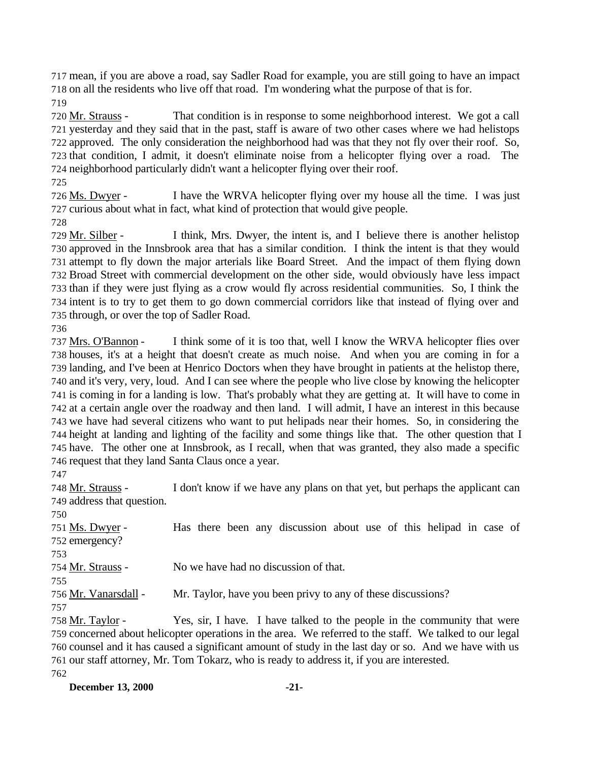717 mean, if you are above a road, say Sadler Road for example, you are still going to have an impact
718 on all the residents who live off that road. I'm wondering what the purpose of that is for.
719
720 Mr. Strauss - That condition is in response to some neighborhood interest. We got a call
721 yesterday and they said that in the past, staff is aware of two other cases where we had helistops
722 approved. The only consideration the neighborhood had was that they not fly over their roof. So,
723 that condition, I admit, it doesn't eliminate noise from a helicopter flying over a road. The
724 neighborhood particularly didn't want a helicopter flying over their roof.
725
726 Ms. Dwyer - I have the WRVA helicopter flying over my house all the time. I was just
727 curious about what in fact, what kind of protection that would give people.
728
729 Mr. Silber - I think, Mrs. Dwyer, the intent is, and I believe there is another helistop
730 approved in the Innsbrook area that has a similar condition. I think the intent is that they would
731 attempt to fly down the major arterials like Board Street. And the impact of them flying down
732 Broad Street with commercial development on the other side, would obviously have less impact
733 than if they were just flying as a crow would fly across residential communities. So, I think the
734 intent is to try to get them to go down commercial corridors like that instead of flying over and
735 through, or over the top of Sadler Road.
736
737 Mrs. O'Bannon - I think some of it is too that, well I know the WRVA helicopter flies over
738 houses, it's at a height that doesn't create as much noise. And when you are coming in for a
739 landing, and I've been at Henrico Doctors when they have brought in patients at the helistop there,
740 and it's very, very, loud. And I can see where the people who live close by knowing the helicopter
741 is coming in for a landing is low. That's probably what they are getting at. It will have to come in
742 at a certain angle over the roadway and then land. I will admit, I have an interest in this because
743 we have had several citizens who want to put helipads near their homes. So, in considering the
744 height at landing and lighting of the facility and some things like that. The other question that I
745 have. The other one at Innsbrook, as I recall, when that was granted, they also made a specific
746 request that they land Santa Claus once a year.
747
748 Mr. Strauss - I don't know if we have any plans on that yet, but perhaps the applicant can
749 address that question.
750
751 Ms. Dwyer - Has there been any discussion about use of this helipad in case of
752 emergency?
753
754 Mr. Strauss - No we have had no discussion of that.
755
756 Mr. Vanarsdall - Mr. Taylor, have you been privy to any of these discussions?
757
758 Mr. Taylor - Yes, sir, I have. I have talked to the people in the community that were
759 concerned about helicopter operations in the area. We referred to the staff. We talked to our legal
760 counsel and it has caused a significant amount of study in the last day or so. And we have with us
761 our staff attorney, Mr. Tom Tokarz, who is ready to address it, if you are interested.
762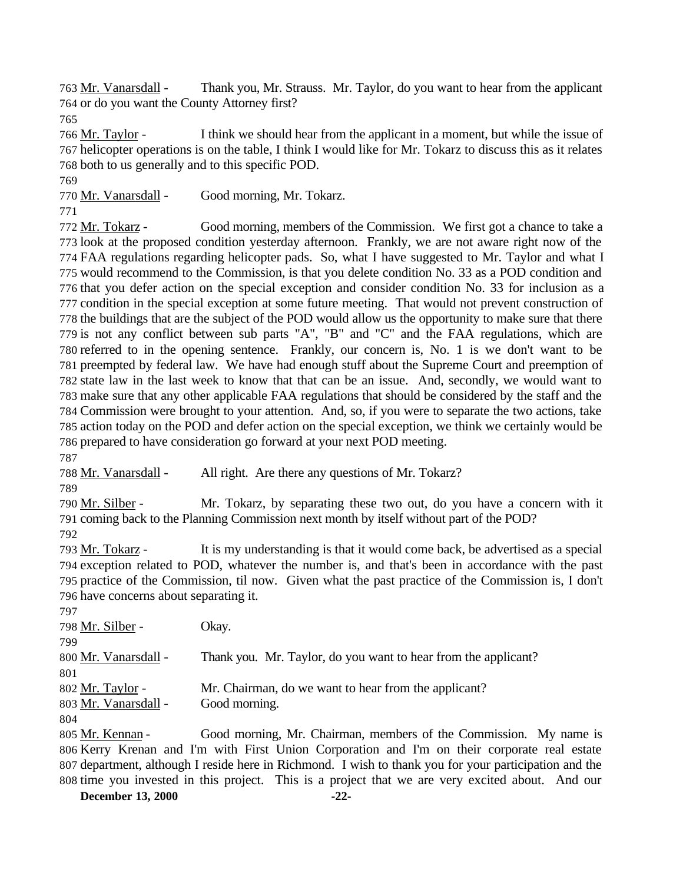763 Mr. Vanarsdall - Thank you, Mr. Strauss. Mr. Taylor, do you want to hear from the applicant
764 or do you want the County Attorney first?
765
766 Mr. Taylor - I think we should hear from the applicant in a moment, but while the issue of
767 helicopter operations is on the table, I think I would like for Mr. Tokarz to discuss this as it relates
768 both to us generally and to this specific POD.
769
770 Mr. Vanarsdall - Good morning, Mr. Tokarz.
771
772 Mr. Tokarz - Good morning, members of the Commission. We first got a chance to take a
773 look at the proposed condition yesterday afternoon. Frankly, we are not aware right now of the
774 FAA regulations regarding helicopter pads. So, what I have suggested to Mr. Taylor and what I
775 would recommend to the Commission, is that you delete condition No. 33 as a POD condition and
776 that you defer action on the special exception and consider condition No. 33 for inclusion as a
777 condition in the special exception at some future meeting. That would not prevent construction of
778 the buildings that are the subject of the POD would allow us the opportunity to make sure that there
779 is not any conflict between sub parts "A", "B" and "C" and the FAA regulations, which are
780 referred to in the opening sentence. Frankly, our concern is, No. 1 is we don't want to be
781 preempted by federal law. We have had enough stuff about the Supreme Court and preemption of
782 state law in the last week to know that that can be an issue. And, secondly, we would want to
783 make sure that any other applicable FAA regulations that should be considered by the staff and the
784 Commission were brought to your attention. And, so, if you were to separate the two actions, take
785 action today on the POD and defer action on the special exception, we think we certainly would be
786 prepared to have consideration go forward at your next POD meeting.
787
788 Mr. Vanarsdall - All right. Are there any questions of Mr. Tokarz?
789
790 Mr. Silber - Mr. Tokarz, by separating these two out, do you have a concern with it
791 coming back to the Planning Commission next month by itself without part of the POD?
792
793 Mr. Tokarz - It is my understanding is that it would come back, be advertised as a special
794 exception related to POD, whatever the number is, and that's been in accordance with the past
795 practice of the Commission, til now. Given what the past practice of the Commission is, I don't
796 have concerns about separating it.
797
798 Mr. Silber - Okay.
799
800 Mr. Vanarsdall - Thank you. Mr. Taylor, do you want to hear from the applicant?
801
802 Mr. Taylor - Mr. Chairman, do we want to hear from the applicant?
803 Mr. Vanarsdall - Good morning.
804
805 Mr. Kennan - Good morning, Mr. Chairman, members of the Commission. My name is
806 Kerry Krenan and I'm with First Union Corporation and I'm on their corporate real estate
807 department, although I reside here in Richmond. I wish to thank you for your participation and the
808 time you invested in this project. This is a project that we are very excited about. And our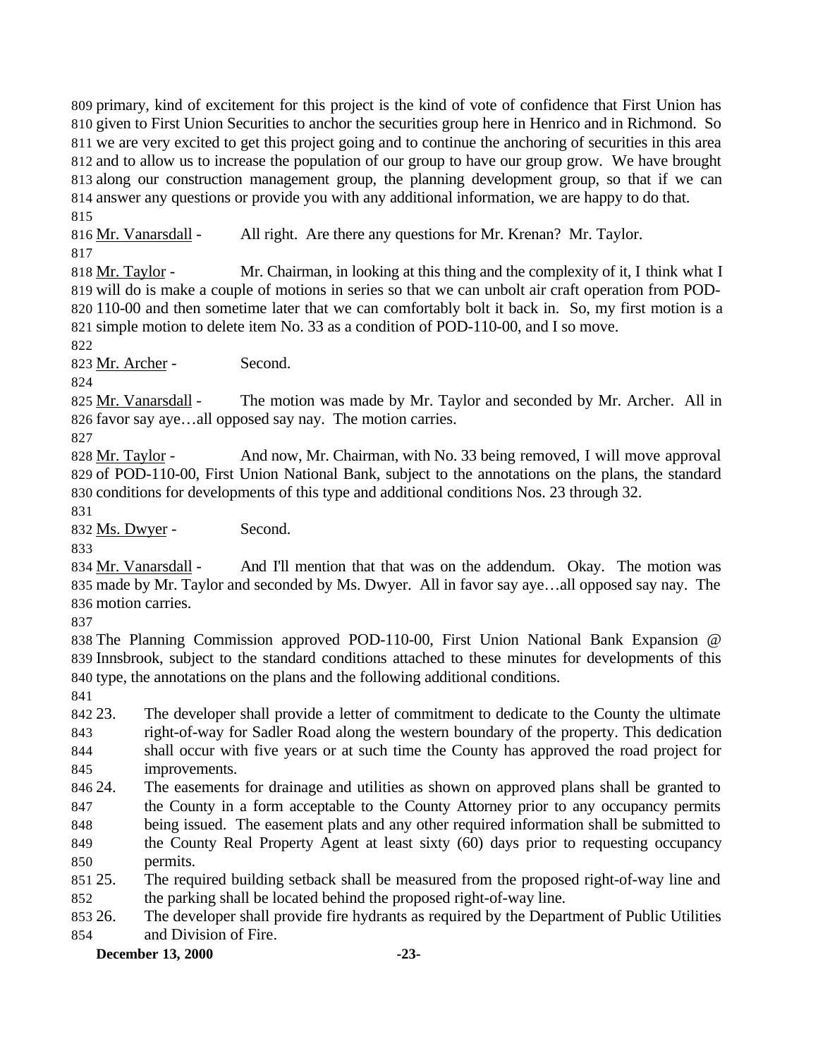primary, kind of excitement for this project is the kind of vote of confidence that First Union has given to First Union Securities to anchor the securities group here in Henrico and in Richmond. So we are very excited to get this project going and to continue the anchoring of securities in this area and to allow us to increase the population of our group to have our group grow. We have brought along our construction management group, the planning development group, so that if we can answer any questions or provide you with any additional information, we are happy to do that.

Mr. Vanarsdall - All right. Are there any questions for Mr. Krenan? Mr. Taylor.

Mr. Taylor - Mr. Chairman, in looking at this thing and the complexity of it, I think what I will do is make a couple of motions in series so that we can unbolt air craft operation from POD-110-00 and then sometime later that we can comfortably bolt it back in. So, my first motion is a simple motion to delete item No. 33 as a condition of POD-110-00, and I so move.

Mr. Archer - Second.

Mr. Vanarsdall - The motion was made by Mr. Taylor and seconded by Mr. Archer. All in favor say aye…all opposed say nay. The motion carries.

Mr. Taylor - And now, Mr. Chairman, with No. 33 being removed, I will move approval of POD-110-00, First Union National Bank, subject to the annotations on the plans, the standard conditions for developments of this type and additional conditions Nos. 23 through 32.

Ms. Dwyer - Second.

Mr. Vanarsdall - And I'll mention that that was on the addendum. Okay. The motion was made by Mr. Taylor and seconded by Ms. Dwyer. All in favor say aye…all opposed say nay. The motion carries.

The Planning Commission approved POD-110-00, First Union National Bank Expansion @ Innsbrook, subject to the standard conditions attached to these minutes for developments of this type, the annotations on the plans and the following additional conditions.

23. The developer shall provide a letter of commitment to dedicate to the County the ultimate right-of-way for Sadler Road along the western boundary of the property. This dedication shall occur with five years or at such time the County has approved the road project for improvements.
24. The easements for drainage and utilities as shown on approved plans shall be granted to the County in a form acceptable to the County Attorney prior to any occupancy permits being issued. The easement plats and any other required information shall be submitted to the County Real Property Agent at least sixty (60) days prior to requesting occupancy permits.
25. The required building setback shall be measured from the proposed right-of-way line and the parking shall be located behind the proposed right-of-way line.
26. The developer shall provide fire hydrants as required by the Department of Public Utilities and Division of Fire.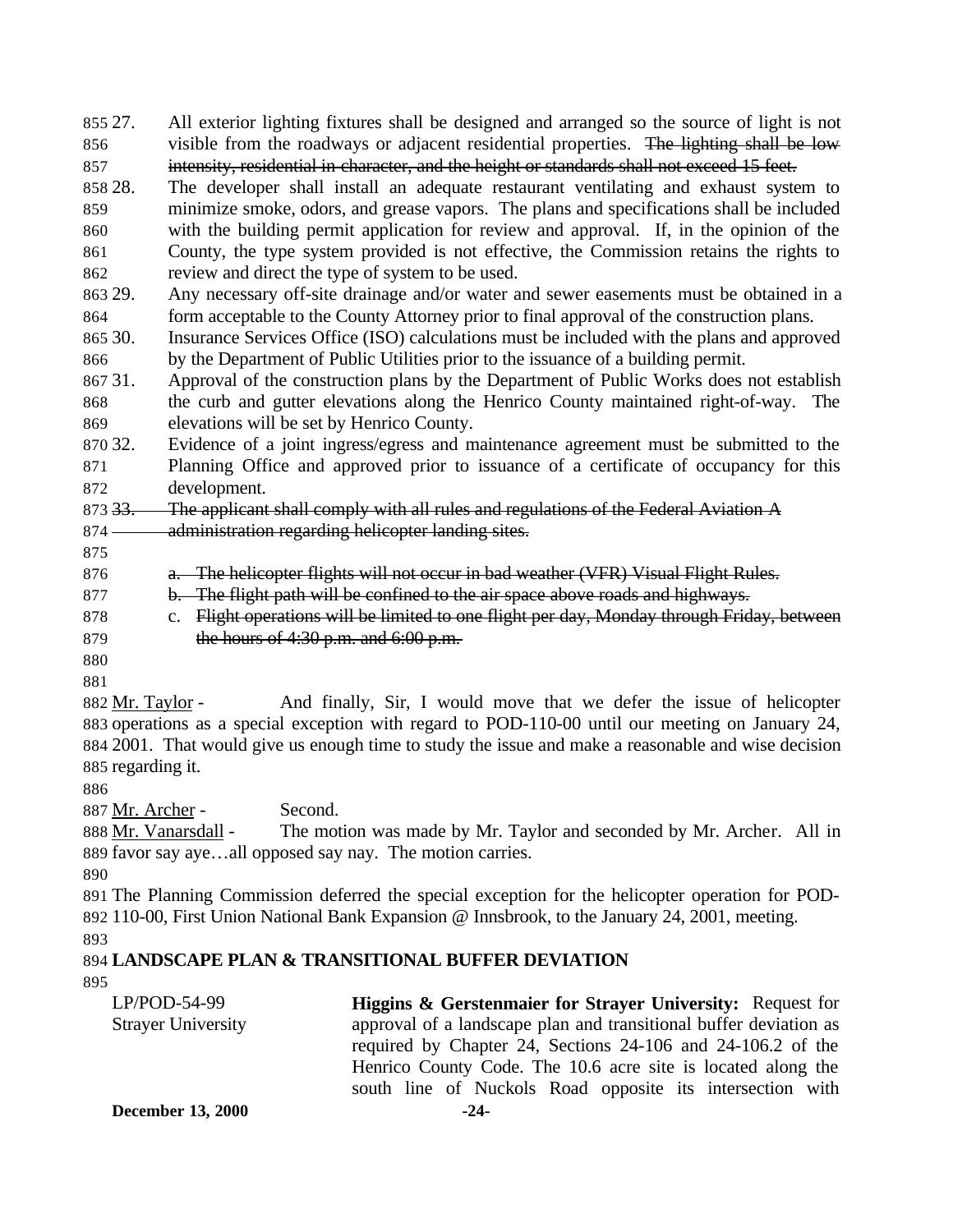27. All exterior lighting fixtures shall be designed and arranged so the source of light is not visible from the roadways or adjacent residential properties. ~~The lighting shall be low intensity, residential in character, and the height or standards shall not exceed 15 feet.~~

28. The developer shall install an adequate restaurant ventilating and exhaust system to minimize smoke, odors, and grease vapors. The plans and specifications shall be included with the building permit application for review and approval. If, in the opinion of the County, the type system provided is not effective, the Commission retains the rights to review and direct the type of system to be used.

29. Any necessary off-site drainage and/or water and sewer easements must be obtained in a form acceptable to the County Attorney prior to final approval of the construction plans.

30. Insurance Services Office (ISO) calculations must be included with the plans and approved by the Department of Public Utilities prior to the issuance of a building permit.

31. Approval of the construction plans by the Department of Public Works does not establish the curb and gutter elevations along the Henrico County maintained right-of-way. The elevations will be set by Henrico County.

32. Evidence of a joint ingress/egress and maintenance agreement must be submitted to the Planning Office and approved prior to issuance of a certificate of occupancy for this development.

~~33. The applicant shall comply with all rules and regulations of the Federal Aviation A administration regarding helicopter landing sites.~~

~~a. The helicopter flights will not occur in bad weather (VFR) Visual Flight Rules.~~
~~b. The flight path will be confined to the air space above roads and highways.~~
~~c. Flight operations will be limited to one flight per day, Monday through Friday, between the hours of 4:30 p.m. and 6:00 p.m.~~

Mr. Taylor - And finally, Sir, I would move that we defer the issue of helicopter operations as a special exception with regard to POD-110-00 until our meeting on January 24, 2001. That would give us enough time to study the issue and make a reasonable and wise decision regarding it.

Mr. Archer - Second.

Mr. Vanarsdall - The motion was made by Mr. Taylor and seconded by Mr. Archer. All in favor say aye…all opposed say nay. The motion carries.

The Planning Commission deferred the special exception for the helicopter operation for POD-110-00, First Union National Bank Expansion @ Innsbrook, to the January 24, 2001, meeting.

**LANDSCAPE PLAN & TRANSITIONAL BUFFER DEVIATION**

LP/POD-54-99
Strayer University

**Higgins & Gerstenmaier for Strayer University:** Request for approval of a landscape plan and transitional buffer deviation as required by Chapter 24, Sections 24-106 and 24-106.2 of the Henrico County Code. The 10.6 acre site is located along the south line of Nuckols Road opposite its intersection with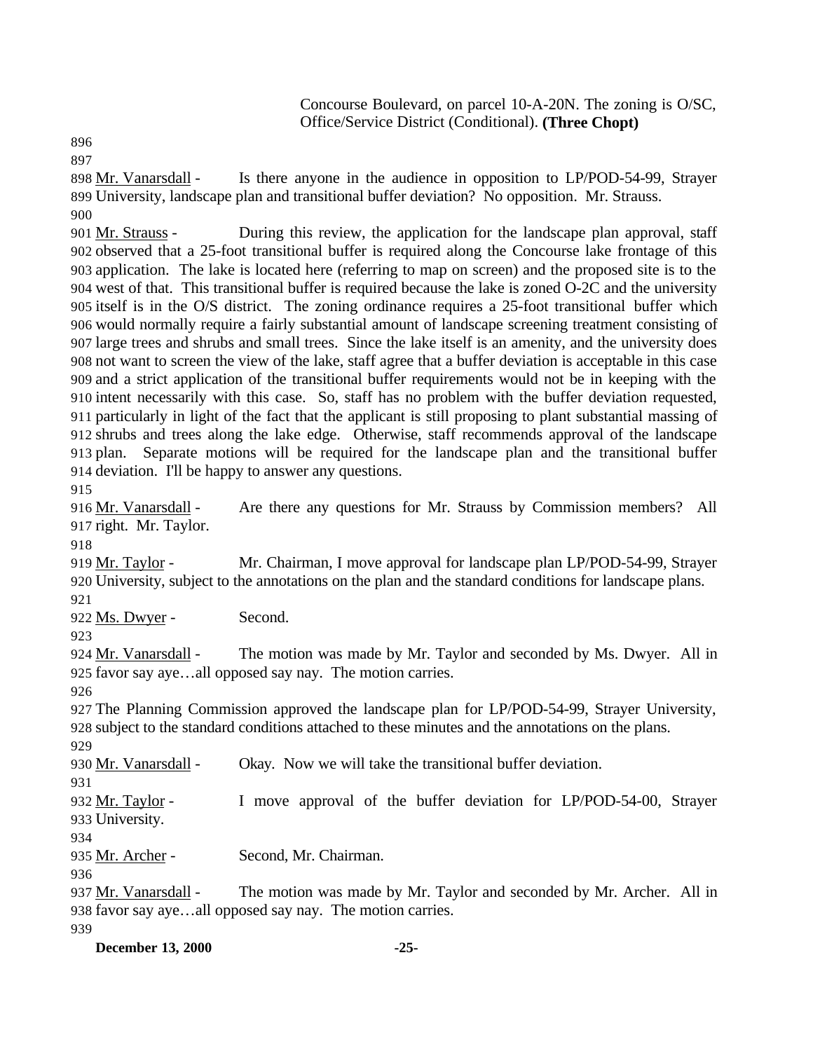Concourse Boulevard, on parcel 10-A-20N. The zoning is O/SC, Office/Service District (Conditional). **(Three Chopt)**

Mr. Vanarsdall - Is there anyone in the audience in opposition to LP/POD-54-99, Strayer University, landscape plan and transitional buffer deviation? No opposition. Mr. Strauss.

Mr. Strauss - During this review, the application for the landscape plan approval, staff observed that a 25-foot transitional buffer is required along the Concourse lake frontage of this application. The lake is located here (referring to map on screen) and the proposed site is to the west of that. This transitional buffer is required because the lake is zoned O-2C and the university itself is in the O/S district. The zoning ordinance requires a 25-foot transitional buffer which would normally require a fairly substantial amount of landscape screening treatment consisting of large trees and shrubs and small trees. Since the lake itself is an amenity, and the university does not want to screen the view of the lake, staff agree that a buffer deviation is acceptable in this case and a strict application of the transitional buffer requirements would not be in keeping with the intent necessarily with this case. So, staff has no problem with the buffer deviation requested, particularly in light of the fact that the applicant is still proposing to plant substantial massing of shrubs and trees along the lake edge. Otherwise, staff recommends approval of the landscape plan. Separate motions will be required for the landscape plan and the transitional buffer deviation. I'll be happy to answer any questions.

Mr. Vanarsdall - Are there any questions for Mr. Strauss by Commission members? All right. Mr. Taylor.

Mr. Taylor - Mr. Chairman, I move approval for landscape plan LP/POD-54-99, Strayer University, subject to the annotations on the plan and the standard conditions for landscape plans.

Ms. Dwyer - Second.

Mr. Vanarsdall - The motion was made by Mr. Taylor and seconded by Ms. Dwyer. All in favor say aye…all opposed say nay. The motion carries.

The Planning Commission approved the landscape plan for LP/POD-54-99, Strayer University, subject to the standard conditions attached to these minutes and the annotations on the plans.

Mr. Vanarsdall - Okay. Now we will take the transitional buffer deviation.

Mr. Taylor - I move approval of the buffer deviation for LP/POD-54-00, Strayer University.

Mr. Archer - Second, Mr. Chairman.

Mr. Vanarsdall - The motion was made by Mr. Taylor and seconded by Mr. Archer. All in favor say aye…all opposed say nay. The motion carries.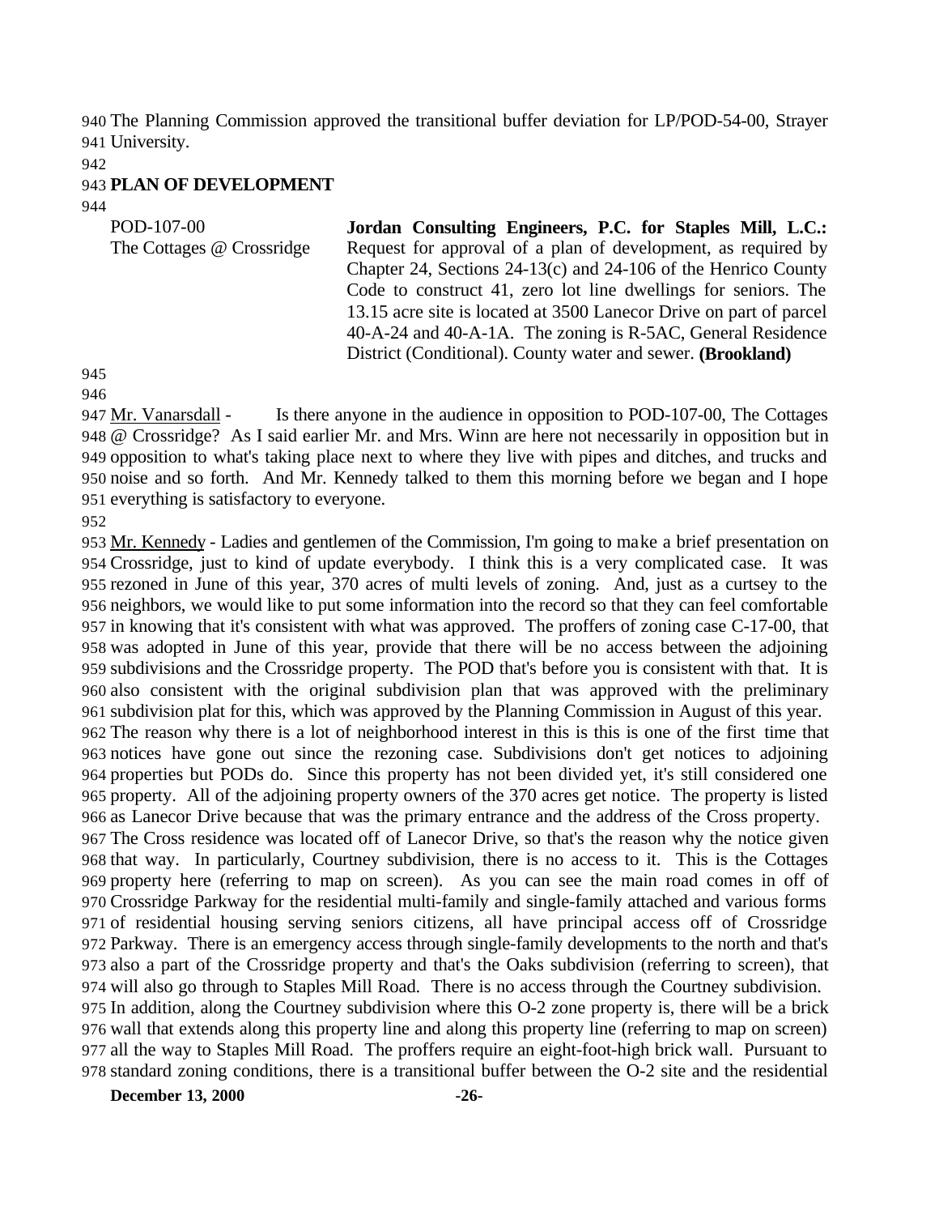The Planning Commission approved the transitional buffer deviation for LP/POD-54-00, Strayer University.

**PLAN OF DEVELOPMENT**

| | |
|---|---|
| POD-107-00<br>The Cottages @ Crossridge | **Jordan Consulting Engineers, P.C. for Staples Mill, L.C.:** Request for approval of a plan of development, as required by Chapter 24, Sections 24-13(c) and 24-106 of the Henrico County Code to construct 41, zero lot line dwellings for seniors. The 13.15 acre site is located at 3500 Lanecor Drive on part of parcel 40-A-24 and 40-A-1A. The zoning is R-5AC, General Residence District (Conditional). County water and sewer. **(Brookland)** |

Mr. Vanarsdall - Is there anyone in the audience in opposition to POD-107-00, The Cottages @ Crossridge? As I said earlier Mr. and Mrs. Winn are here not necessarily in opposition but in opposition to what's taking place next to where they live with pipes and ditches, and trucks and noise and so forth. And Mr. Kennedy talked to them this morning before we began and I hope everything is satisfactory to everyone.

Mr. Kennedy - Ladies and gentlemen of the Commission, I'm going to make a brief presentation on Crossridge, just to kind of update everybody. I think this is a very complicated case. It was rezoned in June of this year, 370 acres of multi levels of zoning. And, just as a curtsey to the neighbors, we would like to put some information into the record so that they can feel comfortable in knowing that it's consistent with what was approved. The proffers of zoning case C-17-00, that was adopted in June of this year, provide that there will be no access between the adjoining subdivisions and the Crossridge property. The POD that's before you is consistent with that. It is also consistent with the original subdivision plan that was approved with the preliminary subdivision plat for this, which was approved by the Planning Commission in August of this year. The reason why there is a lot of neighborhood interest in this is this is one of the first time that notices have gone out since the rezoning case. Subdivisions don't get notices to adjoining properties but PODs do. Since this property has not been divided yet, it's still considered one property. All of the adjoining property owners of the 370 acres get notice. The property is listed as Lanecor Drive because that was the primary entrance and the address of the Cross property. The Cross residence was located off of Lanecor Drive, so that's the reason why the notice given that way. In particularly, Courtney subdivision, there is no access to it. This is the Cottages property here (referring to map on screen). As you can see the main road comes in off of Crossridge Parkway for the residential multi-family and single-family attached and various forms of residential housing serving seniors citizens, all have principal access off of Crossridge Parkway. There is an emergency access through single-family developments to the north and that's also a part of the Crossridge property and that's the Oaks subdivision (referring to screen), that will also go through to Staples Mill Road. There is no access through the Courtney subdivision. In addition, along the Courtney subdivision where this O-2 zone property is, there will be a brick wall that extends along this property line and along this property line (referring to map on screen) all the way to Staples Mill Road. The proffers require an eight-foot-high brick wall. Pursuant to standard zoning conditions, there is a transitional buffer between the O-2 site and the residential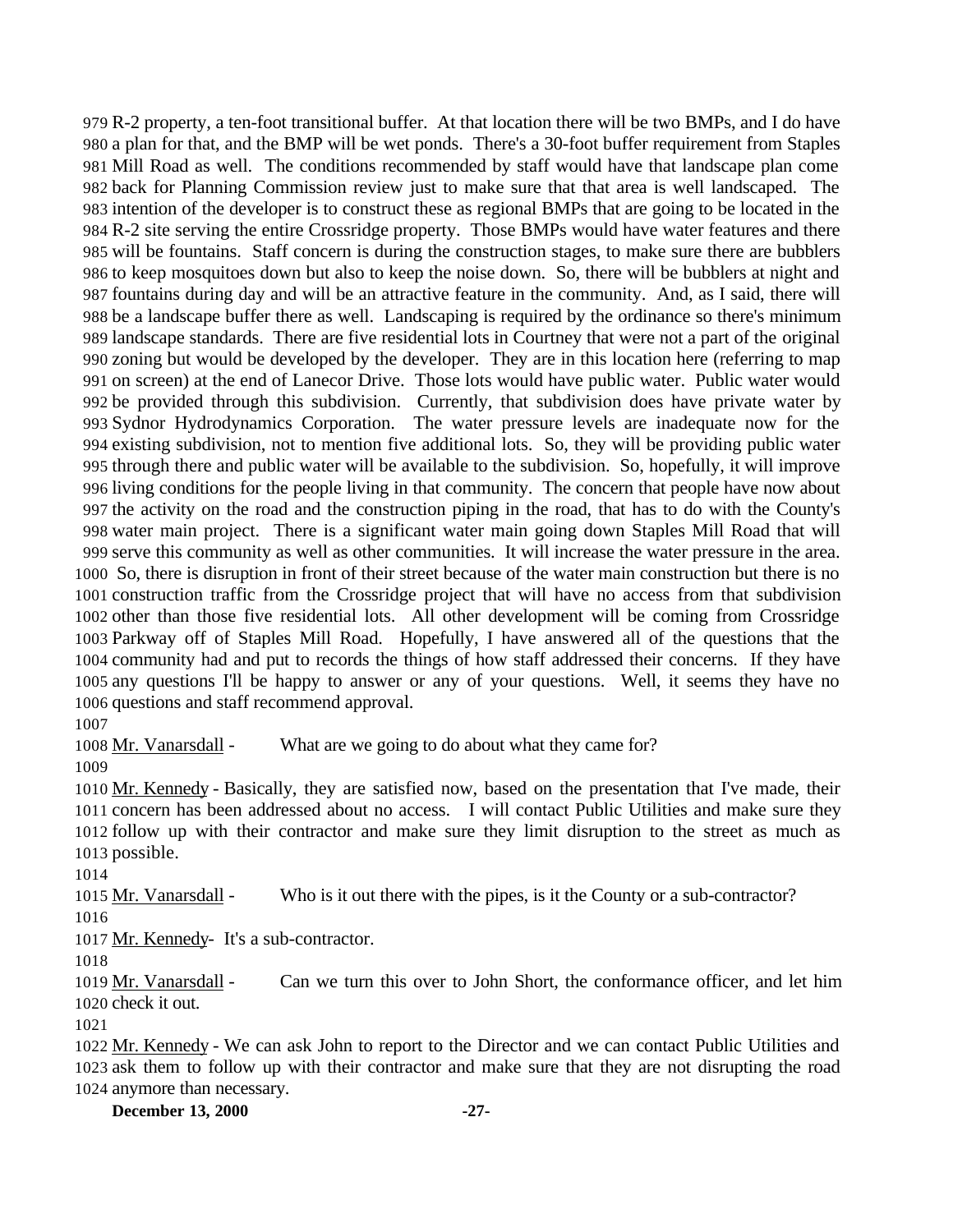R-2 property, a ten-foot transitional buffer. At that location there will be two BMPs, and I do have a plan for that, and the BMP will be wet ponds. There's a 30-foot buffer requirement from Staples Mill Road as well. The conditions recommended by staff would have that landscape plan come back for Planning Commission review just to make sure that that area is well landscaped. The intention of the developer is to construct these as regional BMPs that are going to be located in the R-2 site serving the entire Crossridge property. Those BMPs would have water features and there will be fountains. Staff concern is during the construction stages, to make sure there are bubblers to keep mosquitoes down but also to keep the noise down. So, there will be bubblers at night and fountains during day and will be an attractive feature in the community. And, as I said, there will be a landscape buffer there as well. Landscaping is required by the ordinance so there's minimum landscape standards. There are five residential lots in Courtney that were not a part of the original zoning but would be developed by the developer. They are in this location here (referring to map on screen) at the end of Lanecor Drive. Those lots would have public water. Public water would be provided through this subdivision. Currently, that subdivision does have private water by Sydnor Hydrodynamics Corporation. The water pressure levels are inadequate now for the existing subdivision, not to mention five additional lots. So, they will be providing public water through there and public water will be available to the subdivision. So, hopefully, it will improve living conditions for the people living in that community. The concern that people have now about the activity on the road and the construction piping in the road, that has to do with the County's water main project. There is a significant water main going down Staples Mill Road that will serve this community as well as other communities. It will increase the water pressure in the area. So, there is disruption in front of their street because of the water main construction but there is no construction traffic from the Crossridge project that will have no access from that subdivision other than those five residential lots. All other development will be coming from Crossridge Parkway off of Staples Mill Road. Hopefully, I have answered all of the questions that the community had and put to records the things of how staff addressed their concerns. If they have any questions I'll be happy to answer or any of your questions. Well, it seems they have no questions and staff recommend approval.

Mr. Vanarsdall - What are we going to do about what they came for?

Mr. Kennedy - Basically, they are satisfied now, based on the presentation that I've made, their concern has been addressed about no access. I will contact Public Utilities and make sure they follow up with their contractor and make sure they limit disruption to the street as much as possible.

Mr. Vanarsdall - Who is it out there with the pipes, is it the County or a sub-contractor?

Mr. Kennedy- It's a sub-contractor.

Mr. Vanarsdall - Can we turn this over to John Short, the conformance officer, and let him check it out.

Mr. Kennedy - We can ask John to report to the Director and we can contact Public Utilities and ask them to follow up with their contractor and make sure that they are not disrupting the road anymore than necessary.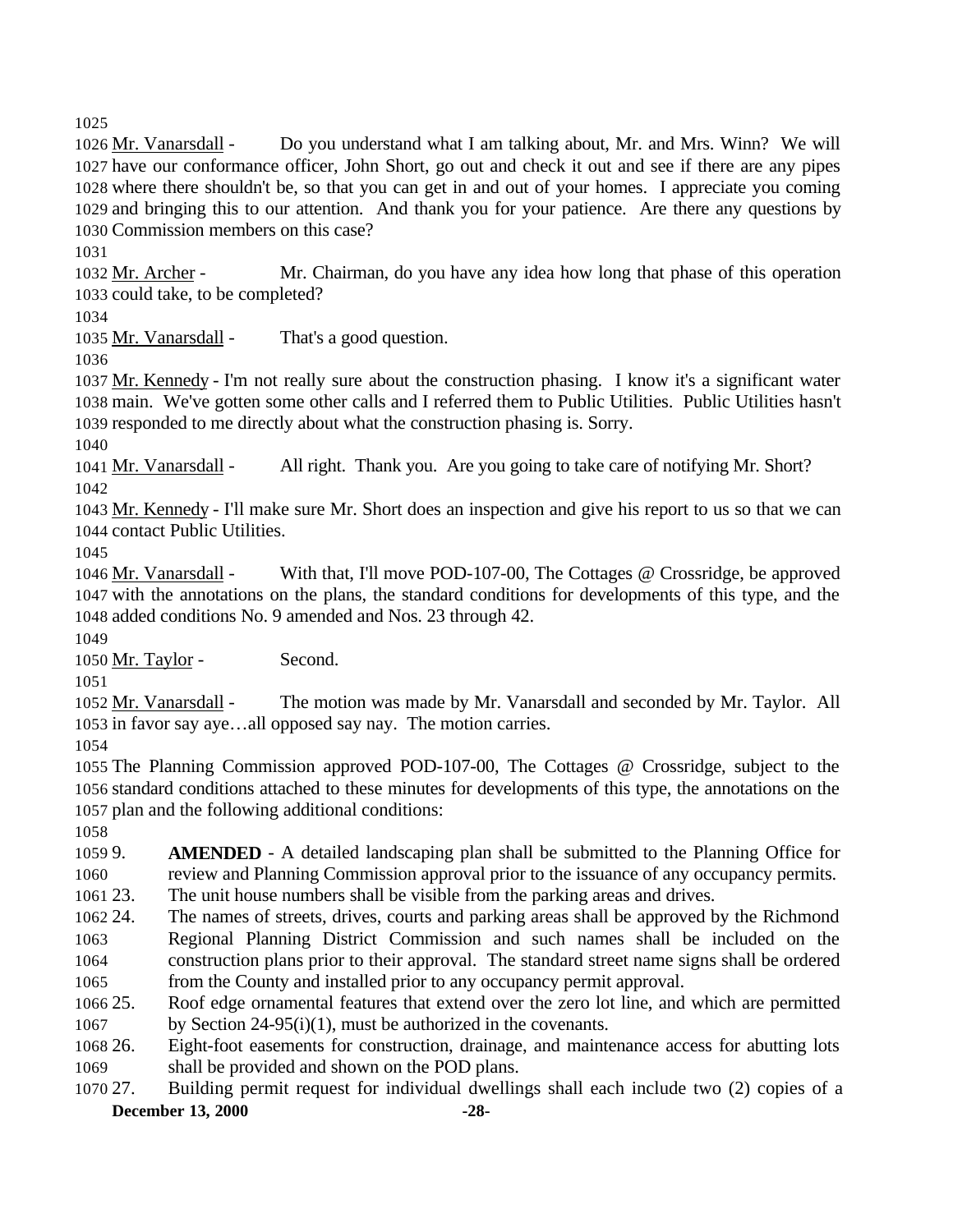Mr. Vanarsdall - Do you understand what I am talking about, Mr. and Mrs. Winn? We will have our conformance officer, John Short, go out and check it out and see if there are any pipes where there shouldn't be, so that you can get in and out of your homes. I appreciate you coming and bringing this to our attention. And thank you for your patience. Are there any questions by Commission members on this case?

Mr. Archer - Mr. Chairman, do you have any idea how long that phase of this operation could take, to be completed?

Mr. Vanarsdall - That's a good question.

Mr. Kennedy - I'm not really sure about the construction phasing. I know it's a significant water main. We've gotten some other calls and I referred them to Public Utilities. Public Utilities hasn't responded to me directly about what the construction phasing is. Sorry.

Mr. Vanarsdall - All right. Thank you. Are you going to take care of notifying Mr. Short?

Mr. Kennedy - I'll make sure Mr. Short does an inspection and give his report to us so that we can contact Public Utilities.

Mr. Vanarsdall - With that, I'll move POD-107-00, The Cottages @ Crossridge, be approved with the annotations on the plans, the standard conditions for developments of this type, and the added conditions No. 9 amended and Nos. 23 through 42.

Mr. Taylor - Second.

Mr. Vanarsdall - The motion was made by Mr. Vanarsdall and seconded by Mr. Taylor. All in favor say aye…all opposed say nay. The motion carries.

The Planning Commission approved POD-107-00, The Cottages @ Crossridge, subject to the standard conditions attached to these minutes for developments of this type, the annotations on the plan and the following additional conditions:

9. **AMENDED** - A detailed landscaping plan shall be submitted to the Planning Office for review and Planning Commission approval prior to the issuance of any occupancy permits.
23. The unit house numbers shall be visible from the parking areas and drives.
24. The names of streets, drives, courts and parking areas shall be approved by the Richmond Regional Planning District Commission and such names shall be included on the construction plans prior to their approval. The standard street name signs shall be ordered from the County and installed prior to any occupancy permit approval.
25. Roof edge ornamental features that extend over the zero lot line, and which are permitted by Section 24-95(i)(1), must be authorized in the covenants.
26. Eight-foot easements for construction, drainage, and maintenance access for abutting lots shall be provided and shown on the POD plans.
27. Building permit request for individual dwellings shall each include two (2) copies of a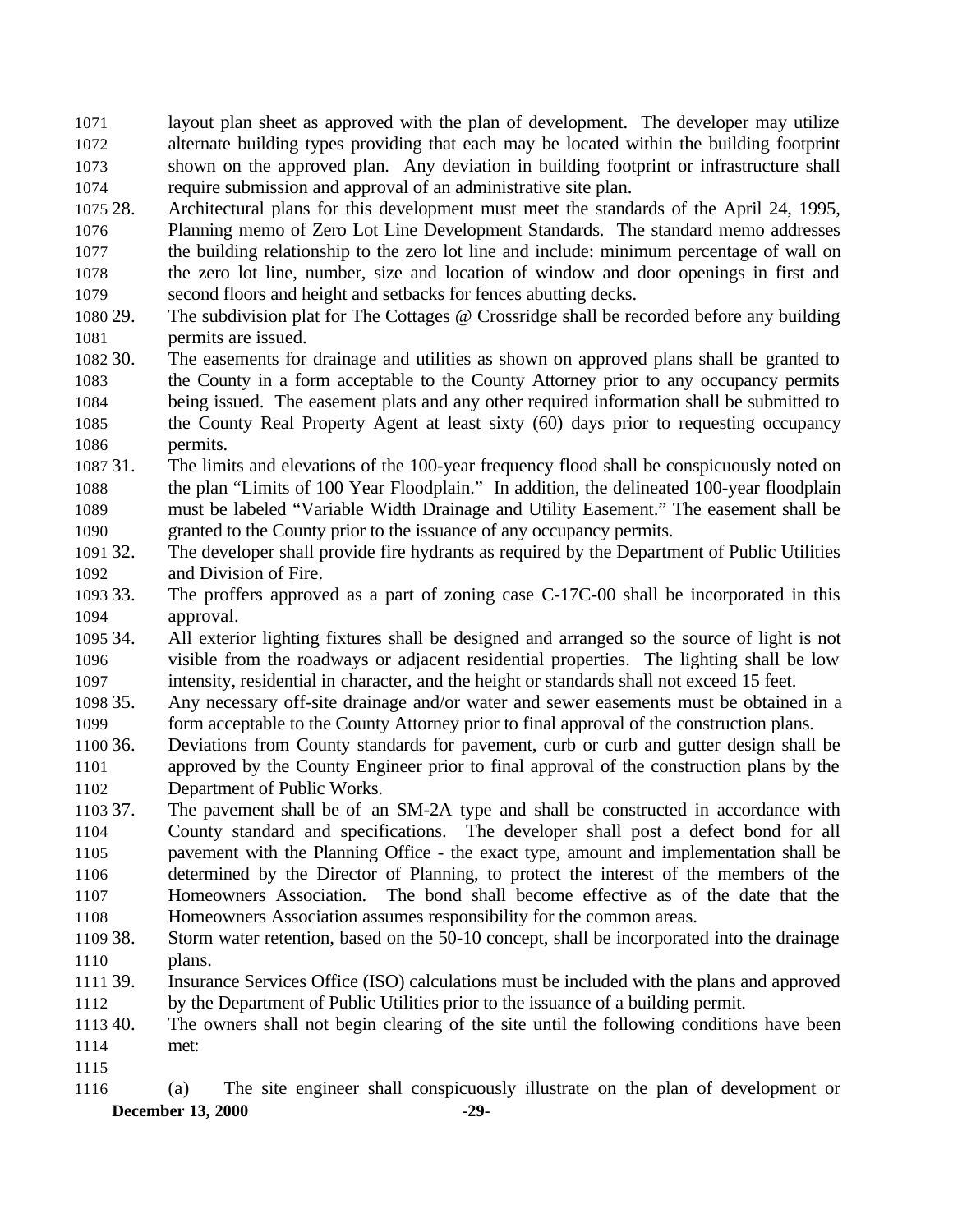layout plan sheet as approved with the plan of development. The developer may utilize alternate building types providing that each may be located within the building footprint shown on the approved plan. Any deviation in building footprint or infrastructure shall require submission and approval of an administrative site plan.

28. Architectural plans for this development must meet the standards of the April 24, 1995, Planning memo of Zero Lot Line Development Standards. The standard memo addresses the building relationship to the zero lot line and include: minimum percentage of wall on the zero lot line, number, size and location of window and door openings in first and second floors and height and setbacks for fences abutting decks.

29. The subdivision plat for The Cottages @ Crossridge shall be recorded before any building permits are issued.

30. The easements for drainage and utilities as shown on approved plans shall be granted to the County in a form acceptable to the County Attorney prior to any occupancy permits being issued. The easement plats and any other required information shall be submitted to the County Real Property Agent at least sixty (60) days prior to requesting occupancy permits.

31. The limits and elevations of the 100-year frequency flood shall be conspicuously noted on the plan "Limits of 100 Year Floodplain." In addition, the delineated 100-year floodplain must be labeled "Variable Width Drainage and Utility Easement." The easement shall be granted to the County prior to the issuance of any occupancy permits.

32. The developer shall provide fire hydrants as required by the Department of Public Utilities and Division of Fire.

33. The proffers approved as a part of zoning case C-17C-00 shall be incorporated in this approval.

34. All exterior lighting fixtures shall be designed and arranged so the source of light is not visible from the roadways or adjacent residential properties. The lighting shall be low intensity, residential in character, and the height or standards shall not exceed 15 feet.

35. Any necessary off-site drainage and/or water and sewer easements must be obtained in a form acceptable to the County Attorney prior to final approval of the construction plans.

36. Deviations from County standards for pavement, curb or curb and gutter design shall be approved by the County Engineer prior to final approval of the construction plans by the Department of Public Works.

37. The pavement shall be of an SM-2A type and shall be constructed in accordance with County standard and specifications. The developer shall post a defect bond for all pavement with the Planning Office - the exact type, amount and implementation shall be determined by the Director of Planning, to protect the interest of the members of the Homeowners Association. The bond shall become effective as of the date that the Homeowners Association assumes responsibility for the common areas.

38. Storm water retention, based on the 50-10 concept, shall be incorporated into the drainage plans.

39. Insurance Services Office (ISO) calculations must be included with the plans and approved by the Department of Public Utilities prior to the issuance of a building permit.

40. The owners shall not begin clearing of the site until the following conditions have been met:

(a) The site engineer shall conspicuously illustrate on the plan of development or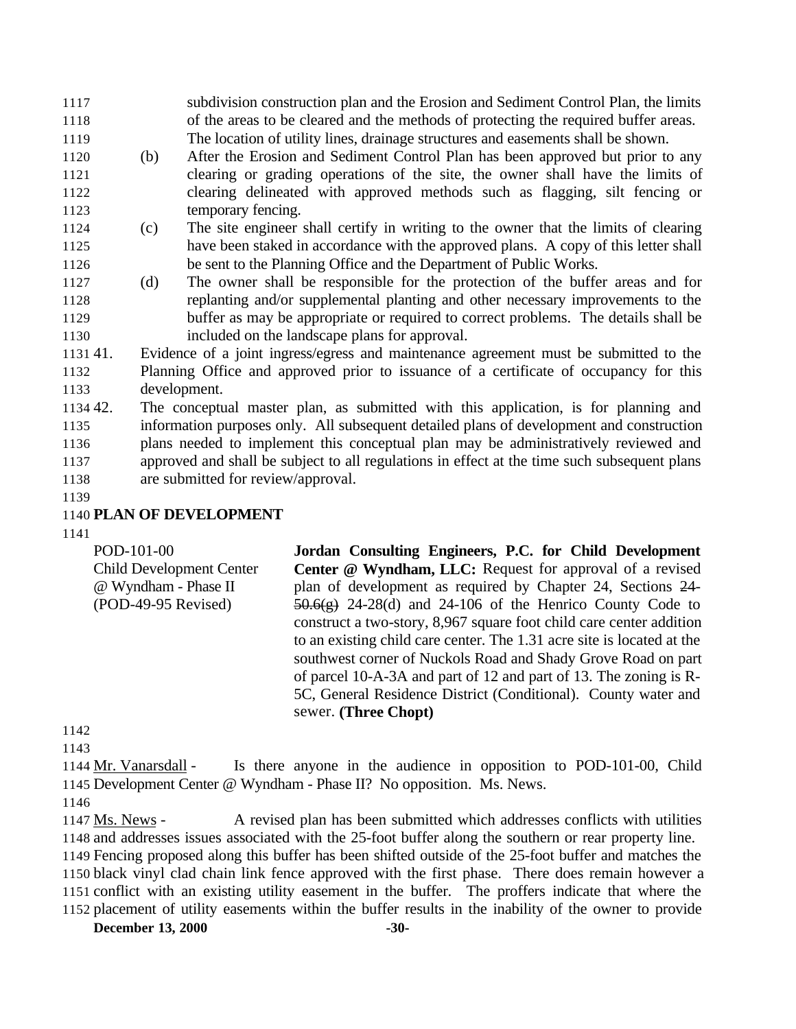subdivision construction plan and the Erosion and Sediment Control Plan, the limits of the areas to be cleared and the methods of protecting the required buffer areas. The location of utility lines, drainage structures and easements shall be shown.

(b) After the Erosion and Sediment Control Plan has been approved but prior to any clearing or grading operations of the site, the owner shall have the limits of clearing delineated with approved methods such as flagging, silt fencing or temporary fencing.

(c) The site engineer shall certify in writing to the owner that the limits of clearing have been staked in accordance with the approved plans. A copy of this letter shall be sent to the Planning Office and the Department of Public Works.

(d) The owner shall be responsible for the protection of the buffer areas and for replanting and/or supplemental planting and other necessary improvements to the buffer as may be appropriate or required to correct problems. The details shall be included on the landscape plans for approval.

41. Evidence of a joint ingress/egress and maintenance agreement must be submitted to the Planning Office and approved prior to issuance of a certificate of occupancy for this development.

42. The conceptual master plan, as submitted with this application, is for planning and information purposes only. All subsequent detailed plans of development and construction plans needed to implement this conceptual plan may be administratively reviewed and approved and shall be subject to all regulations in effect at the time such subsequent plans are submitted for review/approval.

**PLAN OF DEVELOPMENT**

POD-101-00
Child Development Center @ Wyndham - Phase II
(POD-49-95 Revised)

**Jordan Consulting Engineers, P.C. for Child Development Center @ Wyndham, LLC:** Request for approval of a revised plan of development as required by Chapter 24, Sections ~~24-50.6(g)~~ 24-28(d) and 24-106 of the Henrico County Code to construct a two-story, 8,967 square foot child care center addition to an existing child care center. The 1.31 acre site is located at the southwest corner of Nuckols Road and Shady Grove Road on part of parcel 10-A-3A and part of 12 and part of 13. The zoning is R-5C, General Residence District (Conditional). County water and sewer. **(Three Chopt)**

Mr. Vanarsdall - Is there anyone in the audience in opposition to POD-101-00, Child Development Center @ Wyndham - Phase II? No opposition. Ms. News.

Ms. News - A revised plan has been submitted which addresses conflicts with utilities and addresses issues associated with the 25-foot buffer along the southern or rear property line. Fencing proposed along this buffer has been shifted outside of the 25-foot buffer and matches the black vinyl clad chain link fence approved with the first phase. There does remain however a conflict with an existing utility easement in the buffer. The proffers indicate that where the placement of utility easements within the buffer results in the inability of the owner to provide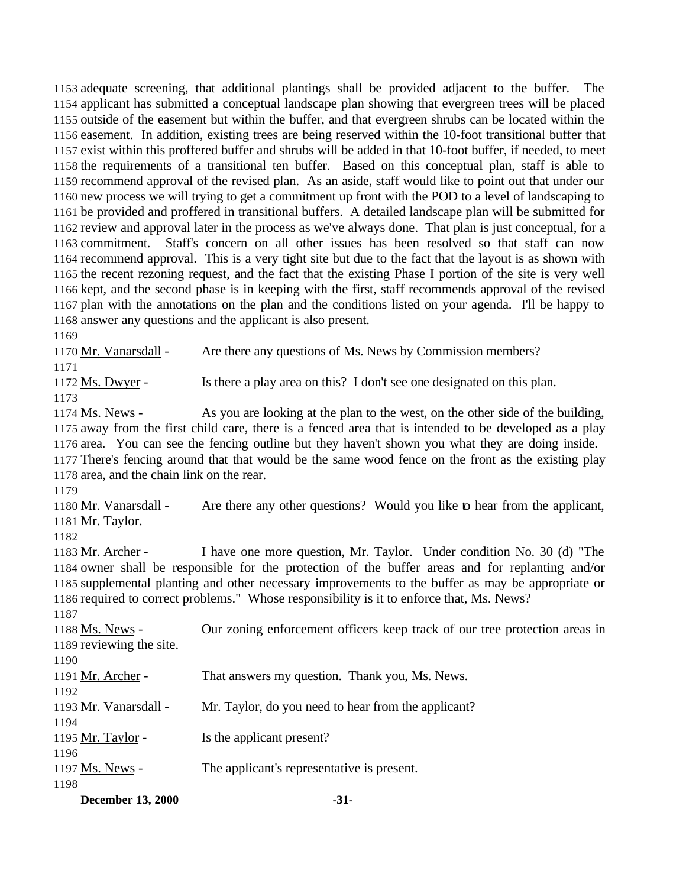adequate screening, that additional plantings shall be provided adjacent to the buffer. The applicant has submitted a conceptual landscape plan showing that evergreen trees will be placed outside of the easement but within the buffer, and that evergreen shrubs can be located within the easement. In addition, existing trees are being reserved within the 10-foot transitional buffer that exist within this proffered buffer and shrubs will be added in that 10-foot buffer, if needed, to meet the requirements of a transitional ten buffer. Based on this conceptual plan, staff is able to recommend approval of the revised plan. As an aside, staff would like to point out that under our new process we will trying to get a commitment up front with the POD to a level of landscaping to be provided and proffered in transitional buffers. A detailed landscape plan will be submitted for review and approval later in the process as we've always done. That plan is just conceptual, for a commitment. Staff's concern on all other issues has been resolved so that staff can now recommend approval. This is a very tight site but due to the fact that the layout is as shown with the recent rezoning request, and the fact that the existing Phase I portion of the site is very well kept, and the second phase is in keeping with the first, staff recommends approval of the revised plan with the annotations on the plan and the conditions listed on your agenda. I'll be happy to answer any questions and the applicant is also present.

Mr. Vanarsdall - Are there any questions of Ms. News by Commission members?

Ms. Dwyer - Is there a play area on this? I don't see one designated on this plan.

Ms. News - As you are looking at the plan to the west, on the other side of the building, away from the first child care, there is a fenced area that is intended to be developed as a play area. You can see the fencing outline but they haven't shown you what they are doing inside. There's fencing around that that would be the same wood fence on the front as the existing play area, and the chain link on the rear.

Mr. Vanarsdall - Are there any other questions? Would you like to hear from the applicant, Mr. Taylor.

Mr. Archer - I have one more question, Mr. Taylor. Under condition No. 30 (d) "The owner shall be responsible for the protection of the buffer areas and for replanting and/or supplemental planting and other necessary improvements to the buffer as may be appropriate or required to correct problems." Whose responsibility is it to enforce that, Ms. News?

Ms. News - Our zoning enforcement officers keep track of our tree protection areas in reviewing the site.

Mr. Archer - That answers my question. Thank you, Ms. News.

Mr. Vanarsdall - Mr. Taylor, do you need to hear from the applicant?

Mr. Taylor - Is the applicant present?

Ms. News - The applicant's representative is present.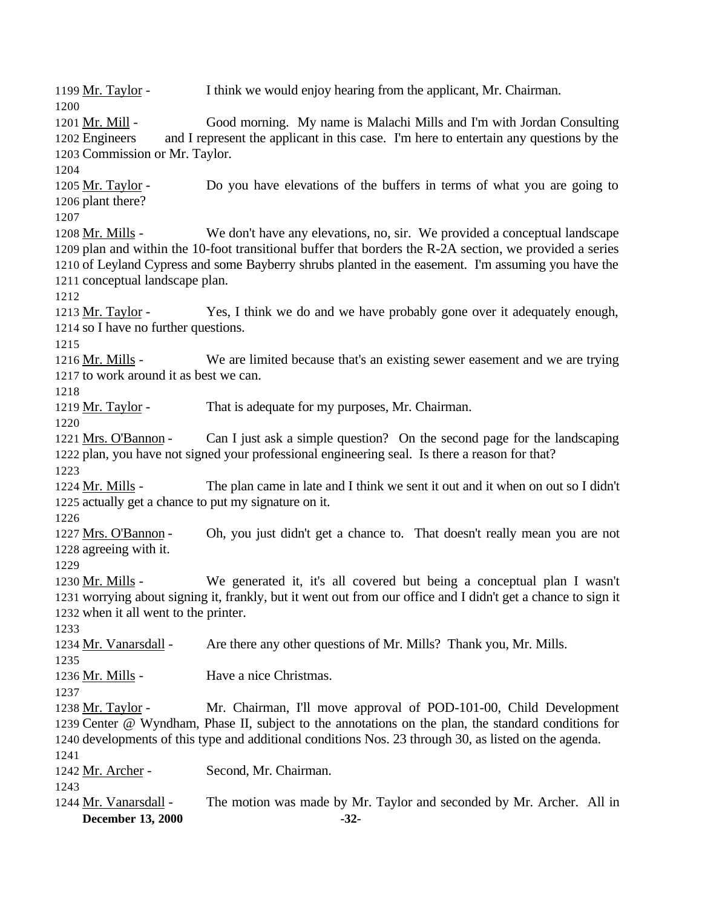1199 Mr. Taylor - I think we would enjoy hearing from the applicant, Mr. Chairman.
1200
1201 Mr. Mill - Good morning. My name is Malachi Mills and I'm with Jordan Consulting
1202 Engineers and I represent the applicant in this case. I'm here to entertain any questions by the
1203 Commission or Mr. Taylor.
1204
1205 Mr. Taylor - Do you have elevations of the buffers in terms of what you are going to
1206 plant there?
1207
1208 Mr. Mills - We don't have any elevations, no, sir. We provided a conceptual landscape
1209 plan and within the 10-foot transitional buffer that borders the R-2A section, we provided a series
1210 of Leyland Cypress and some Bayberry shrubs planted in the easement. I'm assuming you have the
1211 conceptual landscape plan.
1212
1213 Mr. Taylor - Yes, I think we do and we have probably gone over it adequately enough,
1214 so I have no further questions.
1215
1216 Mr. Mills - We are limited because that's an existing sewer easement and we are trying
1217 to work around it as best we can.
1218
1219 Mr. Taylor - That is adequate for my purposes, Mr. Chairman.
1220
1221 Mrs. O'Bannon - Can I just ask a simple question? On the second page for the landscaping
1222 plan, you have not signed your professional engineering seal. Is there a reason for that?
1223
1224 Mr. Mills - The plan came in late and I think we sent it out and it when on out so I didn't
1225 actually get a chance to put my signature on it.
1226
1227 Mrs. O'Bannon - Oh, you just didn't get a chance to. That doesn't really mean you are not
1228 agreeing with it.
1229
1230 Mr. Mills - We generated it, it's all covered but being a conceptual plan I wasn't
1231 worrying about signing it, frankly, but it went out from our office and I didn't get a chance to sign it
1232 when it all went to the printer.
1233
1234 Mr. Vanarsdall - Are there any other questions of Mr. Mills? Thank you, Mr. Mills.
1235
1236 Mr. Mills - Have a nice Christmas.
1237
1238 Mr. Taylor - Mr. Chairman, I'll move approval of POD-101-00, Child Development
1239 Center @ Wyndham, Phase II, subject to the annotations on the plan, the standard conditions for
1240 developments of this type and additional conditions Nos. 23 through 30, as listed on the agenda.
1241
1242 Mr. Archer - Second, Mr. Chairman.
1243
1244 Mr. Vanarsdall - The motion was made by Mr. Taylor and seconded by Mr. Archer. All in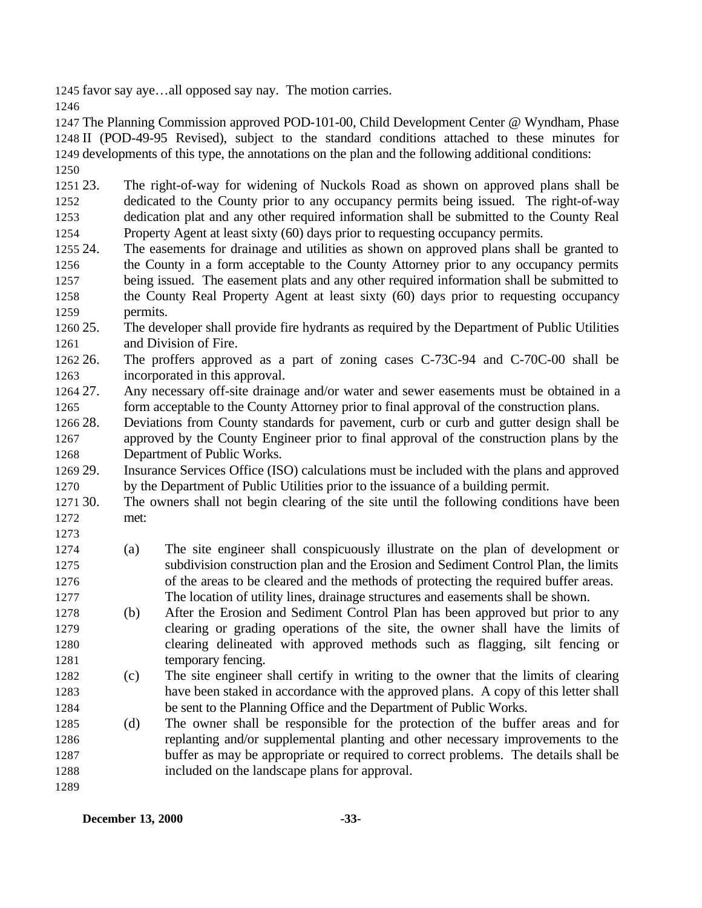favor say aye…all opposed say nay. The motion carries.

The Planning Commission approved POD-101-00, Child Development Center @ Wyndham, Phase II (POD-49-95 Revised), subject to the standard conditions attached to these minutes for developments of this type, the annotations on the plan and the following additional conditions:

23. The right-of-way for widening of Nuckols Road as shown on approved plans shall be dedicated to the County prior to any occupancy permits being issued. The right-of-way dedication plat and any other required information shall be submitted to the County Real Property Agent at least sixty (60) days prior to requesting occupancy permits.
24. The easements for drainage and utilities as shown on approved plans shall be granted to the County in a form acceptable to the County Attorney prior to any occupancy permits being issued. The easement plats and any other required information shall be submitted to the County Real Property Agent at least sixty (60) days prior to requesting occupancy permits.
25. The developer shall provide fire hydrants as required by the Department of Public Utilities and Division of Fire.
26. The proffers approved as a part of zoning cases C-73C-94 and C-70C-00 shall be incorporated in this approval.
27. Any necessary off-site drainage and/or water and sewer easements must be obtained in a form acceptable to the County Attorney prior to final approval of the construction plans.
28. Deviations from County standards for pavement, curb or curb and gutter design shall be approved by the County Engineer prior to final approval of the construction plans by the Department of Public Works.
29. Insurance Services Office (ISO) calculations must be included with the plans and approved by the Department of Public Utilities prior to the issuance of a building permit.
30. The owners shall not begin clearing of the site until the following conditions have been met:

    (a) The site engineer shall conspicuously illustrate on the plan of development or subdivision construction plan and the Erosion and Sediment Control Plan, the limits of the areas to be cleared and the methods of protecting the required buffer areas. The location of utility lines, drainage structures and easements shall be shown.
    (b) After the Erosion and Sediment Control Plan has been approved but prior to any clearing or grading operations of the site, the owner shall have the limits of clearing delineated with approved methods such as flagging, silt fencing or temporary fencing.
    (c) The site engineer shall certify in writing to the owner that the limits of clearing have been staked in accordance with the approved plans. A copy of this letter shall be sent to the Planning Office and the Department of Public Works.
    (d) The owner shall be responsible for the protection of the buffer areas and for replanting and/or supplemental planting and other necessary improvements to the buffer as may be appropriate or required to correct problems. The details shall be included on the landscape plans for approval.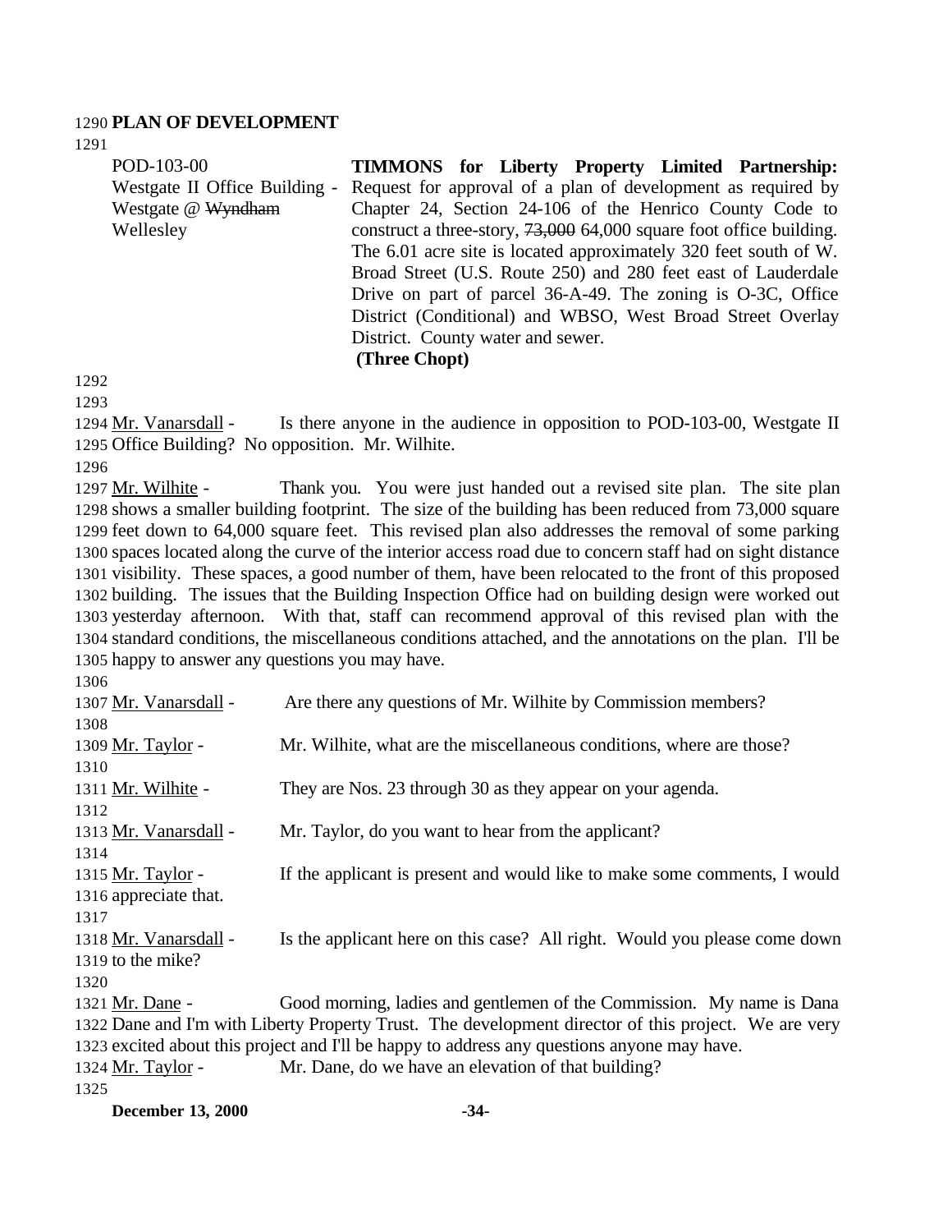**PLAN OF DEVELOPMENT**

POD-103-00
Westgate II Office Building - Westgate @ ~~Wyndham~~ Wellesley

**TIMMONS for Liberty Property Limited Partnership:** Request for approval of a plan of development as required by Chapter 24, Section 24-106 of the Henrico County Code to construct a three-story, ~~73,000~~ 64,000 square foot office building. The 6.01 acre site is located approximately 320 feet south of W. Broad Street (U.S. Route 250) and 280 feet east of Lauderdale Drive on part of parcel 36-A-49. The zoning is O-3C, Office District (Conditional) and WBSO, West Broad Street Overlay District. County water and sewer.
**(Three Chopt)**

Mr. Vanarsdall - Is there anyone in the audience in opposition to POD-103-00, Westgate II Office Building? No opposition. Mr. Wilhite.

Mr. Wilhite - Thank you. You were just handed out a revised site plan. The site plan shows a smaller building footprint. The size of the building has been reduced from 73,000 square feet down to 64,000 square feet. This revised plan also addresses the removal of some parking spaces located along the curve of the interior access road due to concern staff had on sight distance visibility. These spaces, a good number of them, have been relocated to the front of this proposed building. The issues that the Building Inspection Office had on building design were worked out yesterday afternoon. With that, staff can recommend approval of this revised plan with the standard conditions, the miscellaneous conditions attached, and the annotations on the plan. I'll be happy to answer any questions you may have.

Mr. Vanarsdall - Are there any questions of Mr. Wilhite by Commission members?

Mr. Taylor - Mr. Wilhite, what are the miscellaneous conditions, where are those?

Mr. Wilhite - They are Nos. 23 through 30 as they appear on your agenda.

Mr. Vanarsdall - Mr. Taylor, do you want to hear from the applicant?

Mr. Taylor - If the applicant is present and would like to make some comments, I would appreciate that.

Mr. Vanarsdall - Is the applicant here on this case? All right. Would you please come down to the mike?

Mr. Dane - Good morning, ladies and gentlemen of the Commission. My name is Dana Dane and I'm with Liberty Property Trust. The development director of this project. We are very excited about this project and I'll be happy to address any questions anyone may have.

Mr. Taylor - Mr. Dane, do we have an elevation of that building?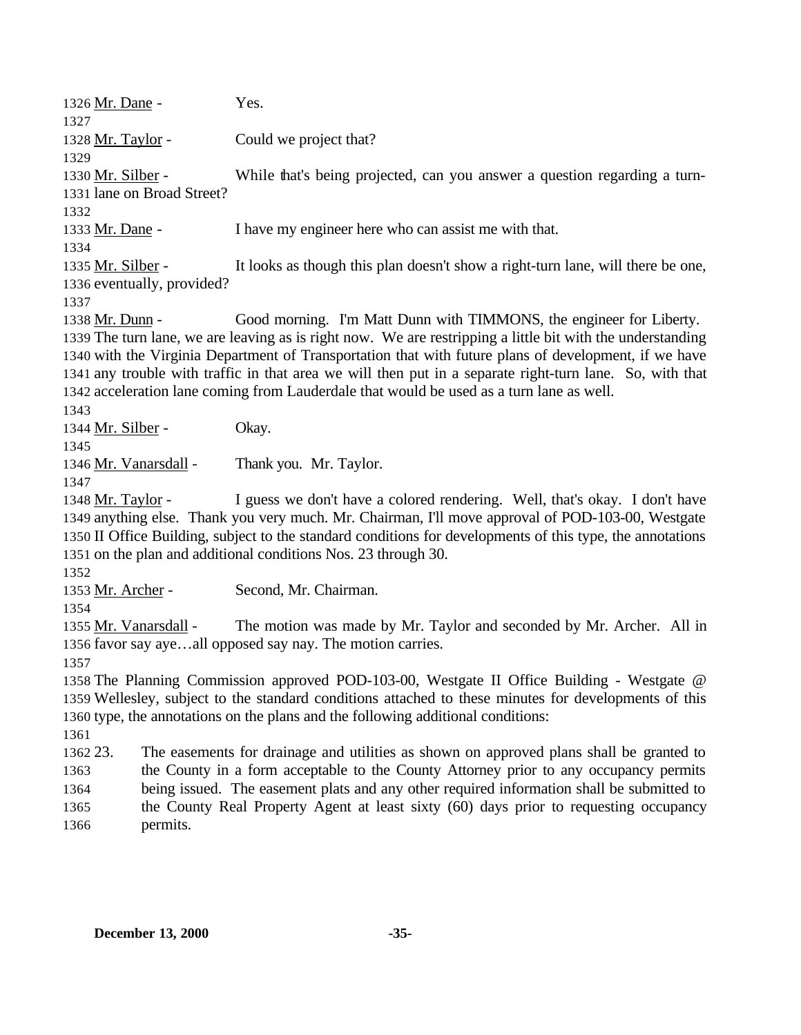Mr. Dane - Yes.

Mr. Taylor - Could we project that?

Mr. Silber - While that's being projected, can you answer a question regarding a turn-lane on Broad Street?

Mr. Dane - I have my engineer here who can assist me with that.

Mr. Silber - It looks as though this plan doesn't show a right-turn lane, will there be one, eventually, provided?

Mr. Dunn - Good morning. I'm Matt Dunn with TIMMONS, the engineer for Liberty. The turn lane, we are leaving as is right now. We are restripping a little bit with the understanding with the Virginia Department of Transportation that with future plans of development, if we have any trouble with traffic in that area we will then put in a separate right-turn lane. So, with that acceleration lane coming from Lauderdale that would be used as a turn lane as well.

Mr. Silber - Okay.

Mr. Vanarsdall - Thank you. Mr. Taylor.

Mr. Taylor - I guess we don't have a colored rendering. Well, that's okay. I don't have anything else. Thank you very much. Mr. Chairman, I'll move approval of POD-103-00, Westgate II Office Building, subject to the standard conditions for developments of this type, the annotations on the plan and additional conditions Nos. 23 through 30.

Mr. Archer - Second, Mr. Chairman.

Mr. Vanarsdall - The motion was made by Mr. Taylor and seconded by Mr. Archer. All in favor say aye…all opposed say nay. The motion carries.

The Planning Commission approved POD-103-00, Westgate II Office Building - Westgate @ Wellesley, subject to the standard conditions attached to these minutes for developments of this type, the annotations on the plans and the following additional conditions:

23. The easements for drainage and utilities as shown on approved plans shall be granted to the County in a form acceptable to the County Attorney prior to any occupancy permits being issued. The easement plats and any other required information shall be submitted to the County Real Property Agent at least sixty (60) days prior to requesting occupancy permits.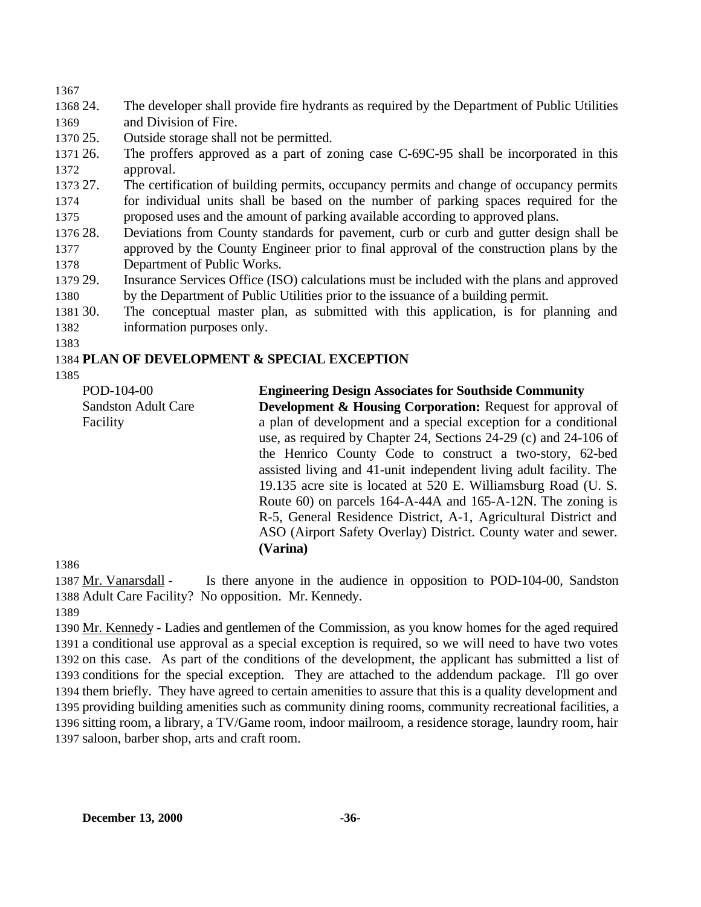24. The developer shall provide fire hydrants as required by the Department of Public Utilities and Division of Fire.
25. Outside storage shall not be permitted.
26. The proffers approved as a part of zoning case C-69C-95 shall be incorporated in this approval.
27. The certification of building permits, occupancy permits and change of occupancy permits for individual units shall be based on the number of parking spaces required for the proposed uses and the amount of parking available according to approved plans.
28. Deviations from County standards for pavement, curb or curb and gutter design shall be approved by the County Engineer prior to final approval of the construction plans by the Department of Public Works.
29. Insurance Services Office (ISO) calculations must be included with the plans and approved by the Department of Public Utilities prior to the issuance of a building permit.
30. The conceptual master plan, as submitted with this application, is for planning and information purposes only.

**PLAN OF DEVELOPMENT & SPECIAL EXCEPTION**

POD-104-00
Sandston Adult Care Facility

**Engineering Design Associates for Southside Community Development & Housing Corporation:** Request for approval of a plan of development and a special exception for a conditional use, as required by Chapter 24, Sections 24-29 (c) and 24-106 of the Henrico County Code to construct a two-story, 62-bed assisted living and 41-unit independent living adult facility. The 19.135 acre site is located at 520 E. Williamsburg Road (U. S. Route 60) on parcels 164-A-44A and 165-A-12N. The zoning is R-5, General Residence District, A-1, Agricultural District and ASO (Airport Safety Overlay) District. County water and sewer. **(Varina)**

Mr. Vanarsdall - Is there anyone in the audience in opposition to POD-104-00, Sandston Adult Care Facility? No opposition. Mr. Kennedy.

Mr. Kennedy - Ladies and gentlemen of the Commission, as you know homes for the aged required a conditional use approval as a special exception is required, so we will need to have two votes on this case. As part of the conditions of the development, the applicant has submitted a list of conditions for the special exception. They are attached to the addendum package. I'll go over them briefly. They have agreed to certain amenities to assure that this is a quality development and providing building amenities such as community dining rooms, community recreational facilities, a sitting room, a library, a TV/Game room, indoor mailroom, a residence storage, laundry room, hair saloon, barber shop, arts and craft room.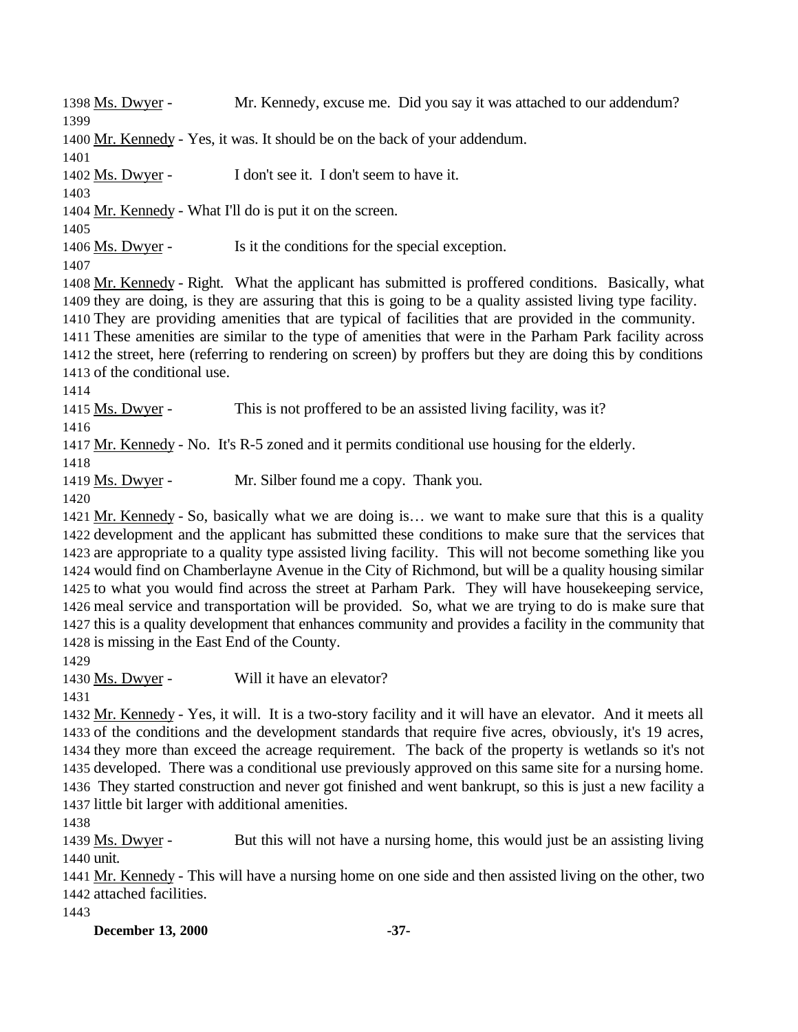Ms. Dwyer - Mr. Kennedy, excuse me. Did you say it was attached to our addendum?

Mr. Kennedy - Yes, it was. It should be on the back of your addendum.

Ms. Dwyer - I don't see it. I don't seem to have it.

Mr. Kennedy - What I'll do is put it on the screen.

Ms. Dwyer - Is it the conditions for the special exception.

Mr. Kennedy - Right. What the applicant has submitted is proffered conditions. Basically, what they are doing, is they are assuring that this is going to be a quality assisted living type facility. They are providing amenities that are typical of facilities that are provided in the community. These amenities are similar to the type of amenities that were in the Parham Park facility across the street, here (referring to rendering on screen) by proffers but they are doing this by conditions of the conditional use.

Ms. Dwyer - This is not proffered to be an assisted living facility, was it?

Mr. Kennedy - No. It's R-5 zoned and it permits conditional use housing for the elderly.

Ms. Dwyer - Mr. Silber found me a copy. Thank you.

Mr. Kennedy - So, basically what we are doing is… we want to make sure that this is a quality development and the applicant has submitted these conditions to make sure that the services that are appropriate to a quality type assisted living facility. This will not become something like you would find on Chamberlayne Avenue in the City of Richmond, but will be a quality housing similar to what you would find across the street at Parham Park. They will have housekeeping service, meal service and transportation will be provided. So, what we are trying to do is make sure that this is a quality development that enhances community and provides a facility in the community that is missing in the East End of the County.

Ms. Dwyer - Will it have an elevator?

Mr. Kennedy - Yes, it will. It is a two-story facility and it will have an elevator. And it meets all of the conditions and the development standards that require five acres, obviously, it's 19 acres, they more than exceed the acreage requirement. The back of the property is wetlands so it's not developed. There was a conditional use previously approved on this same site for a nursing home. They started construction and never got finished and went bankrupt, so this is just a new facility a little bit larger with additional amenities.

Ms. Dwyer - But this will not have a nursing home, this would just be an assisting living unit.

Mr. Kennedy - This will have a nursing home on one side and then assisted living on the other, two attached facilities.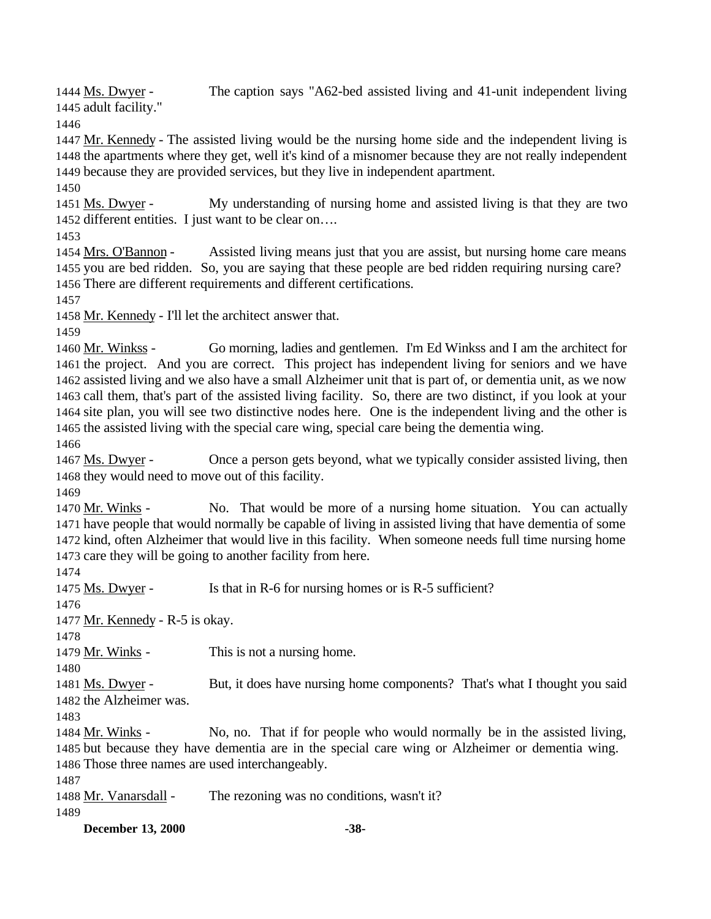1444 Ms. Dwyer - The caption says "A62-bed assisted living and 41-unit independent living 1445 adult facility."

1446

1447 Mr. Kennedy - The assisted living would be the nursing home side and the independent living is 1448 the apartments where they get, well it's kind of a misnomer because they are not really independent 1449 because they are provided services, but they live in independent apartment.

1450

1451 Ms. Dwyer - My understanding of nursing home and assisted living is that they are two 1452 different entities. I just want to be clear on….

1453

1454 Mrs. O'Bannon - Assisted living means just that you are assist, but nursing home care means 1455 you are bed ridden. So, you are saying that these people are bed ridden requiring nursing care? 1456 There are different requirements and different certifications.

1457

1458 Mr. Kennedy - I'll let the architect answer that.

1459

1460 Mr. Winkss - Go morning, ladies and gentlemen. I'm Ed Winkss and I am the architect for 1461 the project. And you are correct. This project has independent living for seniors and we have 1462 assisted living and we also have a small Alzheimer unit that is part of, or dementia unit, as we now 1463 call them, that's part of the assisted living facility. So, there are two distinct, if you look at your 1464 site plan, you will see two distinctive nodes here. One is the independent living and the other is 1465 the assisted living with the special care wing, special care being the dementia wing.

1466

1467 Ms. Dwyer - Once a person gets beyond, what we typically consider assisted living, then 1468 they would need to move out of this facility.

1469

1470 Mr. Winks - No. That would be more of a nursing home situation. You can actually 1471 have people that would normally be capable of living in assisted living that have dementia of some 1472 kind, often Alzheimer that would live in this facility. When someone needs full time nursing home 1473 care they will be going to another facility from here.

1474

1475 Ms. Dwyer - Is that in R-6 for nursing homes or is R-5 sufficient?

1476

1477 Mr. Kennedy - R-5 is okay.

1478

1479 Mr. Winks - This is not a nursing home.

1480

1481 Ms. Dwyer - But, it does have nursing home components? That's what I thought you said 1482 the Alzheimer was.

1483

1484 Mr. Winks - No, no. That if for people who would normally be in the assisted living, 1485 but because they have dementia are in the special care wing or Alzheimer or dementia wing. 1486 Those three names are used interchangeably.

1487

1488 Mr. Vanarsdall - The rezoning was no conditions, wasn't it?

1489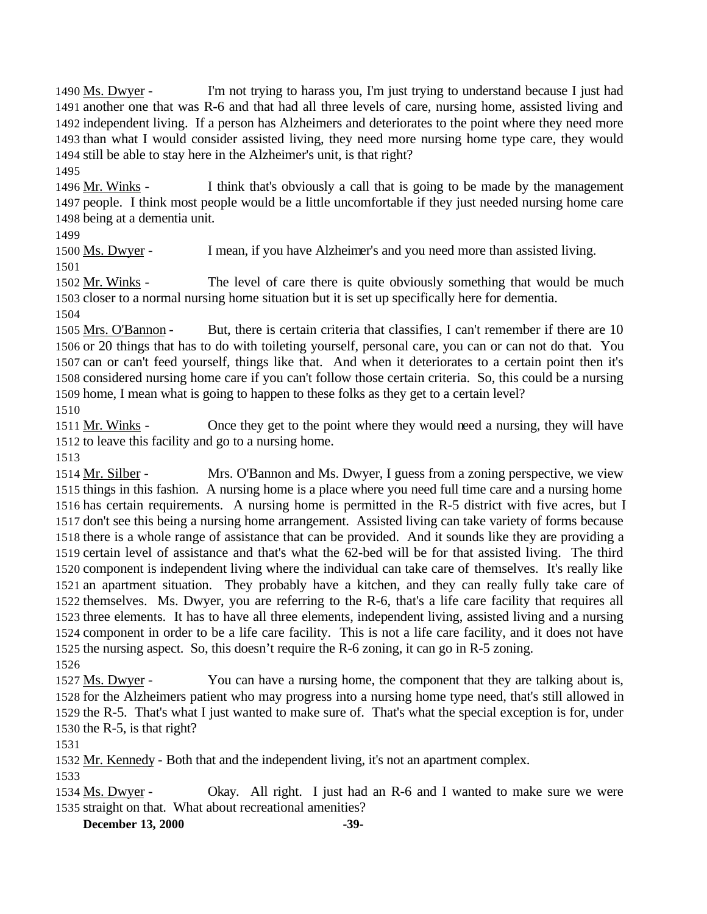1490 Ms. Dwyer - I'm not trying to harass you, I'm just trying to understand because I just had 1491 another one that was R-6 and that had all three levels of care, nursing home, assisted living and 1492 independent living. If a person has Alzheimers and deteriorates to the point where they need more 1493 than what I would consider assisted living, they need more nursing home type care, they would 1494 still be able to stay here in the Alzheimer's unit, is that right?

1495

1496 Mr. Winks - I think that's obviously a call that is going to be made by the management 1497 people. I think most people would be a little uncomfortable if they just needed nursing home care 1498 being at a dementia unit.

1499

1500 Ms. Dwyer - I mean, if you have Alzheimer's and you need more than assisted living.

1501

1502 Mr. Winks - The level of care there is quite obviously something that would be much 1503 closer to a normal nursing home situation but it is set up specifically here for dementia.

1504

1505 Mrs. O'Bannon - But, there is certain criteria that classifies, I can't remember if there are 10 1506 or 20 things that has to do with toileting yourself, personal care, you can or can not do that. You 1507 can or can't feed yourself, things like that. And when it deteriorates to a certain point then it's 1508 considered nursing home care if you can't follow those certain criteria. So, this could be a nursing 1509 home, I mean what is going to happen to these folks as they get to a certain level?

1510

1511 Mr. Winks - Once they get to the point where they would need a nursing, they will have 1512 to leave this facility and go to a nursing home.

1513

1514 Mr. Silber - Mrs. O'Bannon and Ms. Dwyer, I guess from a zoning perspective, we view 1515 things in this fashion. A nursing home is a place where you need full time care and a nursing home 1516 has certain requirements. A nursing home is permitted in the R-5 district with five acres, but I 1517 don't see this being a nursing home arrangement. Assisted living can take variety of forms because 1518 there is a whole range of assistance that can be provided. And it sounds like they are providing a 1519 certain level of assistance and that's what the 62-bed will be for that assisted living. The third 1520 component is independent living where the individual can take care of themselves. It's really like 1521 an apartment situation. They probably have a kitchen, and they can really fully take care of 1522 themselves. Ms. Dwyer, you are referring to the R-6, that's a life care facility that requires all 1523 three elements. It has to have all three elements, independent living, assisted living and a nursing 1524 component in order to be a life care facility. This is not a life care facility, and it does not have 1525 the nursing aspect. So, this doesn't require the R-6 zoning, it can go in R-5 zoning.

1526

1527 Ms. Dwyer - You can have a nursing home, the component that they are talking about is, 1528 for the Alzheimers patient who may progress into a nursing home type need, that's still allowed in 1529 the R-5. That's what I just wanted to make sure of. That's what the special exception is for, under 1530 the R-5, is that right?

1531

1532 Mr. Kennedy - Both that and the independent living, it's not an apartment complex.

1533

1534 Ms. Dwyer - Okay. All right. I just had an R-6 and I wanted to make sure we were 1535 straight on that. What about recreational amenities?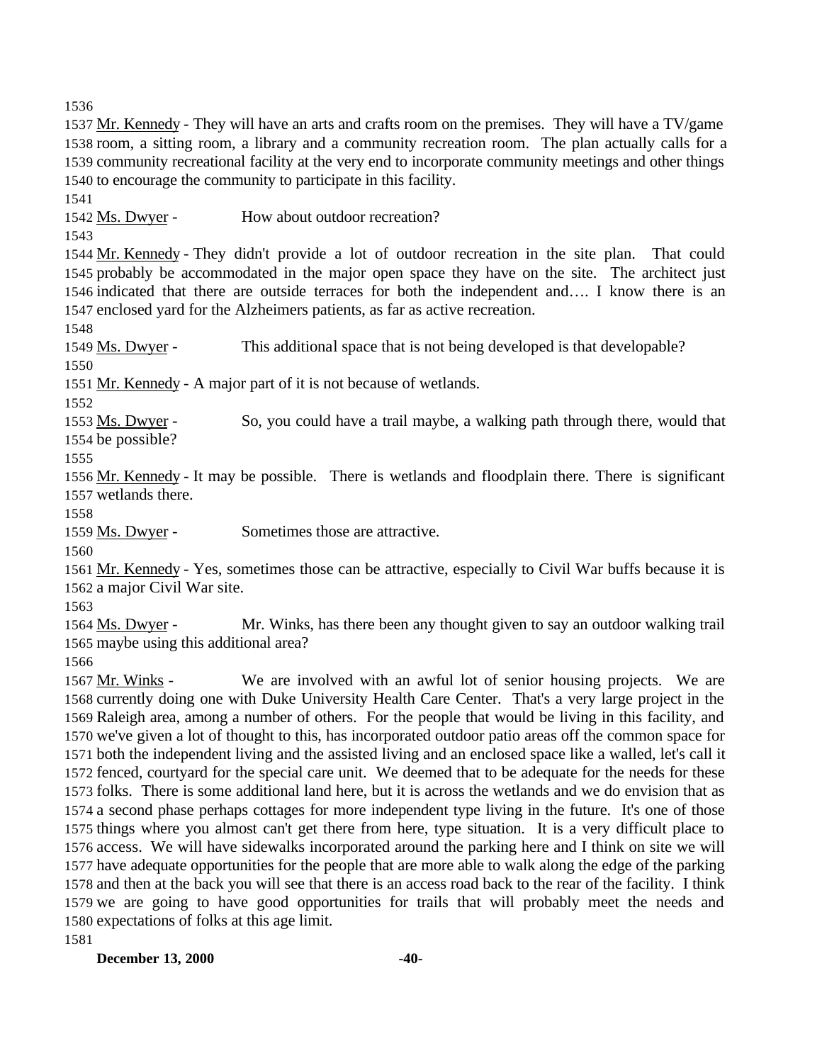Mr. Kennedy - They will have an arts and crafts room on the premises. They will have a TV/game room, a sitting room, a library and a community recreation room. The plan actually calls for a community recreational facility at the very end to incorporate community meetings and other things to encourage the community to participate in this facility.

Ms. Dwyer - How about outdoor recreation?

Mr. Kennedy - They didn't provide a lot of outdoor recreation in the site plan. That could probably be accommodated in the major open space they have on the site. The architect just indicated that there are outside terraces for both the independent and…. I know there is an enclosed yard for the Alzheimers patients, as far as active recreation.

Ms. Dwyer - This additional space that is not being developed is that developable?

Mr. Kennedy - A major part of it is not because of wetlands.

Ms. Dwyer - So, you could have a trail maybe, a walking path through there, would that be possible?

Mr. Kennedy - It may be possible. There is wetlands and floodplain there. There is significant wetlands there.

Ms. Dwyer - Sometimes those are attractive.

Mr. Kennedy - Yes, sometimes those can be attractive, especially to Civil War buffs because it is a major Civil War site.

Ms. Dwyer - Mr. Winks, has there been any thought given to say an outdoor walking trail maybe using this additional area?

Mr. Winks - We are involved with an awful lot of senior housing projects. We are currently doing one with Duke University Health Care Center. That's a very large project in the Raleigh area, among a number of others. For the people that would be living in this facility, and we've given a lot of thought to this, has incorporated outdoor patio areas off the common space for both the independent living and the assisted living and an enclosed space like a walled, let's call it fenced, courtyard for the special care unit. We deemed that to be adequate for the needs for these folks. There is some additional land here, but it is across the wetlands and we do envision that as a second phase perhaps cottages for more independent type living in the future. It's one of those things where you almost can't get there from here, type situation. It is a very difficult place to access. We will have sidewalks incorporated around the parking here and I think on site we will have adequate opportunities for the people that are more able to walk along the edge of the parking and then at the back you will see that there is an access road back to the rear of the facility. I think we are going to have good opportunities for trails that will probably meet the needs and expectations of folks at this age limit.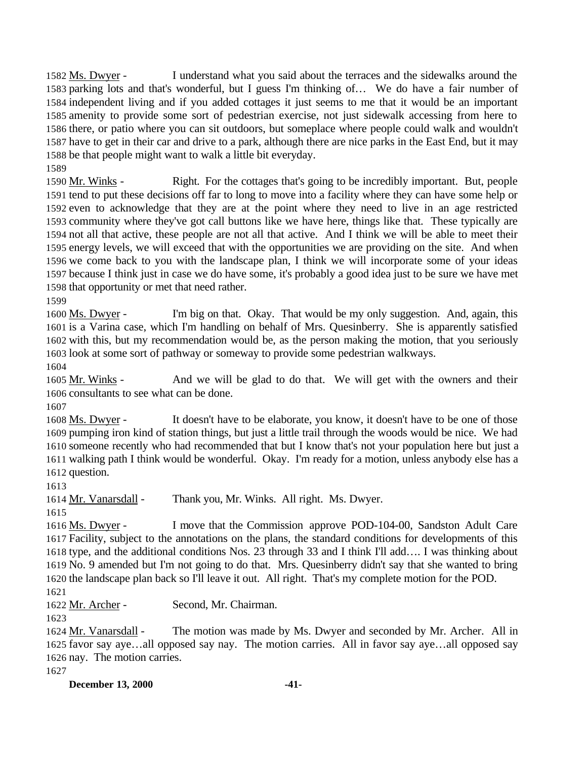1582 Ms. Dwyer - I understand what you said about the terraces and the sidewalks around the 1583 parking lots and that's wonderful, but I guess I'm thinking of… We do have a fair number of 1584 independent living and if you added cottages it just seems to me that it would be an important 1585 amenity to provide some sort of pedestrian exercise, not just sidewalk accessing from here to 1586 there, or patio where you can sit outdoors, but someplace where people could walk and wouldn't 1587 have to get in their car and drive to a park, although there are nice parks in the East End, but it may 1588 be that people might want to walk a little bit everyday.

1589

1590 Mr. Winks - Right. For the cottages that's going to be incredibly important. But, people 1591 tend to put these decisions off far to long to move into a facility where they can have some help or 1592 even to acknowledge that they are at the point where they need to live in an age restricted 1593 community where they've got call buttons like we have here, things like that. These typically are 1594 not all that active, these people are not all that active. And I think we will be able to meet their 1595 energy levels, we will exceed that with the opportunities we are providing on the site. And when 1596 we come back to you with the landscape plan, I think we will incorporate some of your ideas 1597 because I think just in case we do have some, it's probably a good idea just to be sure we have met 1598 that opportunity or met that need rather.

1599

1600 Ms. Dwyer - I'm big on that. Okay. That would be my only suggestion. And, again, this 1601 is a Varina case, which I'm handling on behalf of Mrs. Quesinberry. She is apparently satisfied 1602 with this, but my recommendation would be, as the person making the motion, that you seriously 1603 look at some sort of pathway or someway to provide some pedestrian walkways.

1604

1605 Mr. Winks - And we will be glad to do that. We will get with the owners and their 1606 consultants to see what can be done.

1607

1608 Ms. Dwyer - It doesn't have to be elaborate, you know, it doesn't have to be one of those 1609 pumping iron kind of station things, but just a little trail through the woods would be nice. We had 1610 someone recently who had recommended that but I know that's not your population here but just a 1611 walking path I think would be wonderful. Okay. I'm ready for a motion, unless anybody else has a 1612 question.

1613

1614 Mr. Vanarsdall - Thank you, Mr. Winks. All right. Ms. Dwyer.

1615

1616 Ms. Dwyer - I move that the Commission approve POD-104-00, Sandston Adult Care 1617 Facility, subject to the annotations on the plans, the standard conditions for developments of this 1618 type, and the additional conditions Nos. 23 through 33 and I think I'll add…. I was thinking about 1619 No. 9 amended but I'm not going to do that. Mrs. Quesinberry didn't say that she wanted to bring 1620 the landscape plan back so I'll leave it out. All right. That's my complete motion for the POD.

1621

1622 Mr. Archer - Second, Mr. Chairman.

1623

1624 Mr. Vanarsdall - The motion was made by Ms. Dwyer and seconded by Mr. Archer. All in 1625 favor say aye…all opposed say nay. The motion carries. All in favor say aye…all opposed say 1626 nay. The motion carries.

1627

**December 13, 2000**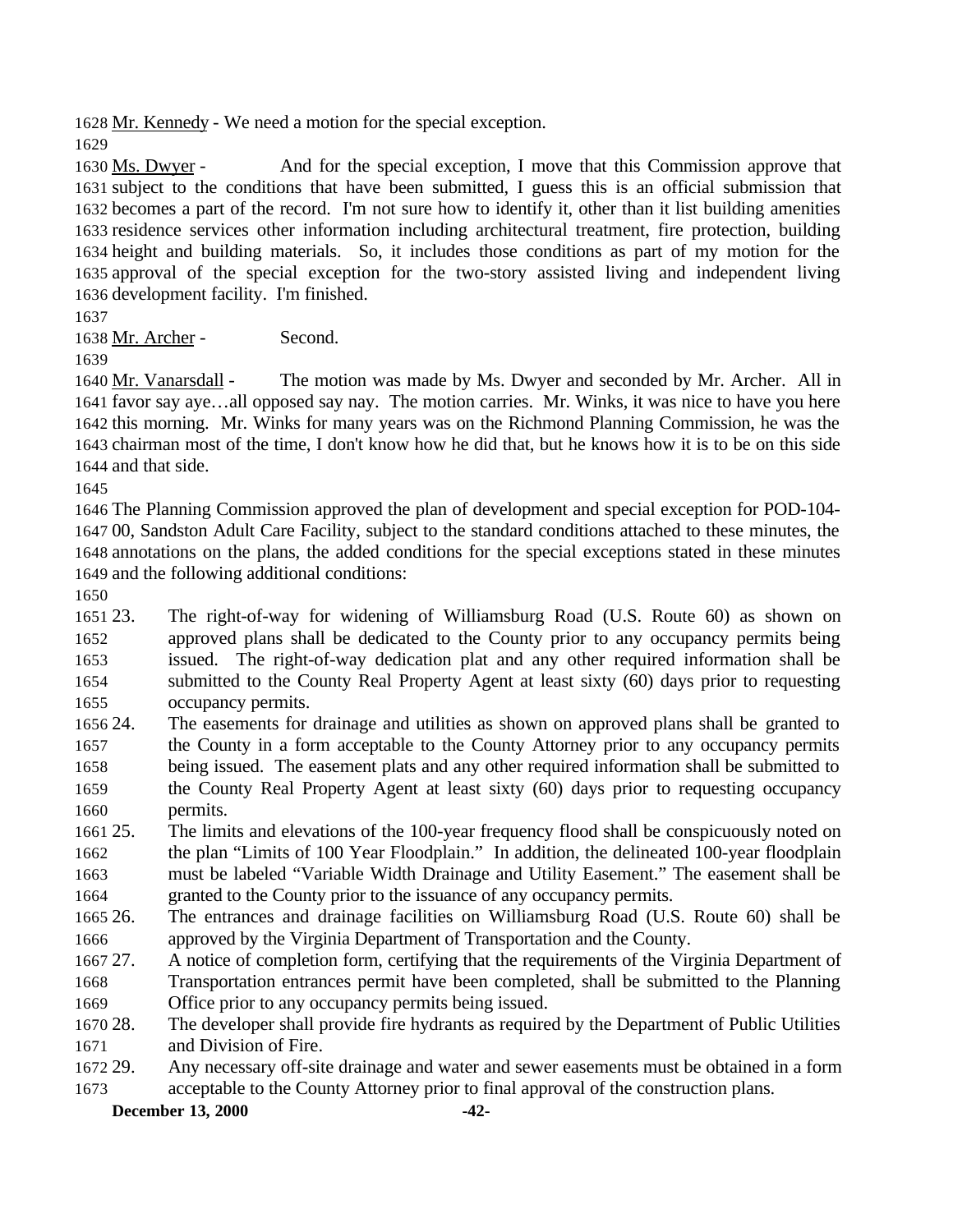Mr. Kennedy - We need a motion for the special exception.

Ms. Dwyer - And for the special exception, I move that this Commission approve that subject to the conditions that have been submitted, I guess this is an official submission that becomes a part of the record. I'm not sure how to identify it, other than it list building amenities residence services other information including architectural treatment, fire protection, building height and building materials. So, it includes those conditions as part of my motion for the approval of the special exception for the two-story assisted living and independent living development facility. I'm finished.

Mr. Archer - Second.

Mr. Vanarsdall - The motion was made by Ms. Dwyer and seconded by Mr. Archer. All in favor say aye…all opposed say nay. The motion carries. Mr. Winks, it was nice to have you here this morning. Mr. Winks for many years was on the Richmond Planning Commission, he was the chairman most of the time, I don't know how he did that, but he knows how it is to be on this side and that side.

The Planning Commission approved the plan of development and special exception for POD-104-00, Sandston Adult Care Facility, subject to the standard conditions attached to these minutes, the annotations on the plans, the added conditions for the special exceptions stated in these minutes and the following additional conditions:

23. The right-of-way for widening of Williamsburg Road (U.S. Route 60) as shown on approved plans shall be dedicated to the County prior to any occupancy permits being issued. The right-of-way dedication plat and any other required information shall be submitted to the County Real Property Agent at least sixty (60) days prior to requesting occupancy permits.
24. The easements for drainage and utilities as shown on approved plans shall be granted to the County in a form acceptable to the County Attorney prior to any occupancy permits being issued. The easement plats and any other required information shall be submitted to the County Real Property Agent at least sixty (60) days prior to requesting occupancy permits.
25. The limits and elevations of the 100-year frequency flood shall be conspicuously noted on the plan "Limits of 100 Year Floodplain." In addition, the delineated 100-year floodplain must be labeled "Variable Width Drainage and Utility Easement." The easement shall be granted to the County prior to the issuance of any occupancy permits.
26. The entrances and drainage facilities on Williamsburg Road (U.S. Route 60) shall be approved by the Virginia Department of Transportation and the County.
27. A notice of completion form, certifying that the requirements of the Virginia Department of Transportation entrances permit have been completed, shall be submitted to the Planning Office prior to any occupancy permits being issued.
28. The developer shall provide fire hydrants as required by the Department of Public Utilities and Division of Fire.
29. Any necessary off-site drainage and water and sewer easements must be obtained in a form acceptable to the County Attorney prior to final approval of the construction plans.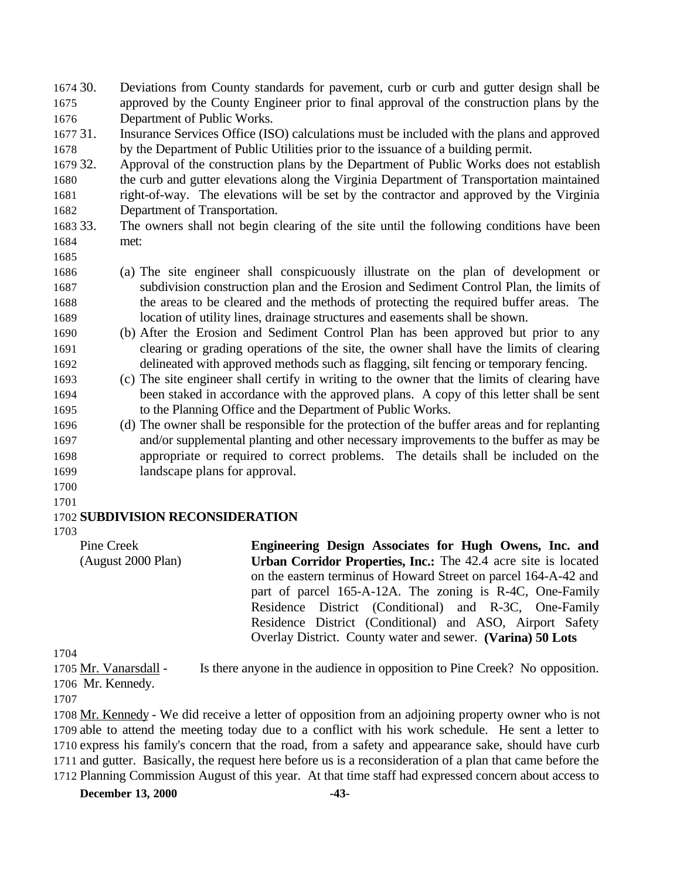30. Deviations from County standards for pavement, curb or curb and gutter design shall be approved by the County Engineer prior to final approval of the construction plans by the Department of Public Works.

31. Insurance Services Office (ISO) calculations must be included with the plans and approved by the Department of Public Utilities prior to the issuance of a building permit.

32. Approval of the construction plans by the Department of Public Works does not establish the curb and gutter elevations along the Virginia Department of Transportation maintained right-of-way. The elevations will be set by the contractor and approved by the Virginia Department of Transportation.

33. The owners shall not begin clearing of the site until the following conditions have been met:

   (a) The site engineer shall conspicuously illustrate on the plan of development or subdivision construction plan and the Erosion and Sediment Control Plan, the limits of the areas to be cleared and the methods of protecting the required buffer areas. The location of utility lines, drainage structures and easements shall be shown.

   (b) After the Erosion and Sediment Control Plan has been approved but prior to any clearing or grading operations of the site, the owner shall have the limits of clearing delineated with approved methods such as flagging, silt fencing or temporary fencing.

   (c) The site engineer shall certify in writing to the owner that the limits of clearing have been staked in accordance with the approved plans. A copy of this letter shall be sent to the Planning Office and the Department of Public Works.

   (d) The owner shall be responsible for the protection of the buffer areas and for replanting and/or supplemental planting and other necessary improvements to the buffer as may be appropriate or required to correct problems. The details shall be included on the landscape plans for approval.

## SUBDIVISION RECONSIDERATION

Pine Creek (August 2000 Plan)

**Engineering Design Associates for Hugh Owens, Inc. and Urban Corridor Properties, Inc.:** The 42.4 acre site is located on the eastern terminus of Howard Street on parcel 164-A-42 and part of parcel 165-A-12A. The zoning is R-4C, One-Family Residence District (Conditional) and R-3C, One-Family Residence District (Conditional) and ASO, Airport Safety Overlay District. County water and sewer. **(Varina) 50 Lots**

Mr. Vanarsdall - Is there anyone in the audience in opposition to Pine Creek? No opposition. Mr. Kennedy.

Mr. Kennedy - We did receive a letter of opposition from an adjoining property owner who is not able to attend the meeting today due to a conflict with his work schedule. He sent a letter to express his family's concern that the road, from a safety and appearance sake, should have curb and gutter. Basically, the request here before us is a reconsideration of a plan that came before the Planning Commission August of this year. At that time staff had expressed concern about access to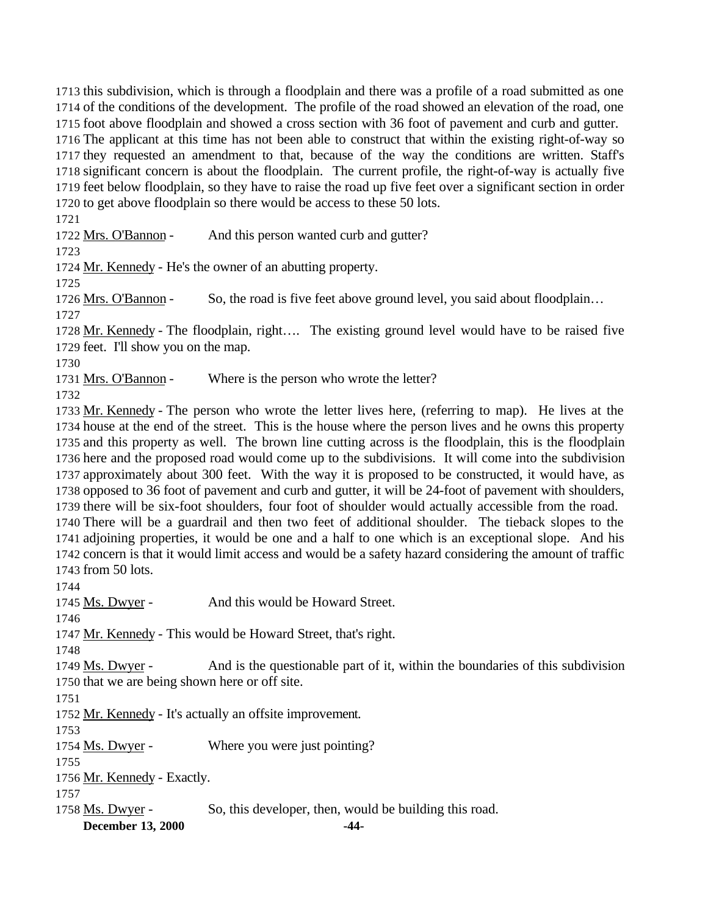1713 this subdivision, which is through a floodplain and there was a profile of a road submitted as one 1714 of the conditions of the development. The profile of the road showed an elevation of the road, one 1715 foot above floodplain and showed a cross section with 36 foot of pavement and curb and gutter. 1716 The applicant at this time has not been able to construct that within the existing right-of-way so 1717 they requested an amendment to that, because of the way the conditions are written. Staff's 1718 significant concern is about the floodplain. The current profile, the right-of-way is actually five 1719 feet below floodplain, so they have to raise the road up five feet over a significant section in order 1720 to get above floodplain so there would be access to these 50 lots.
1721
1722 Mrs. O'Bannon - And this person wanted curb and gutter?
1723
1724 Mr. Kennedy - He's the owner of an abutting property.
1725
1726 Mrs. O'Bannon - So, the road is five feet above ground level, you said about floodplain…
1727
1728 Mr. Kennedy - The floodplain, right…. The existing ground level would have to be raised five 1729 feet. I'll show you on the map.
1730
1731 Mrs. O'Bannon - Where is the person who wrote the letter?
1732
1733 Mr. Kennedy - The person who wrote the letter lives here, (referring to map). He lives at the 1734 house at the end of the street. This is the house where the person lives and he owns this property 1735 and this property as well. The brown line cutting across is the floodplain, this is the floodplain 1736 here and the proposed road would come up to the subdivisions. It will come into the subdivision 1737 approximately about 300 feet. With the way it is proposed to be constructed, it would have, as 1738 opposed to 36 foot of pavement and curb and gutter, it will be 24-foot of pavement with shoulders, 1739 there will be six-foot shoulders, four foot of shoulder would actually accessible from the road. 1740 There will be a guardrail and then two feet of additional shoulder. The tieback slopes to the 1741 adjoining properties, it would be one and a half to one which is an exceptional slope. And his 1742 concern is that it would limit access and would be a safety hazard considering the amount of traffic 1743 from 50 lots.
1744
1745 Ms. Dwyer - And this would be Howard Street.
1746
1747 Mr. Kennedy - This would be Howard Street, that's right.
1748
1749 Ms. Dwyer - And is the questionable part of it, within the boundaries of this subdivision 1750 that we are being shown here or off site.
1751
1752 Mr. Kennedy - It's actually an offsite improvement.
1753
1754 Ms. Dwyer - Where you were just pointing?
1755
1756 Mr. Kennedy - Exactly.
1757
1758 Ms. Dwyer - So, this developer, then, would be building this road.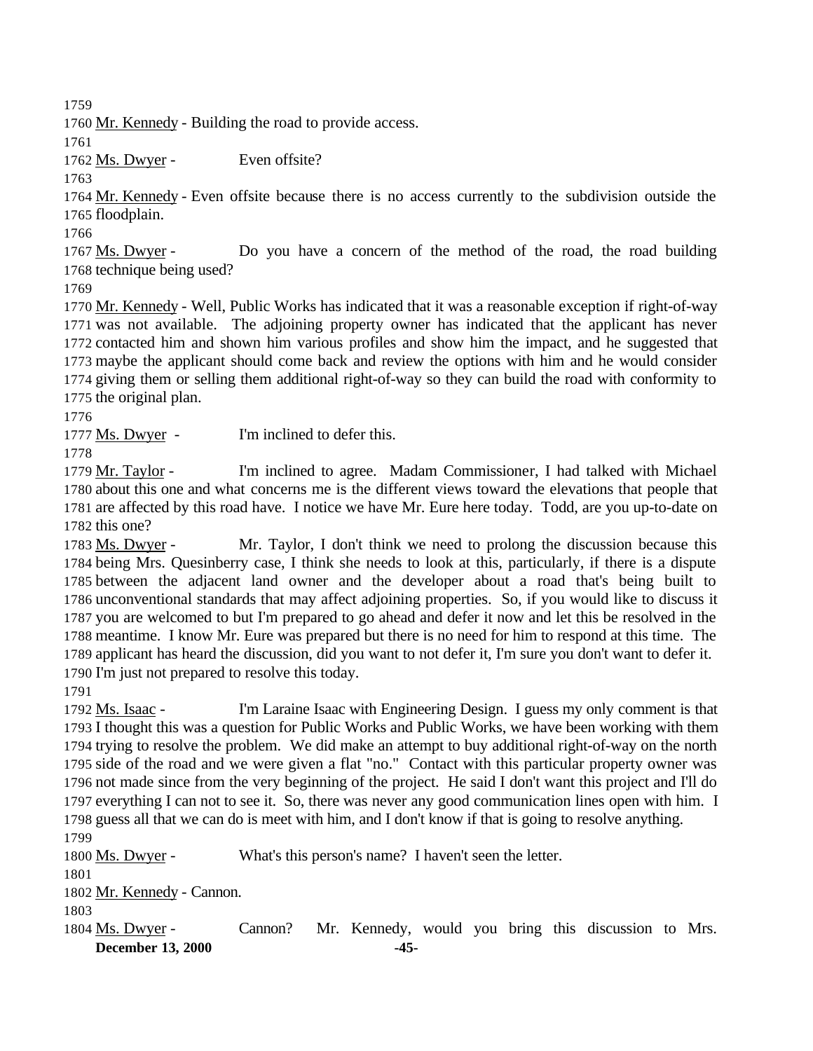1759

1760 Mr. Kennedy - Building the road to provide access.

1761

1762 Ms. Dwyer - Even offsite?

1763

1764 Mr. Kennedy - Even offsite because there is no access currently to the subdivision outside the
1765 floodplain.

1766

1767 Ms. Dwyer - Do you have a concern of the method of the road, the road building
1768 technique being used?

1769

1770 Mr. Kennedy - Well, Public Works has indicated that it was a reasonable exception if right-of-way
1771 was not available. The adjoining property owner has indicated that the applicant has never
1772 contacted him and shown him various profiles and show him the impact, and he suggested that
1773 maybe the applicant should come back and review the options with him and he would consider
1774 giving them or selling them additional right-of-way so they can build the road with conformity to
1775 the original plan.

1776

1777 Ms. Dwyer - I'm inclined to defer this.

1778

1779 Mr. Taylor - I'm inclined to agree. Madam Commissioner, I had talked with Michael
1780 about this one and what concerns me is the different views toward the elevations that people that
1781 are affected by this road have. I notice we have Mr. Eure here today. Todd, are you up-to-date on
1782 this one?

1783 Ms. Dwyer - Mr. Taylor, I don't think we need to prolong the discussion because this
1784 being Mrs. Quesinberry case, I think she needs to look at this, particularly, if there is a dispute
1785 between the adjacent land owner and the developer about a road that's being built to
1786 unconventional standards that may affect adjoining properties. So, if you would like to discuss it
1787 you are welcomed to but I'm prepared to go ahead and defer it now and let this be resolved in the
1788 meantime. I know Mr. Eure was prepared but there is no need for him to respond at this time. The
1789 applicant has heard the discussion, did you want to not defer it, I'm sure you don't want to defer it.
1790 I'm just not prepared to resolve this today.

1791

1792 Ms. Isaac - I'm Laraine Isaac with Engineering Design. I guess my only comment is that
1793 I thought this was a question for Public Works and Public Works, we have been working with them
1794 trying to resolve the problem. We did make an attempt to buy additional right-of-way on the north
1795 side of the road and we were given a flat "no." Contact with this particular property owner was
1796 not made since from the very beginning of the project. He said I don't want this project and I'll do
1797 everything I can not to see it. So, there was never any good communication lines open with him. I
1798 guess all that we can do is meet with him, and I don't know if that is going to resolve anything.

1799

1800 Ms. Dwyer - What's this person's name? I haven't seen the letter.

1801

1802 Mr. Kennedy - Cannon.

1803

1804 Ms. Dwyer - Cannon? Mr. Kennedy, would you bring this discussion to Mrs.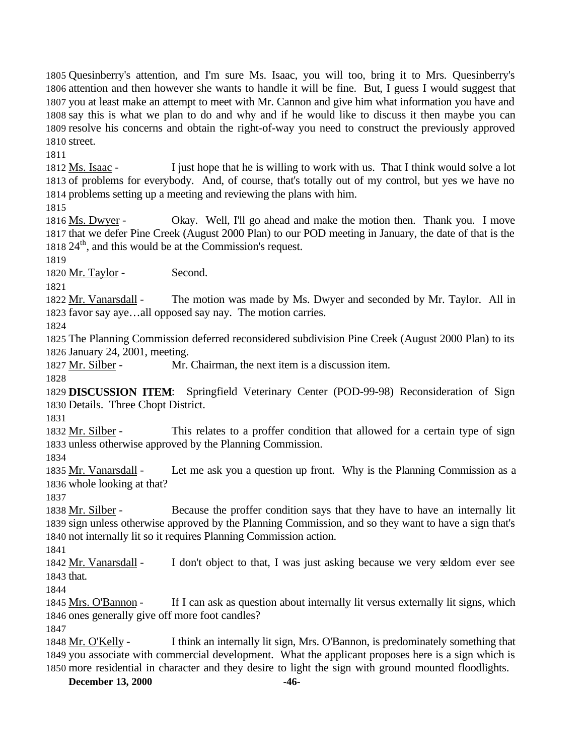Quesinberry's attention, and I'm sure Ms. Isaac, you will too, bring it to Mrs. Quesinberry's attention and then however she wants to handle it will be fine. But, I guess I would suggest that you at least make an attempt to meet with Mr. Cannon and give him what information you have and say this is what we plan to do and why and if he would like to discuss it then maybe you can resolve his concerns and obtain the right-of-way you need to construct the previously approved street.

Ms. Isaac - I just hope that he is willing to work with us. That I think would solve a lot of problems for everybody. And, of course, that's totally out of my control, but yes we have no problems setting up a meeting and reviewing the plans with him.

Ms. Dwyer - Okay. Well, I'll go ahead and make the motion then. Thank you. I move that we defer Pine Creek (August 2000 Plan) to our POD meeting in January, the date of that is the 24th, and this would be at the Commission's request.

Mr. Taylor - Second.

Mr. Vanarsdall - The motion was made by Ms. Dwyer and seconded by Mr. Taylor. All in favor say aye…all opposed say nay. The motion carries.

The Planning Commission deferred reconsidered subdivision Pine Creek (August 2000 Plan) to its January 24, 2001, meeting.

Mr. Silber - Mr. Chairman, the next item is a discussion item.

**DISCUSSION ITEM**: Springfield Veterinary Center (POD-99-98) Reconsideration of Sign Details. Three Chopt District.

Mr. Silber - This relates to a proffer condition that allowed for a certain type of sign unless otherwise approved by the Planning Commission.

Mr. Vanarsdall - Let me ask you a question up front. Why is the Planning Commission as a whole looking at that?

Mr. Silber - Because the proffer condition says that they have to have an internally lit sign unless otherwise approved by the Planning Commission, and so they want to have a sign that's not internally lit so it requires Planning Commission action.

Mr. Vanarsdall - I don't object to that, I was just asking because we very seldom ever see that.

Mrs. O'Bannon - If I can ask as question about internally lit versus externally lit signs, which ones generally give off more foot candles?

Mr. O'Kelly - I think an internally lit sign, Mrs. O'Bannon, is predominately something that you associate with commercial development. What the applicant proposes here is a sign which is more residential in character and they desire to light the sign with ground mounted floodlights.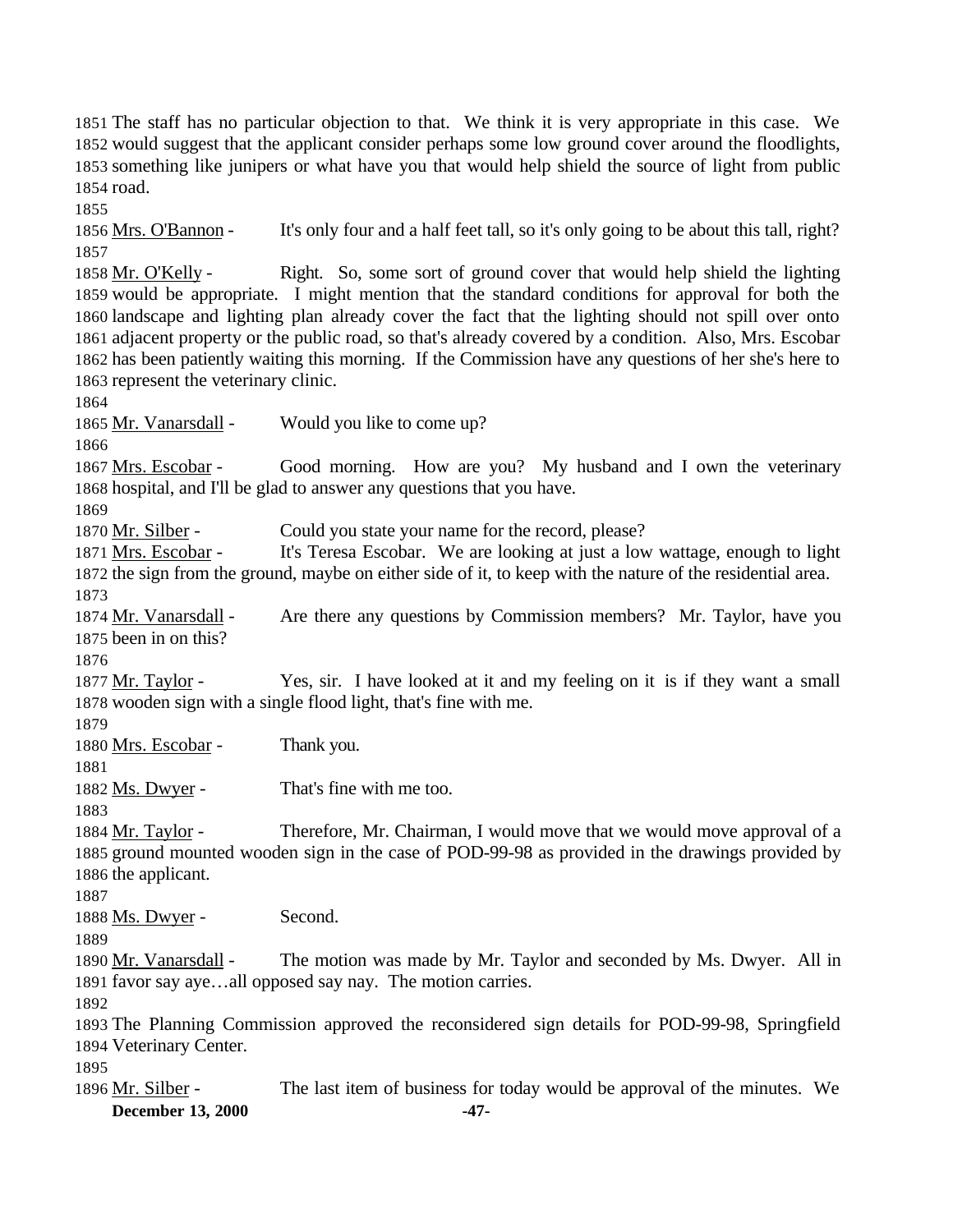The staff has no particular objection to that. We think it is very appropriate in this case. We would suggest that the applicant consider perhaps some low ground cover around the floodlights, something like junipers or what have you that would help shield the source of light from public road.

Mrs. O'Bannon - It's only four and a half feet tall, so it's only going to be about this tall, right?

Mr. O'Kelly - Right. So, some sort of ground cover that would help shield the lighting would be appropriate. I might mention that the standard conditions for approval for both the landscape and lighting plan already cover the fact that the lighting should not spill over onto adjacent property or the public road, so that's already covered by a condition. Also, Mrs. Escobar has been patiently waiting this morning. If the Commission have any questions of her she's here to represent the veterinary clinic.

Mr. Vanarsdall - Would you like to come up?

Mrs. Escobar - Good morning. How are you? My husband and I own the veterinary hospital, and I'll be glad to answer any questions that you have.

Mr. Silber - Could you state your name for the record, please?

Mrs. Escobar - It's Teresa Escobar. We are looking at just a low wattage, enough to light the sign from the ground, maybe on either side of it, to keep with the nature of the residential area.

Mr. Vanarsdall - Are there any questions by Commission members? Mr. Taylor, have you been in on this?

Mr. Taylor - Yes, sir. I have looked at it and my feeling on it is if they want a small wooden sign with a single flood light, that's fine with me.

Mrs. Escobar - Thank you.

Ms. Dwyer - That's fine with me too.

Mr. Taylor - Therefore, Mr. Chairman, I would move that we would move approval of a ground mounted wooden sign in the case of POD-99-98 as provided in the drawings provided by the applicant.

Ms. Dwyer - Second.

Mr. Vanarsdall - The motion was made by Mr. Taylor and seconded by Ms. Dwyer. All in favor say aye…all opposed say nay. The motion carries.

The Planning Commission approved the reconsidered sign details for POD-99-98, Springfield Veterinary Center.

Mr. Silber - The last item of business for today would be approval of the minutes. We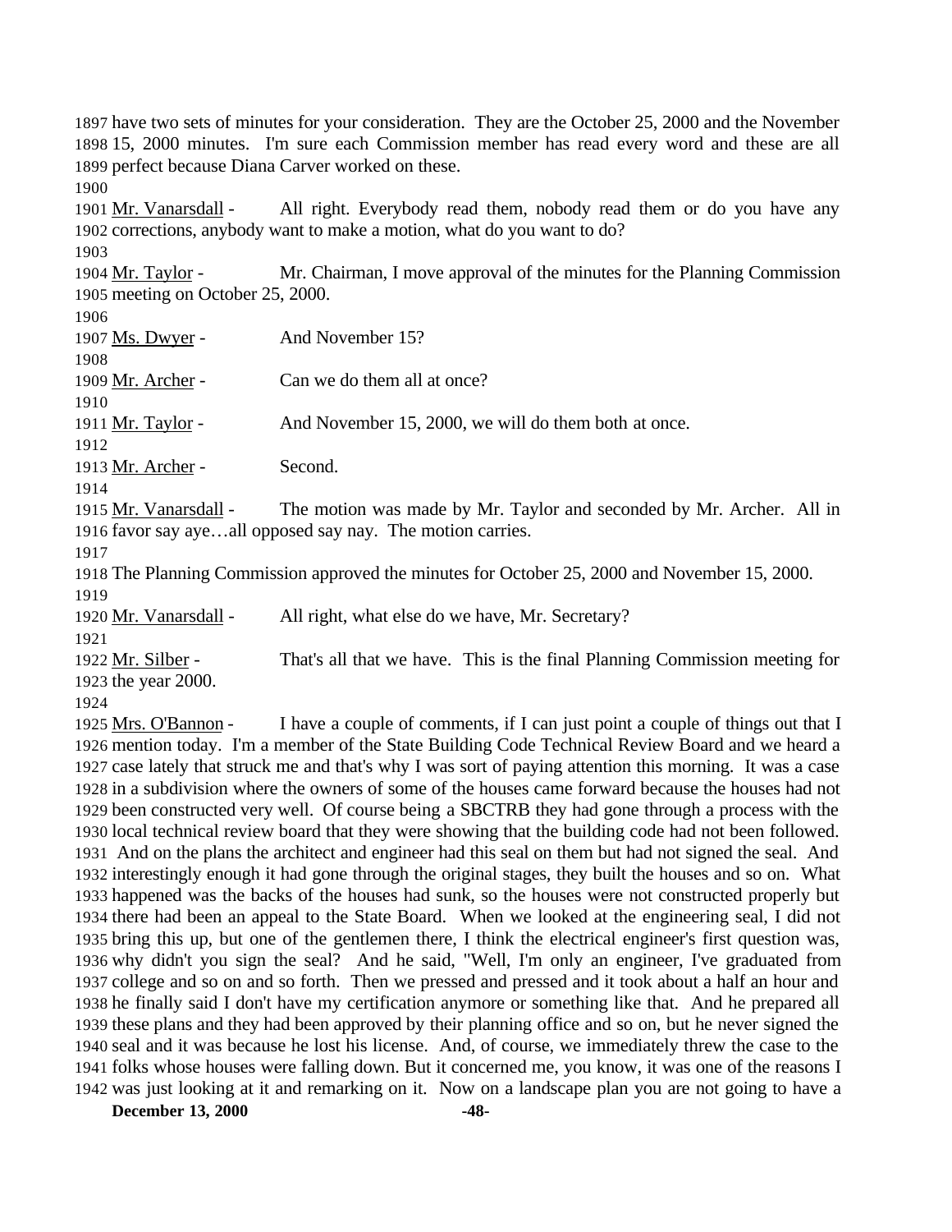have two sets of minutes for your consideration. They are the October 25, 2000 and the November 15, 2000 minutes. I'm sure each Commission member has read every word and these are all perfect because Diana Carver worked on these.

Mr. Vanarsdall - All right. Everybody read them, nobody read them or do you have any corrections, anybody want to make a motion, what do you want to do?

Mr. Taylor - Mr. Chairman, I move approval of the minutes for the Planning Commission meeting on October 25, 2000.

Ms. Dwyer - And November 15?

Mr. Archer - Can we do them all at once?

Mr. Taylor - And November 15, 2000, we will do them both at once.

Mr. Archer - Second.

Mr. Vanarsdall - The motion was made by Mr. Taylor and seconded by Mr. Archer. All in favor say aye…all opposed say nay. The motion carries.

The Planning Commission approved the minutes for October 25, 2000 and November 15, 2000.

Mr. Vanarsdall - All right, what else do we have, Mr. Secretary?

Mr. Silber - That's all that we have. This is the final Planning Commission meeting for the year 2000.

Mrs. O'Bannon - I have a couple of comments, if I can just point a couple of things out that I mention today. I'm a member of the State Building Code Technical Review Board and we heard a case lately that struck me and that's why I was sort of paying attention this morning. It was a case in a subdivision where the owners of some of the houses came forward because the houses had not been constructed very well. Of course being a SBCTRB they had gone through a process with the local technical review board that they were showing that the building code had not been followed. And on the plans the architect and engineer had this seal on them but had not signed the seal. And interestingly enough it had gone through the original stages, they built the houses and so on. What happened was the backs of the houses had sunk, so the houses were not constructed properly but there had been an appeal to the State Board. When we looked at the engineering seal, I did not bring this up, but one of the gentlemen there, I think the electrical engineer's first question was, why didn't you sign the seal? And he said, "Well, I'm only an engineer, I've graduated from college and so on and so forth. Then we pressed and pressed and it took about a half an hour and he finally said I don't have my certification anymore or something like that. And he prepared all these plans and they had been approved by their planning office and so on, but he never signed the seal and it was because he lost his license. And, of course, we immediately threw the case to the folks whose houses were falling down. But it concerned me, you know, it was one of the reasons I was just looking at it and remarking on it. Now on a landscape plan you are not going to have a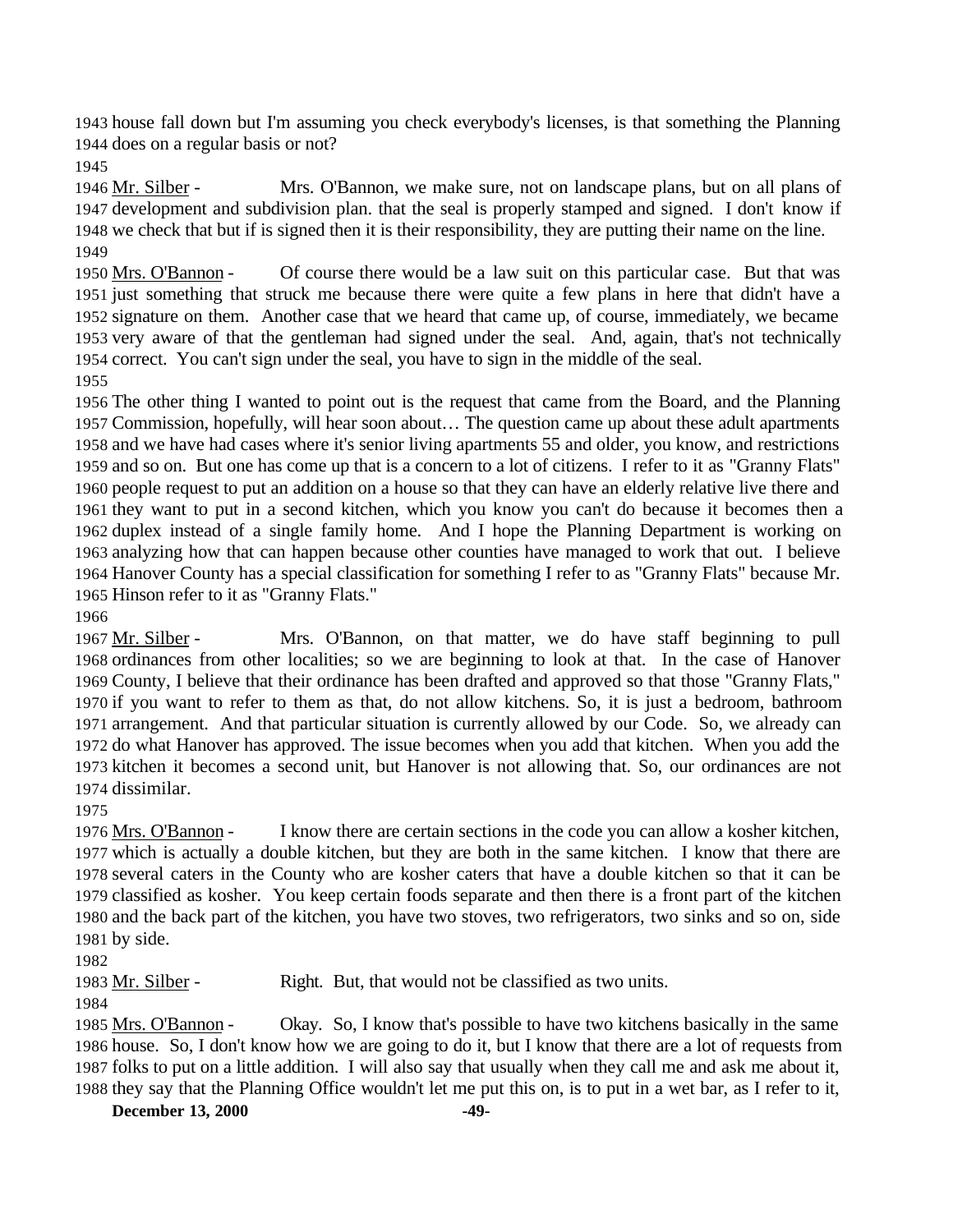house fall down but I'm assuming you check everybody's licenses, is that something the Planning does on a regular basis or not?

Mr. Silber - Mrs. O'Bannon, we make sure, not on landscape plans, but on all plans of development and subdivision plan. that the seal is properly stamped and signed. I don't know if we check that but if is signed then it is their responsibility, they are putting their name on the line.

Mrs. O'Bannon - Of course there would be a law suit on this particular case. But that was just something that struck me because there were quite a few plans in here that didn't have a signature on them. Another case that we heard that came up, of course, immediately, we became very aware of that the gentleman had signed under the seal. And, again, that's not technically correct. You can't sign under the seal, you have to sign in the middle of the seal.

The other thing I wanted to point out is the request that came from the Board, and the Planning Commission, hopefully, will hear soon about… The question came up about these adult apartments and we have had cases where it's senior living apartments 55 and older, you know, and restrictions and so on. But one has come up that is a concern to a lot of citizens. I refer to it as "Granny Flats" people request to put an addition on a house so that they can have an elderly relative live there and they want to put in a second kitchen, which you know you can't do because it becomes then a duplex instead of a single family home. And I hope the Planning Department is working on analyzing how that can happen because other counties have managed to work that out. I believe Hanover County has a special classification for something I refer to as "Granny Flats" because Mr. Hinson refer to it as "Granny Flats."

Mr. Silber - Mrs. O'Bannon, on that matter, we do have staff beginning to pull ordinances from other localities; so we are beginning to look at that. In the case of Hanover County, I believe that their ordinance has been drafted and approved so that those "Granny Flats," if you want to refer to them as that, do not allow kitchens. So, it is just a bedroom, bathroom arrangement. And that particular situation is currently allowed by our Code. So, we already can do what Hanover has approved. The issue becomes when you add that kitchen. When you add the kitchen it becomes a second unit, but Hanover is not allowing that. So, our ordinances are not dissimilar.

Mrs. O'Bannon - I know there are certain sections in the code you can allow a kosher kitchen, which is actually a double kitchen, but they are both in the same kitchen. I know that there are several caters in the County who are kosher caters that have a double kitchen so that it can be classified as kosher. You keep certain foods separate and then there is a front part of the kitchen and the back part of the kitchen, you have two stoves, two refrigerators, two sinks and so on, side by side.

Mr. Silber - Right. But, that would not be classified as two units.

Mrs. O'Bannon - Okay. So, I know that's possible to have two kitchens basically in the same house. So, I don't know how we are going to do it, but I know that there are a lot of requests from folks to put on a little addition. I will also say that usually when they call me and ask me about it, they say that the Planning Office wouldn't let me put this on, is to put in a wet bar, as I refer to it,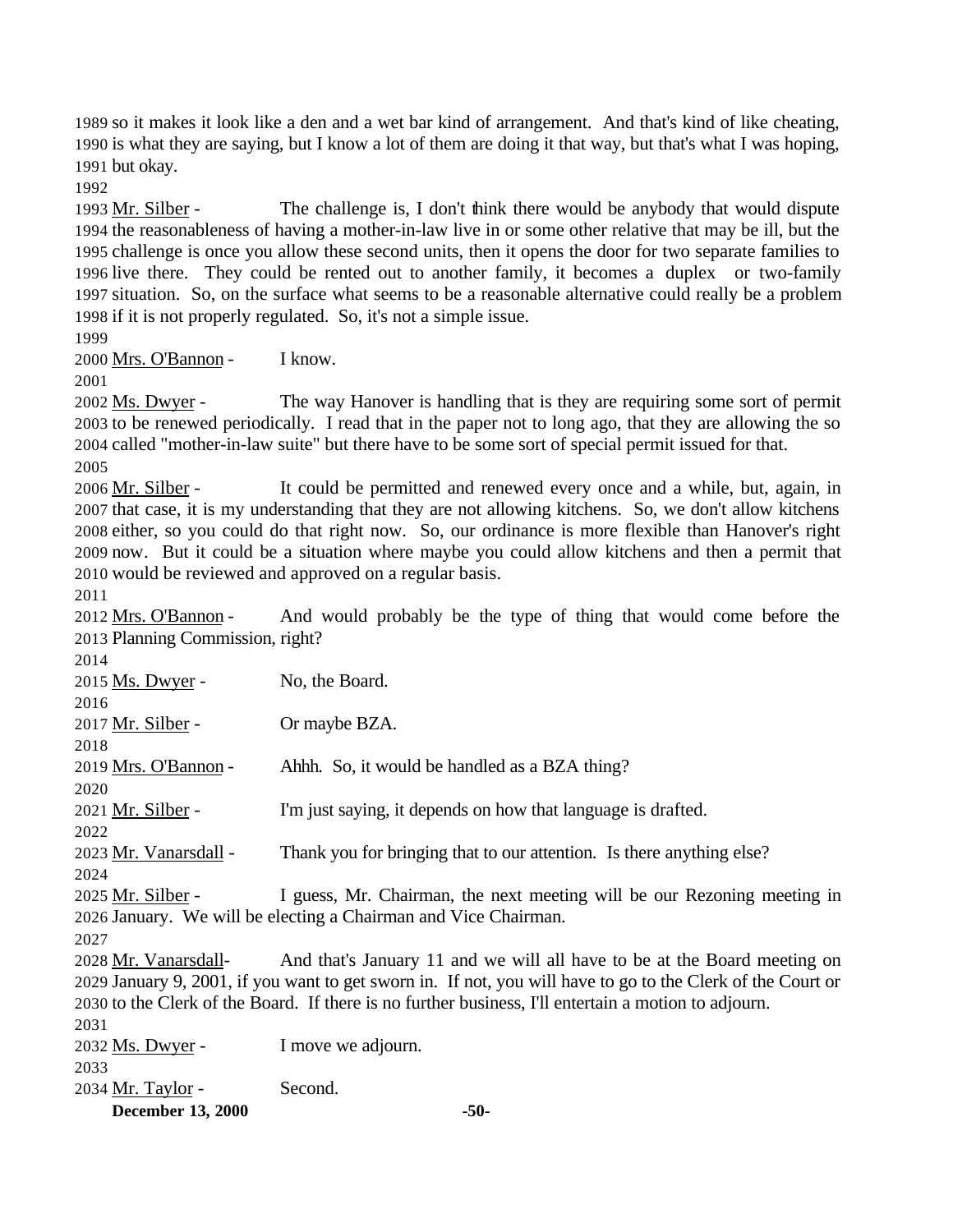so it makes it look like a den and a wet bar kind of arrangement. And that's kind of like cheating, is what they are saying, but I know a lot of them are doing it that way, but that's what I was hoping, but okay.

Mr. Silber - The challenge is, I don't think there would be anybody that would dispute the reasonableness of having a mother-in-law live in or some other relative that may be ill, but the challenge is once you allow these second units, then it opens the door for two separate families to live there. They could be rented out to another family, it becomes a duplex or two-family situation. So, on the surface what seems to be a reasonable alternative could really be a problem if it is not properly regulated. So, it's not a simple issue.

Mrs. O'Bannon - I know.

Ms. Dwyer - The way Hanover is handling that is they are requiring some sort of permit to be renewed periodically. I read that in the paper not to long ago, that they are allowing the so called "mother-in-law suite" but there have to be some sort of special permit issued for that.

Mr. Silber - It could be permitted and renewed every once and a while, but, again, in that case, it is my understanding that they are not allowing kitchens. So, we don't allow kitchens either, so you could do that right now. So, our ordinance is more flexible than Hanover's right now. But it could be a situation where maybe you could allow kitchens and then a permit that would be reviewed and approved on a regular basis.

Mrs. O'Bannon - And would probably be the type of thing that would come before the Planning Commission, right?

Ms. Dwyer - No, the Board.

Mr. Silber - Or maybe BZA.

Mrs. O'Bannon - Ahhh. So, it would be handled as a BZA thing?

Mr. Silber - I'm just saying, it depends on how that language is drafted.

Mr. Vanarsdall - Thank you for bringing that to our attention. Is there anything else?

Mr. Silber - I guess, Mr. Chairman, the next meeting will be our Rezoning meeting in January. We will be electing a Chairman and Vice Chairman.

Mr. Vanarsdall- And that's January 11 and we will all have to be at the Board meeting on January 9, 2001, if you want to get sworn in. If not, you will have to go to the Clerk of the Court or to the Clerk of the Board. If there is no further business, I'll entertain a motion to adjourn.

Ms. Dwyer - I move we adjourn.

Mr. Taylor - Second.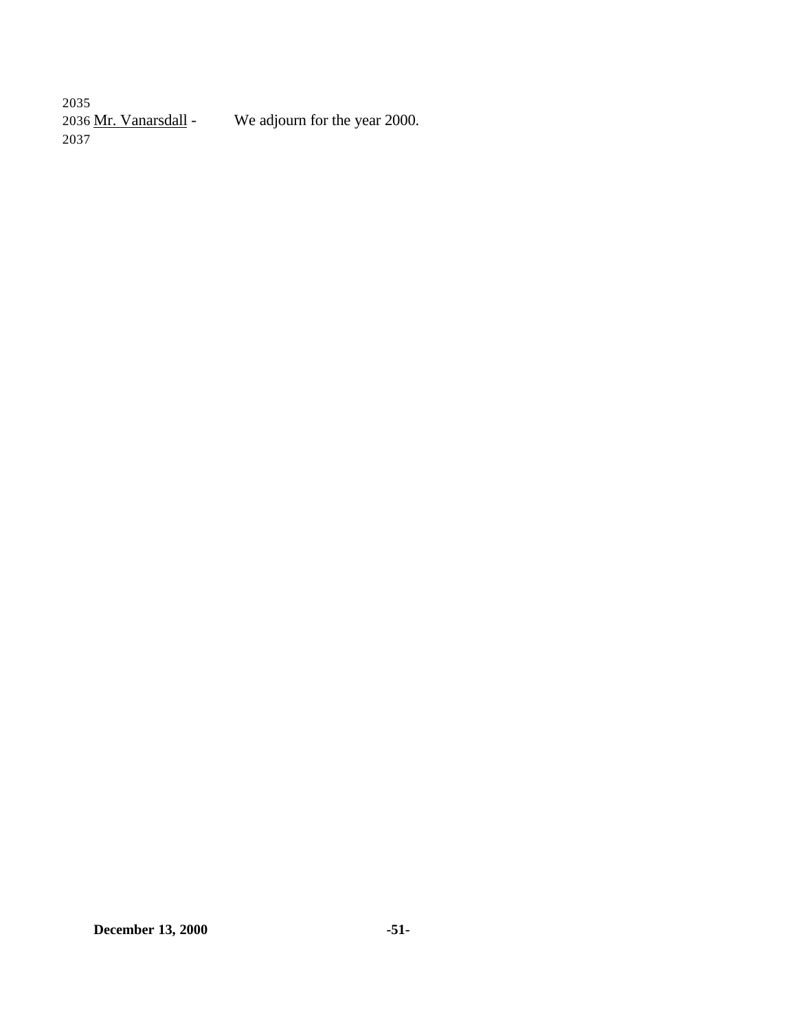2035
2036 Mr. Vanarsdall - We adjourn for the year 2000.
2037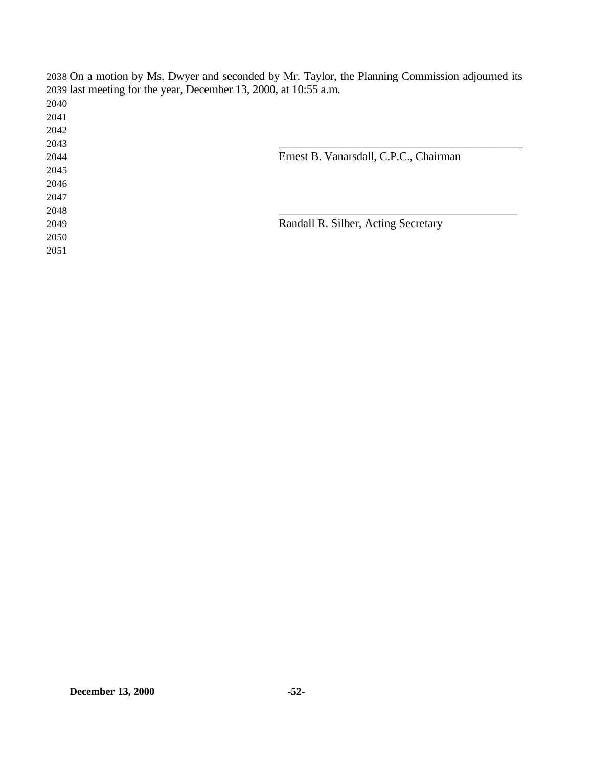On a motion by Ms. Dwyer and seconded by Mr. Taylor, the Planning Commission adjourned its last meeting for the year, December 13, 2000, at 10:55 a.m.

_____________________________________________
Ernest B. Vanarsdall, C.P.C., Chairman

_____________________________________________
Randall R. Silber, Acting Secretary